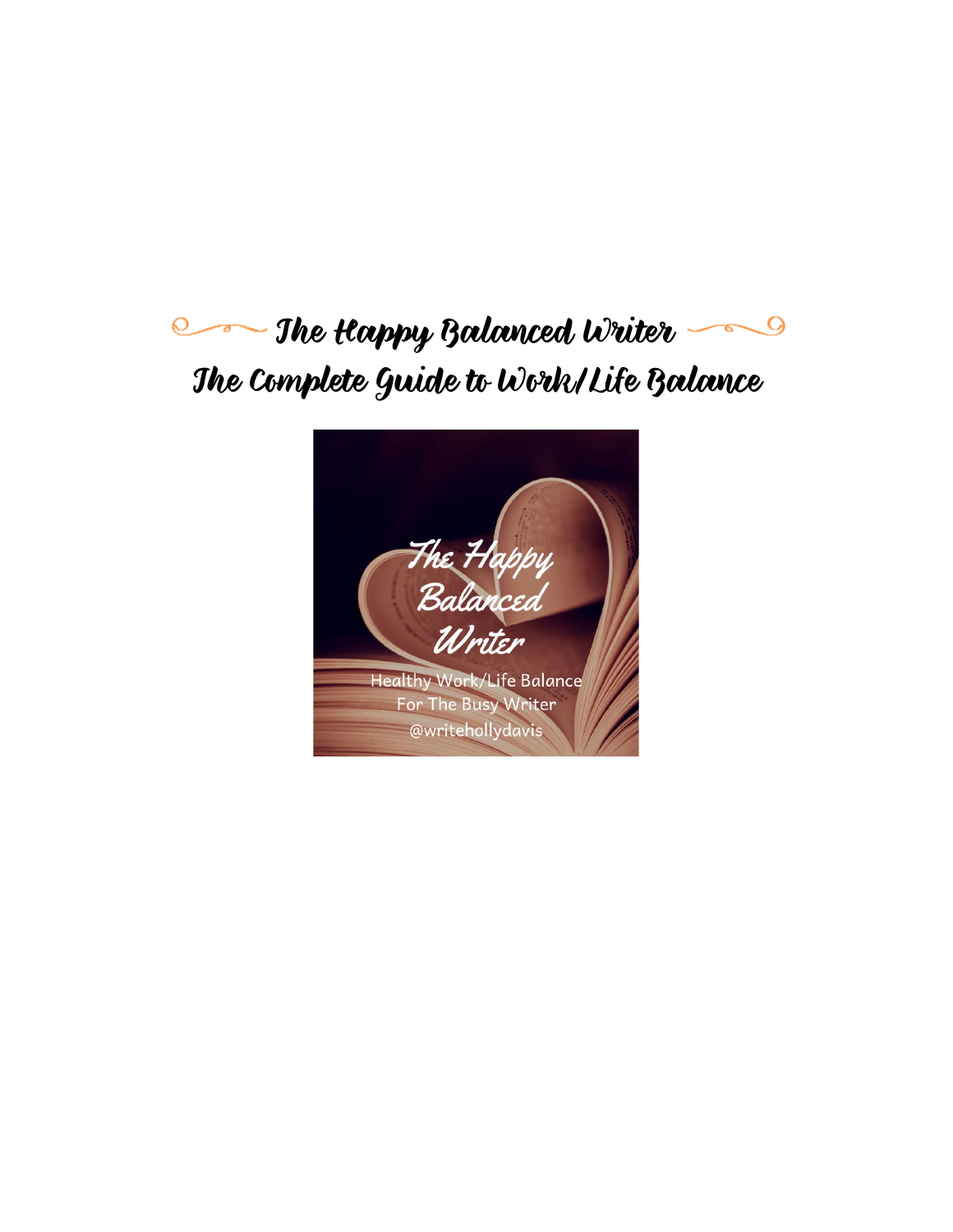# The Happy Balanced Writer

## The Complete Guide to Work/Life Balance

The Happy Balanced Writer

Healthy Work/Life Balance For The Busy Writer

@writehollydavis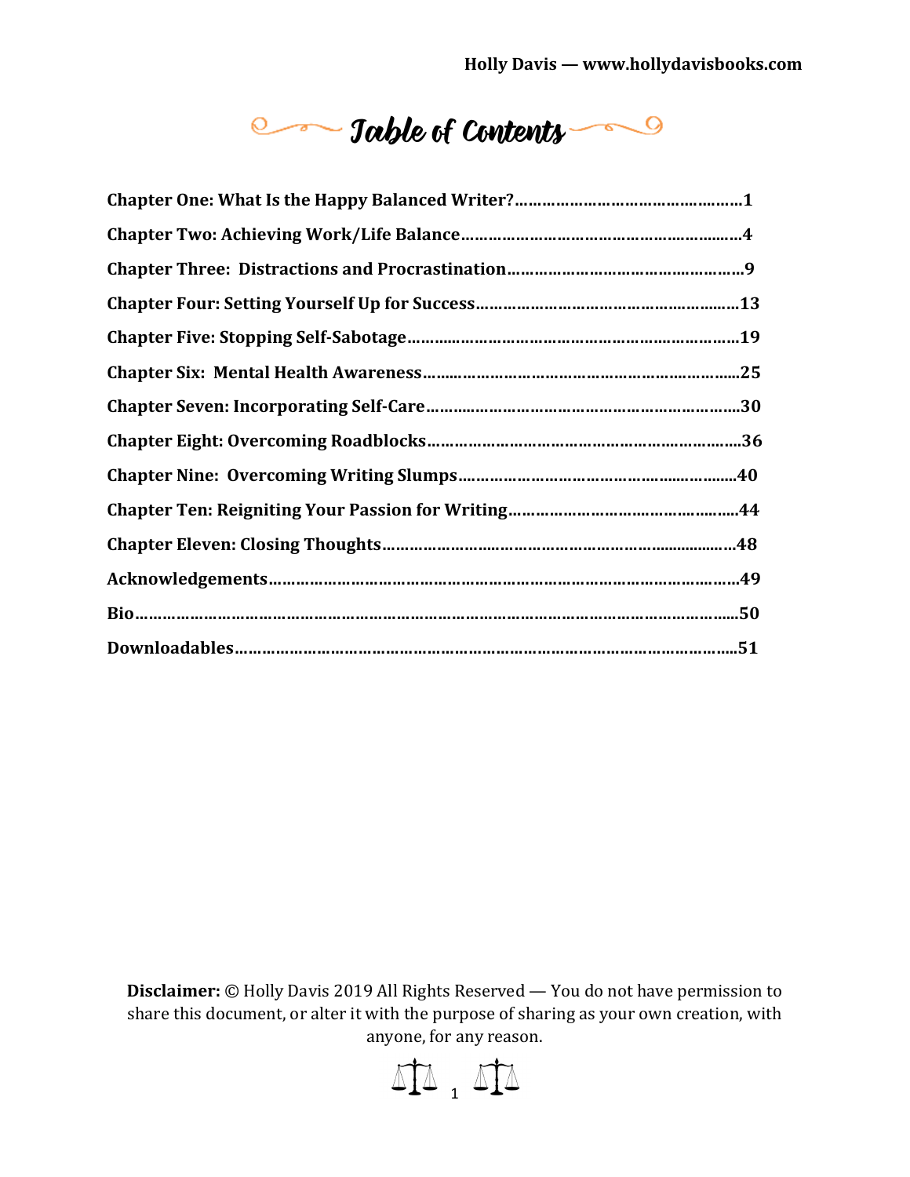# Table of Contents

**Chapter One: What Is the Happy Balanced Writer?……………………………………………1**

**Chapter Two: Achieving Work/Life Balance………………………………………………………4**

**Chapter Three: Distractions and Procrastination……………………………………………9**

**Chapter Four: Setting Yourself Up for Success……………………………………………………13**

**Chapter Five: Stopping Self-Sabotage…………………………………………………………………19**

**Chapter Six: Mental Health Awareness………………………………………………………………25**

**Chapter Seven: Incorporating Self-Care………………………………………………………………30**

**Chapter Eight: Overcoming Roadblocks………………………………………………………………36**

**Chapter Nine: Overcoming Writing Slumps…………………………………………………………40**

**Chapter Ten: Reigniting Your Passion for Writing……………………………………………44**

**Chapter Eleven: Closing Thoughts………………………………………………………………………48**

**Acknowledgements……………………………………………………………………………………………49**

**Bio……………………………………………………………………………………………………………………50**

**Downloadables……………………………………………………………………………………………………51**

**Disclaimer:** © Holly Davis 2019 All Rights Reserved — You do not have permission to share this document, or alter it with the purpose of sharing as your own creation, with anyone, for any reason.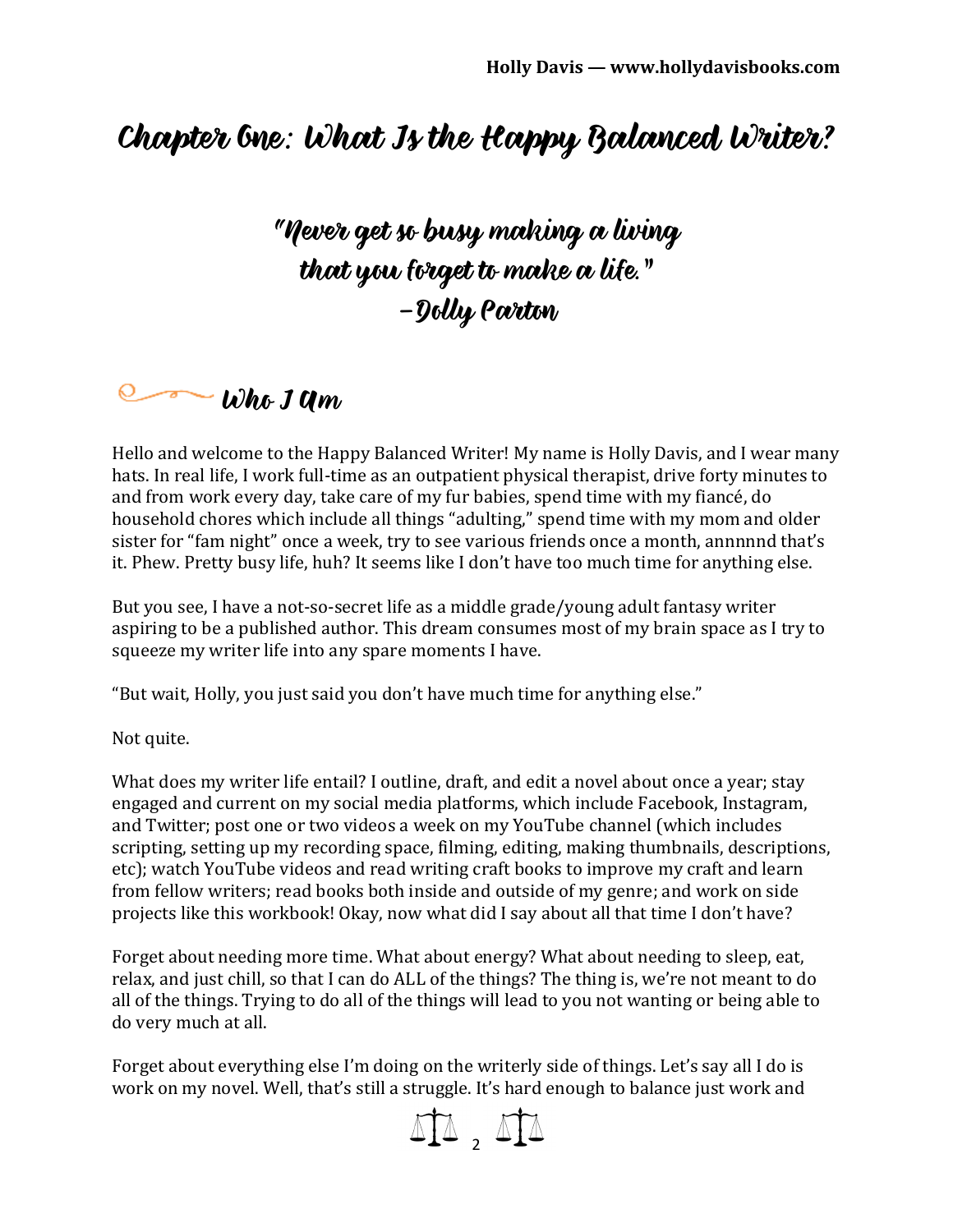# Chapter One: What Is the Happy Balanced Writer?

*"Never get so busy making a living*
*that you forget to make a life."*
*–Dolly Parton*

## Who I Am

Hello and welcome to the Happy Balanced Writer! My name is Holly Davis, and I wear many hats. In real life, I work full-time as an outpatient physical therapist, drive forty minutes to and from work every day, take care of my fur babies, spend time with my fiancé, do household chores which include all things "adulting," spend time with my mom and older sister for "fam night" once a week, try to see various friends once a month, annnnnd that's it. Phew. Pretty busy life, huh? It seems like I don't have too much time for anything else.

But you see, I have a not-so-secret life as a middle grade/young adult fantasy writer aspiring to be a published author. This dream consumes most of my brain space as I try to squeeze my writer life into any spare moments I have.

"But wait, Holly, you just said you don't have much time for anything else."

Not quite.

What does my writer life entail? I outline, draft, and edit a novel about once a year; stay engaged and current on my social media platforms, which include Facebook, Instagram, and Twitter; post one or two videos a week on my YouTube channel (which includes scripting, setting up my recording space, filming, editing, making thumbnails, descriptions, etc); watch YouTube videos and read writing craft books to improve my craft and learn from fellow writers; read books both inside and outside of my genre; and work on side projects like this workbook! Okay, now what did I say about all that time I don't have?

Forget about needing more time. What about energy? What about needing to sleep, eat, relax, and just chill, so that I can do ALL of the things? The thing is, we're not meant to do all of the things. Trying to do all of the things will lead to you not wanting or being able to do very much at all.

Forget about everything else I'm doing on the writerly side of things. Let's say all I do is work on my novel. Well, that's still a struggle. It's hard enough to balance just work and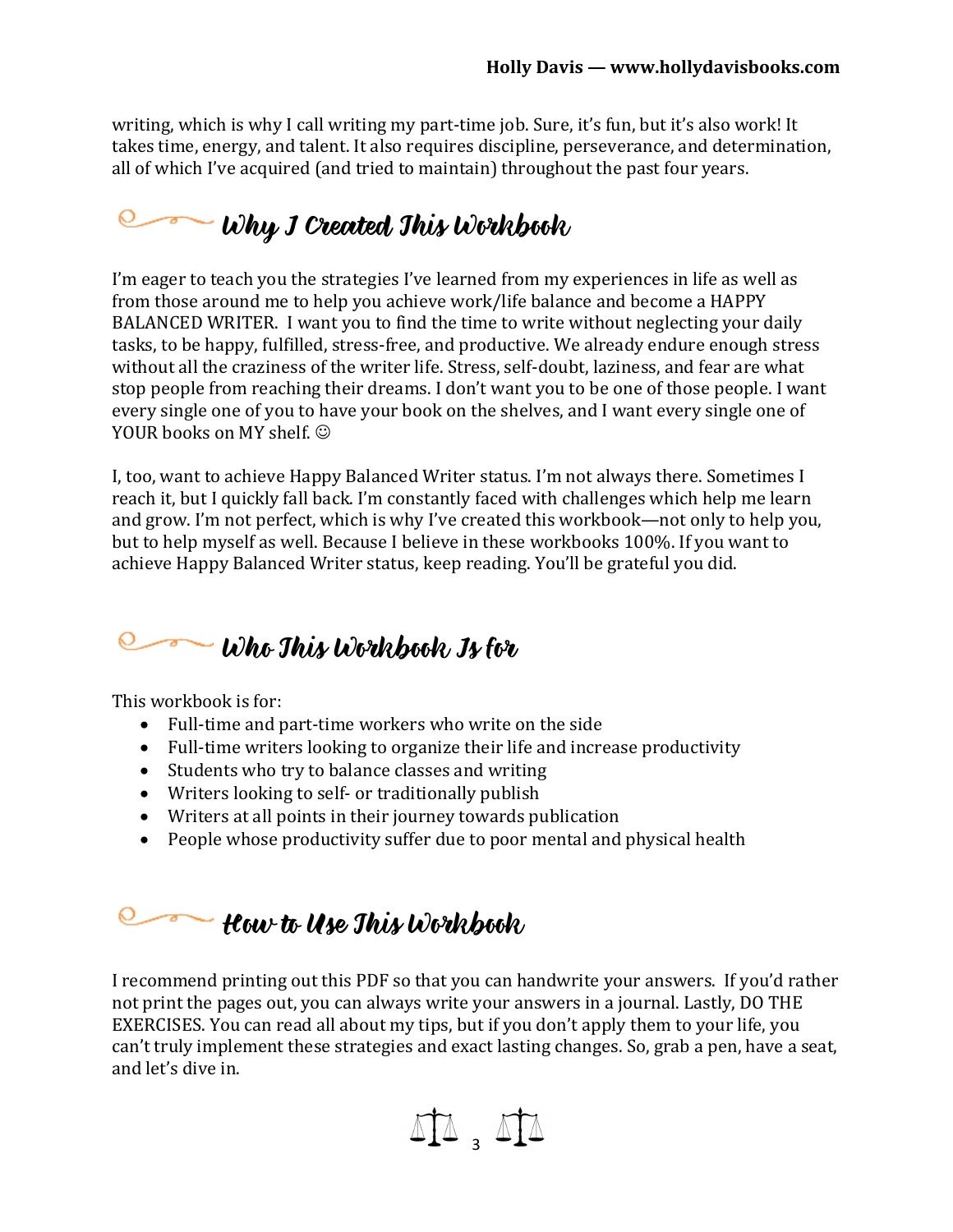writing, which is why I call writing my part-time job. Sure, it's fun, but it's also work! It takes time, energy, and talent. It also requires discipline, perseverance, and determination, all of which I've acquired (and tried to maintain) throughout the past four years.

## Why I Created This Workbook

I'm eager to teach you the strategies I've learned from my experiences in life as well as from those around me to help you achieve work/life balance and become a HAPPY BALANCED WRITER. I want you to find the time to write without neglecting your daily tasks, to be happy, fulfilled, stress-free, and productive. We already endure enough stress without all the craziness of the writer life. Stress, self-doubt, laziness, and fear are what stop people from reaching their dreams. I don't want you to be one of those people. I want every single one of you to have your book on the shelves, and I want every single one of YOUR books on MY shelf. ☺

I, too, want to achieve Happy Balanced Writer status. I'm not always there. Sometimes I reach it, but I quickly fall back. I'm constantly faced with challenges which help me learn and grow. I'm not perfect, which is why I've created this workbook—not only to help you, but to help myself as well. Because I believe in these workbooks 100%. If you want to achieve Happy Balanced Writer status, keep reading. You'll be grateful you did.

## Who This Workbook Is for

This workbook is for:

- Full-time and part-time workers who write on the side
- Full-time writers looking to organize their life and increase productivity
- Students who try to balance classes and writing
- Writers looking to self- or traditionally publish
- Writers at all points in their journey towards publication
- People whose productivity suffer due to poor mental and physical health

## How to Use This Workbook

I recommend printing out this PDF so that you can handwrite your answers. If you'd rather not print the pages out, you can always write your answers in a journal. Lastly, DO THE EXERCISES. You can read all about my tips, but if you don't apply them to your life, you can't truly implement these strategies and exact lasting changes. So, grab a pen, have a seat, and let's dive in.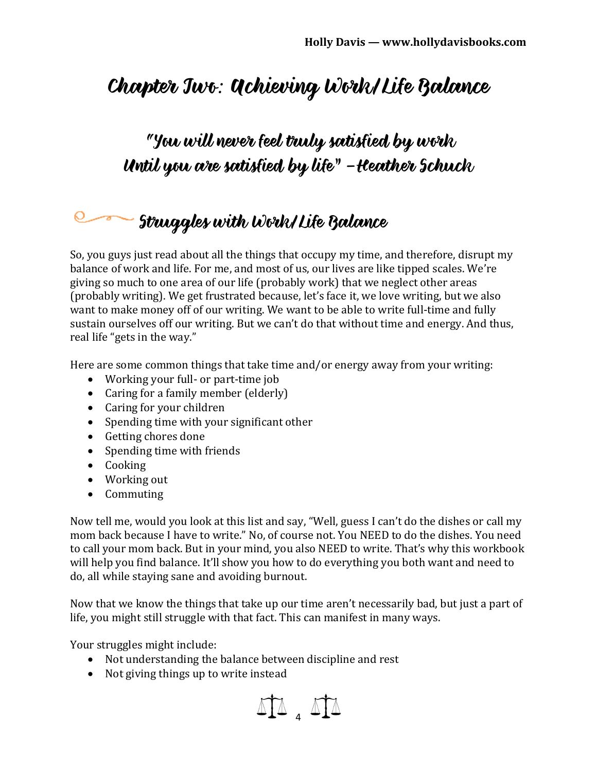# Chapter Two: Achieving Work/Life Balance

## "You will never feel truly satisfied by work Until you are satisfied by life" –Heather Schuck

## Struggles with Work/Life Balance

So, you guys just read about all the things that occupy my time, and therefore, disrupt my balance of work and life. For me, and most of us, our lives are like tipped scales. We're giving so much to one area of our life (probably work) that we neglect other areas (probably writing). We get frustrated because, let's face it, we love writing, but we also want to make money off of our writing. We want to be able to write full-time and fully sustain ourselves off our writing. But we can't do that without time and energy. And thus, real life "gets in the way."

Here are some common things that take time and/or energy away from your writing:

- Working your full- or part-time job
- Caring for a family member (elderly)
- Caring for your children
- Spending time with your significant other
- Getting chores done
- Spending time with friends
- Cooking
- Working out
- Commuting

Now tell me, would you look at this list and say, "Well, guess I can't do the dishes or call my mom back because I have to write." No, of course not. You NEED to do the dishes. You need to call your mom back. But in your mind, you also NEED to write. That's why this workbook will help you find balance. It'll show you how to do everything you both want and need to do, all while staying sane and avoiding burnout.

Now that we know the things that take up our time aren't necessarily bad, but just a part of life, you might still struggle with that fact. This can manifest in many ways.

Your struggles might include:

- Not understanding the balance between discipline and rest
- Not giving things up to write instead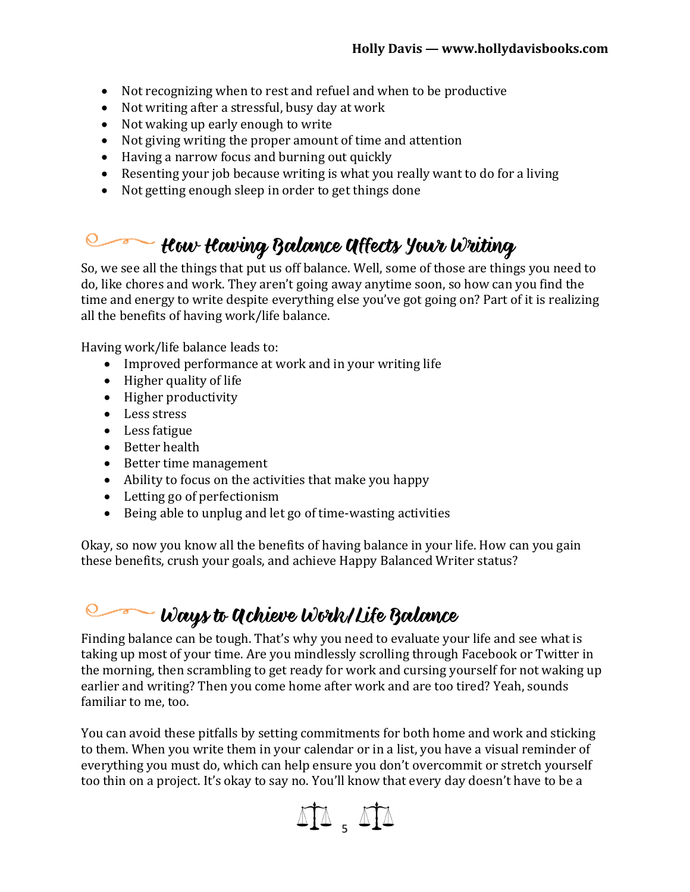- Not recognizing when to rest and refuel and when to be productive
- Not writing after a stressful, busy day at work
- Not waking up early enough to write
- Not giving writing the proper amount of time and attention
- Having a narrow focus and burning out quickly
- Resenting your job because writing is what you really want to do for a living
- Not getting enough sleep in order to get things done

## How Having Balance Affects Your Writing

So, we see all the things that put us off balance. Well, some of those are things you need to do, like chores and work. They aren't going away anytime soon, so how can you find the time and energy to write despite everything else you've got going on? Part of it is realizing all the benefits of having work/life balance.

Having work/life balance leads to:

- Improved performance at work and in your writing life
- Higher quality of life
- Higher productivity
- Less stress
- Less fatigue
- Better health
- Better time management
- Ability to focus on the activities that make you happy
- Letting go of perfectionism
- Being able to unplug and let go of time-wasting activities

Okay, so now you know all the benefits of having balance in your life. How can you gain these benefits, crush your goals, and achieve Happy Balanced Writer status?

## Ways to Achieve Work/Life Balance

Finding balance can be tough. That's why you need to evaluate your life and see what is taking up most of your time. Are you mindlessly scrolling through Facebook or Twitter in the morning, then scrambling to get ready for work and cursing yourself for not waking up earlier and writing? Then you come home after work and are too tired? Yeah, sounds familiar to me, too.

You can avoid these pitfalls by setting commitments for both home and work and sticking to them. When you write them in your calendar or in a list, you have a visual reminder of everything you must do, which can help ensure you don't overcommit or stretch yourself too thin on a project. It's okay to say no. You'll know that every day doesn't have to be a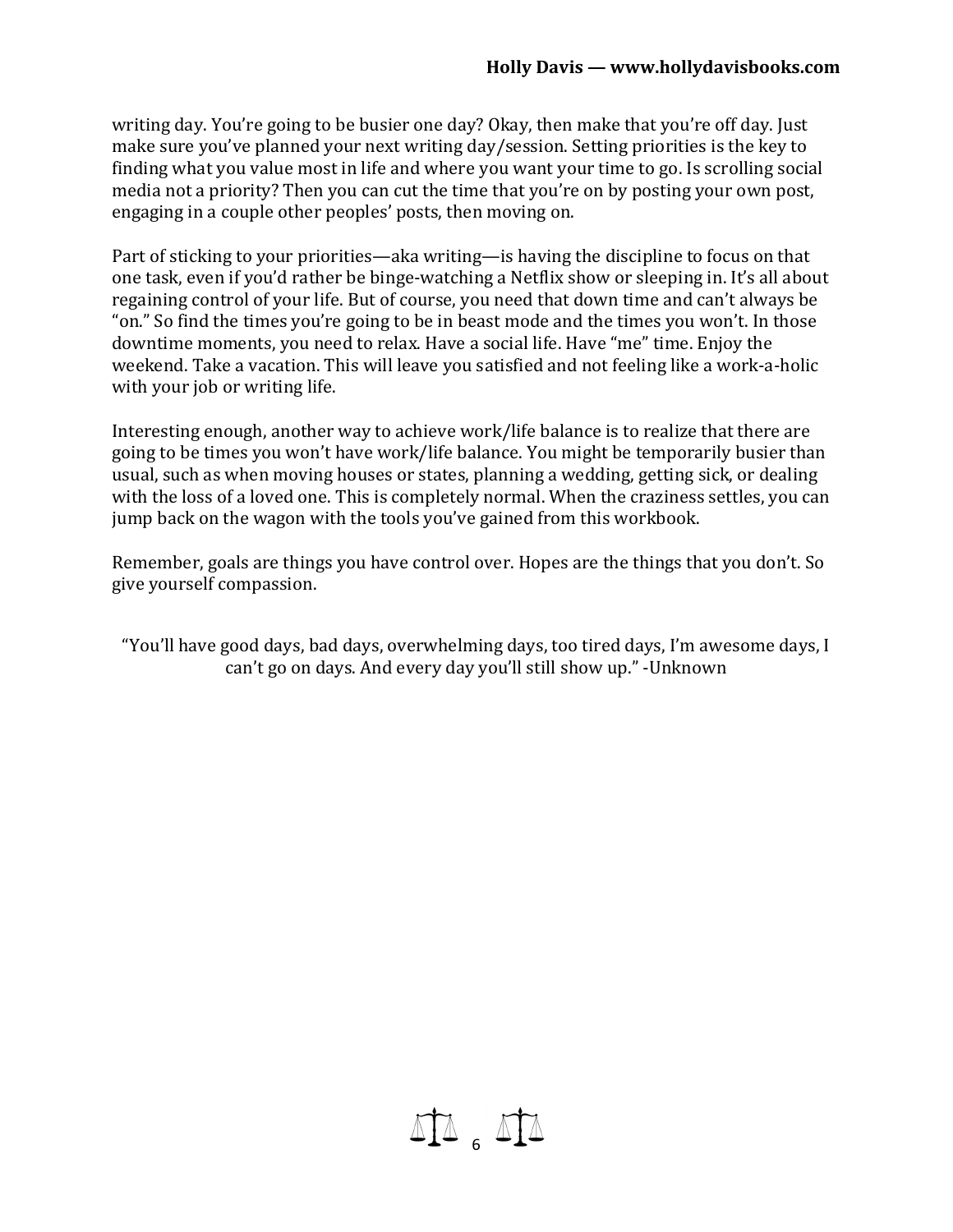writing day. You're going to be busier one day? Okay, then make that you're off day. Just make sure you've planned your next writing day/session. Setting priorities is the key to finding what you value most in life and where you want your time to go. Is scrolling social media not a priority? Then you can cut the time that you're on by posting your own post, engaging in a couple other peoples' posts, then moving on.

Part of sticking to your priorities—aka writing—is having the discipline to focus on that one task, even if you'd rather be binge-watching a Netflix show or sleeping in. It's all about regaining control of your life. But of course, you need that down time and can't always be "on." So find the times you're going to be in beast mode and the times you won't. In those downtime moments, you need to relax. Have a social life. Have "me" time. Enjoy the weekend. Take a vacation. This will leave you satisfied and not feeling like a work-a-holic with your job or writing life.

Interesting enough, another way to achieve work/life balance is to realize that there are going to be times you won't have work/life balance. You might be temporarily busier than usual, such as when moving houses or states, planning a wedding, getting sick, or dealing with the loss of a loved one. This is completely normal. When the craziness settles, you can jump back on the wagon with the tools you've gained from this workbook.

Remember, goals are things you have control over. Hopes are the things that you don't. So give yourself compassion.

"You'll have good days, bad days, overwhelming days, too tired days, I'm awesome days, I can't go on days. And every day you'll still show up." -Unknown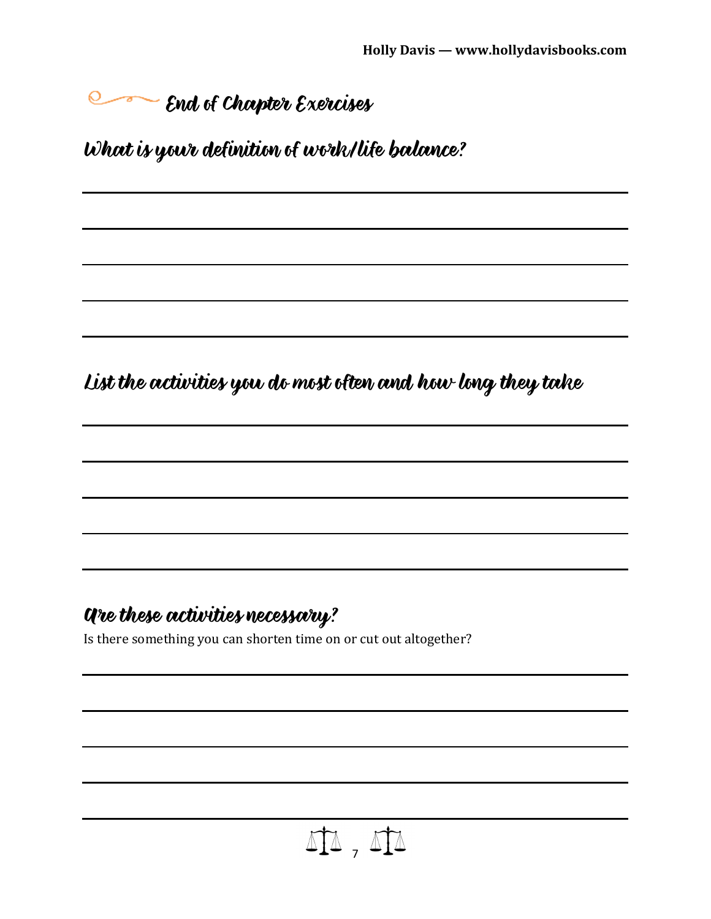## End of Chapter Exercises

### What is your definition of work/life balance?

### List the activities you do most often and how long they take

### Are these activities necessary?

Is there something you can shorten time on or cut out altogether?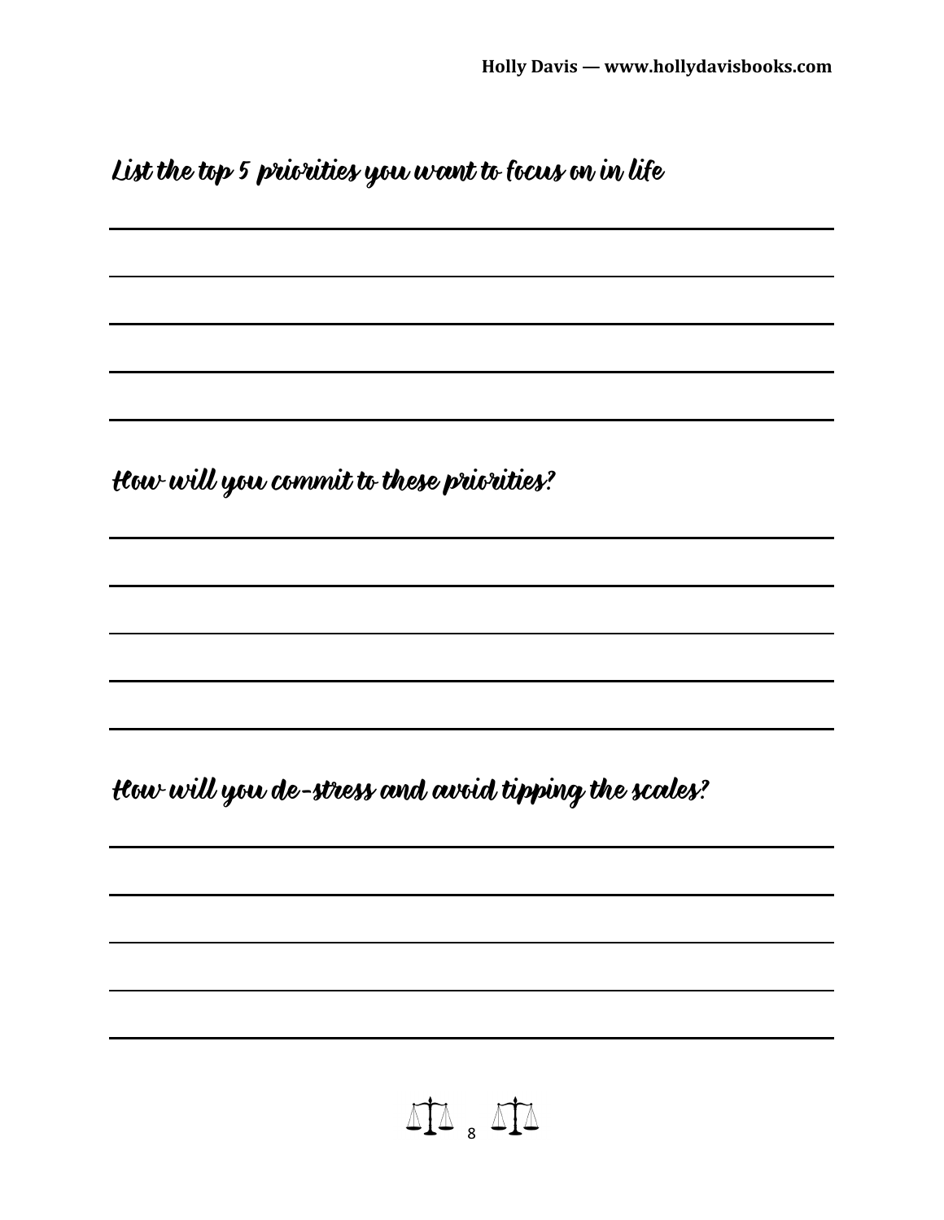## List the top 5 priorities you want to focus on in life

\_\_\_\_\_\_\_\_\_\_\_\_\_\_\_\_\_\_\_\_\_\_\_\_\_\_\_\_\_\_\_\_\_\_\_\_\_\_\_\_

\_\_\_\_\_\_\_\_\_\_\_\_\_\_\_\_\_\_\_\_\_\_\_\_\_\_\_\_\_\_\_\_\_\_\_\_\_\_\_\_

\_\_\_\_\_\_\_\_\_\_\_\_\_\_\_\_\_\_\_\_\_\_\_\_\_\_\_\_\_\_\_\_\_\_\_\_\_\_\_\_

\_\_\_\_\_\_\_\_\_\_\_\_\_\_\_\_\_\_\_\_\_\_\_\_\_\_\_\_\_\_\_\_\_\_\_\_\_\_\_\_

\_\_\_\_\_\_\_\_\_\_\_\_\_\_\_\_\_\_\_\_\_\_\_\_\_\_\_\_\_\_\_\_\_\_\_\_\_\_\_\_

## How will you commit to these priorities?

\_\_\_\_\_\_\_\_\_\_\_\_\_\_\_\_\_\_\_\_\_\_\_\_\_\_\_\_\_\_\_\_\_\_\_\_\_\_\_\_

\_\_\_\_\_\_\_\_\_\_\_\_\_\_\_\_\_\_\_\_\_\_\_\_\_\_\_\_\_\_\_\_\_\_\_\_\_\_\_\_

\_\_\_\_\_\_\_\_\_\_\_\_\_\_\_\_\_\_\_\_\_\_\_\_\_\_\_\_\_\_\_\_\_\_\_\_\_\_\_\_

\_\_\_\_\_\_\_\_\_\_\_\_\_\_\_\_\_\_\_\_\_\_\_\_\_\_\_\_\_\_\_\_\_\_\_\_\_\_\_\_

\_\_\_\_\_\_\_\_\_\_\_\_\_\_\_\_\_\_\_\_\_\_\_\_\_\_\_\_\_\_\_\_\_\_\_\_\_\_\_\_

## How will you de-stress and avoid tipping the scales?

\_\_\_\_\_\_\_\_\_\_\_\_\_\_\_\_\_\_\_\_\_\_\_\_\_\_\_\_\_\_\_\_\_\_\_\_\_\_\_\_

\_\_\_\_\_\_\_\_\_\_\_\_\_\_\_\_\_\_\_\_\_\_\_\_\_\_\_\_\_\_\_\_\_\_\_\_\_\_\_\_

\_\_\_\_\_\_\_\_\_\_\_\_\_\_\_\_\_\_\_\_\_\_\_\_\_\_\_\_\_\_\_\_\_\_\_\_\_\_\_\_

\_\_\_\_\_\_\_\_\_\_\_\_\_\_\_\_\_\_\_\_\_\_\_\_\_\_\_\_\_\_\_\_\_\_\_\_\_\_\_\_

\_\_\_\_\_\_\_\_\_\_\_\_\_\_\_\_\_\_\_\_\_\_\_\_\_\_\_\_\_\_\_\_\_\_\_\_\_\_\_\_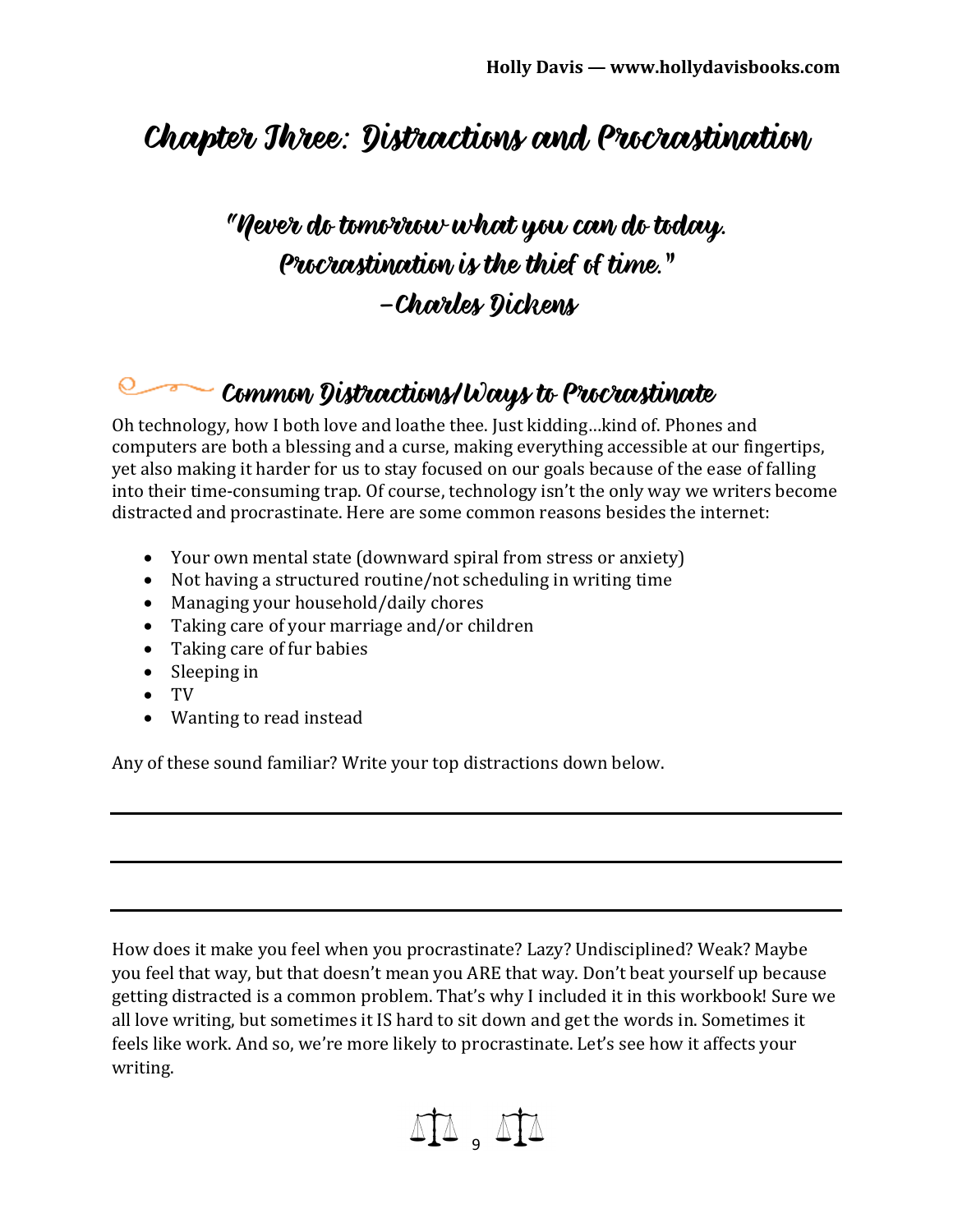# Chapter Three: Distractions and Procrastination

"Never do tomorrow what you can do today.
Procrastination is the thief of time."
–Charles Dickens

## Common Distractions/Ways to Procrastinate

Oh technology, how I both love and loathe thee. Just kidding…kind of. Phones and computers are both a blessing and a curse, making everything accessible at our fingertips, yet also making it harder for us to stay focused on our goals because of the ease of falling into their time-consuming trap. Of course, technology isn't the only way we writers become distracted and procrastinate. Here are some common reasons besides the internet:

- Your own mental state (downward spiral from stress or anxiety)
- Not having a structured routine/not scheduling in writing time
- Managing your household/daily chores
- Taking care of your marriage and/or children
- Taking care of fur babies
- Sleeping in
- TV
- Wanting to read instead

Any of these sound familiar? Write your top distractions down below.

\_\_\_\_\_\_\_\_\_\_\_\_\_\_\_\_\_\_\_\_\_\_\_\_\_\_\_\_\_\_\_\_\_\_\_\_\_\_\_\_\_\_\_\_\_\_\_\_\_\_\_\_\_\_\_\_\_\_\_\_

\_\_\_\_\_\_\_\_\_\_\_\_\_\_\_\_\_\_\_\_\_\_\_\_\_\_\_\_\_\_\_\_\_\_\_\_\_\_\_\_\_\_\_\_\_\_\_\_\_\_\_\_\_\_\_\_\_\_\_\_

\_\_\_\_\_\_\_\_\_\_\_\_\_\_\_\_\_\_\_\_\_\_\_\_\_\_\_\_\_\_\_\_\_\_\_\_\_\_\_\_\_\_\_\_\_\_\_\_\_\_\_\_\_\_\_\_\_\_\_\_

How does it make you feel when you procrastinate? Lazy? Undisciplined? Weak? Maybe you feel that way, but that doesn't mean you ARE that way. Don't beat yourself up because getting distracted is a common problem. That's why I included it in this workbook! Sure we all love writing, but sometimes it IS hard to sit down and get the words in. Sometimes it feels like work. And so, we're more likely to procrastinate. Let's see how it affects your writing.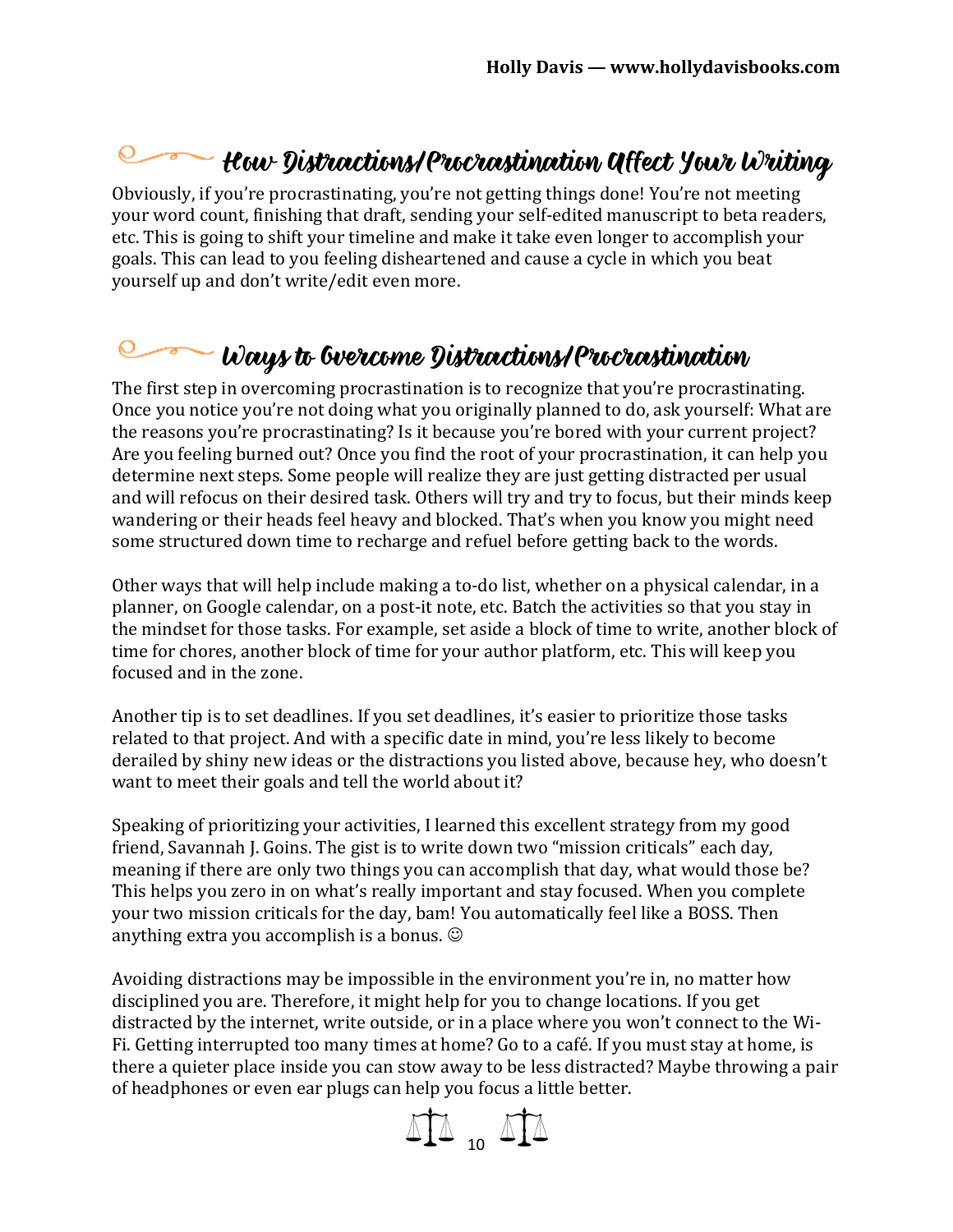## How Distractions/Procrastination Affect Your Writing

Obviously, if you're procrastinating, you're not getting things done! You're not meeting your word count, finishing that draft, sending your self-edited manuscript to beta readers, etc. This is going to shift your timeline and make it take even longer to accomplish your goals. This can lead to you feeling disheartened and cause a cycle in which you beat yourself up and don't write/edit even more.

## Ways to Overcome Distractions/Procrastination

The first step in overcoming procrastination is to recognize that you're procrastinating. Once you notice you're not doing what you originally planned to do, ask yourself: What are the reasons you're procrastinating? Is it because you're bored with your current project? Are you feeling burned out? Once you find the root of your procrastination, it can help you determine next steps. Some people will realize they are just getting distracted per usual and will refocus on their desired task. Others will try and try to focus, but their minds keep wandering or their heads feel heavy and blocked. That's when you know you might need some structured down time to recharge and refuel before getting back to the words.

Other ways that will help include making a to-do list, whether on a physical calendar, in a planner, on Google calendar, on a post-it note, etc. Batch the activities so that you stay in the mindset for those tasks. For example, set aside a block of time to write, another block of time for chores, another block of time for your author platform, etc. This will keep you focused and in the zone.

Another tip is to set deadlines. If you set deadlines, it's easier to prioritize those tasks related to that project. And with a specific date in mind, you're less likely to become derailed by shiny new ideas or the distractions you listed above, because hey, who doesn't want to meet their goals and tell the world about it?

Speaking of prioritizing your activities, I learned this excellent strategy from my good friend, Savannah J. Goins. The gist is to write down two "mission criticals" each day, meaning if there are only two things you can accomplish that day, what would those be? This helps you zero in on what's really important and stay focused. When you complete your two mission criticals for the day, bam! You automatically feel like a BOSS. Then anything extra you accomplish is a bonus. ☺

Avoiding distractions may be impossible in the environment you're in, no matter how disciplined you are. Therefore, it might help for you to change locations. If you get distracted by the internet, write outside, or in a place where you won't connect to the Wi-Fi. Getting interrupted too many times at home? Go to a café. If you must stay at home, is there a quieter place inside you can stow away to be less distracted? Maybe throwing a pair of headphones or even ear plugs can help you focus a little better.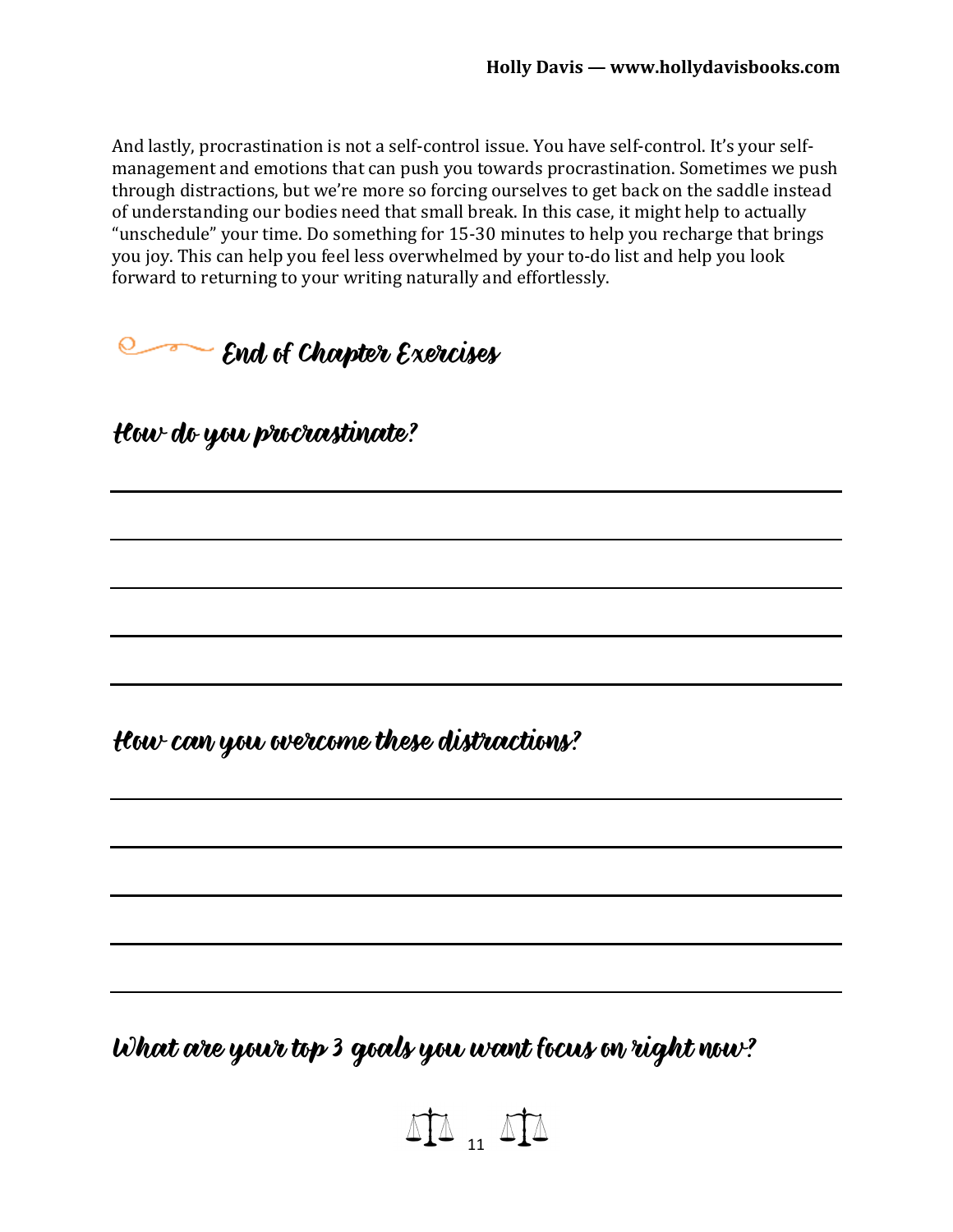And lastly, procrastination is not a self-control issue. You have self-control. It's your self-management and emotions that can push you towards procrastination. Sometimes we push through distractions, but we're more so forcing ourselves to get back on the saddle instead of understanding our bodies need that small break. In this case, it might help to actually "unschedule" your time. Do something for 15-30 minutes to help you recharge that brings you joy. This can help you feel less overwhelmed by your to-do list and help you look forward to returning to your writing naturally and effortlessly.

## End of Chapter Exercises

### How do you procrastinate?

\_\_\_\_\_\_\_\_\_\_\_\_\_\_\_\_\_\_\_\_\_\_\_\_\_\_\_\_\_\_\_\_\_\_\_\_\_\_\_\_\_\_\_\_

\_\_\_\_\_\_\_\_\_\_\_\_\_\_\_\_\_\_\_\_\_\_\_\_\_\_\_\_\_\_\_\_\_\_\_\_\_\_\_\_\_\_\_\_

\_\_\_\_\_\_\_\_\_\_\_\_\_\_\_\_\_\_\_\_\_\_\_\_\_\_\_\_\_\_\_\_\_\_\_\_\_\_\_\_\_\_\_\_

\_\_\_\_\_\_\_\_\_\_\_\_\_\_\_\_\_\_\_\_\_\_\_\_\_\_\_\_\_\_\_\_\_\_\_\_\_\_\_\_\_\_\_\_

\_\_\_\_\_\_\_\_\_\_\_\_\_\_\_\_\_\_\_\_\_\_\_\_\_\_\_\_\_\_\_\_\_\_\_\_\_\_\_\_\_\_\_\_

### How can you overcome these distractions?

\_\_\_\_\_\_\_\_\_\_\_\_\_\_\_\_\_\_\_\_\_\_\_\_\_\_\_\_\_\_\_\_\_\_\_\_\_\_\_\_\_\_\_\_

\_\_\_\_\_\_\_\_\_\_\_\_\_\_\_\_\_\_\_\_\_\_\_\_\_\_\_\_\_\_\_\_\_\_\_\_\_\_\_\_\_\_\_\_

\_\_\_\_\_\_\_\_\_\_\_\_\_\_\_\_\_\_\_\_\_\_\_\_\_\_\_\_\_\_\_\_\_\_\_\_\_\_\_\_\_\_\_\_

\_\_\_\_\_\_\_\_\_\_\_\_\_\_\_\_\_\_\_\_\_\_\_\_\_\_\_\_\_\_\_\_\_\_\_\_\_\_\_\_\_\_\_\_

\_\_\_\_\_\_\_\_\_\_\_\_\_\_\_\_\_\_\_\_\_\_\_\_\_\_\_\_\_\_\_\_\_\_\_\_\_\_\_\_\_\_\_\_

### What are your top 3 goals you want focus on right now?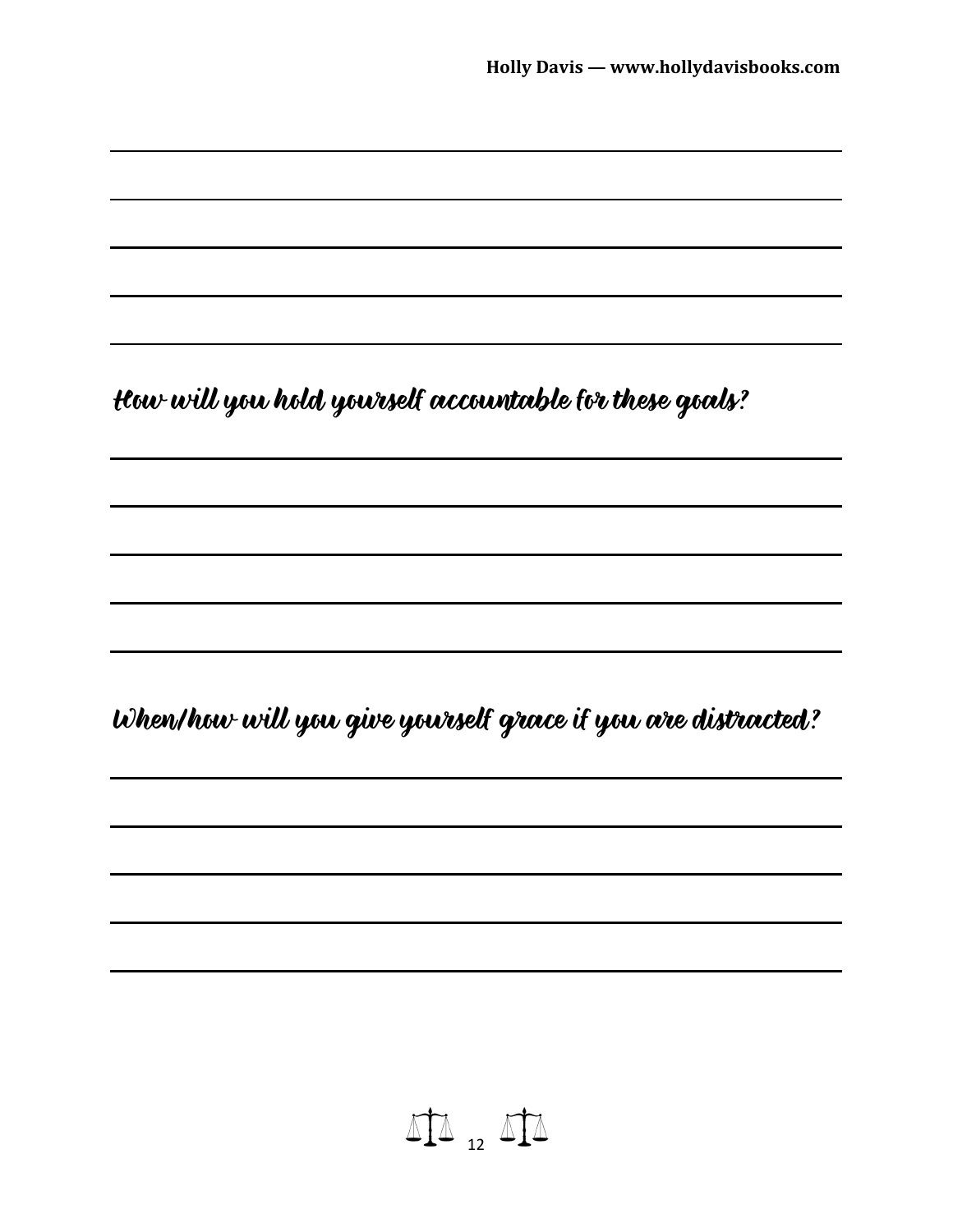How will you hold yourself accountable for these goals?

When/how will you give yourself grace if you are distracted?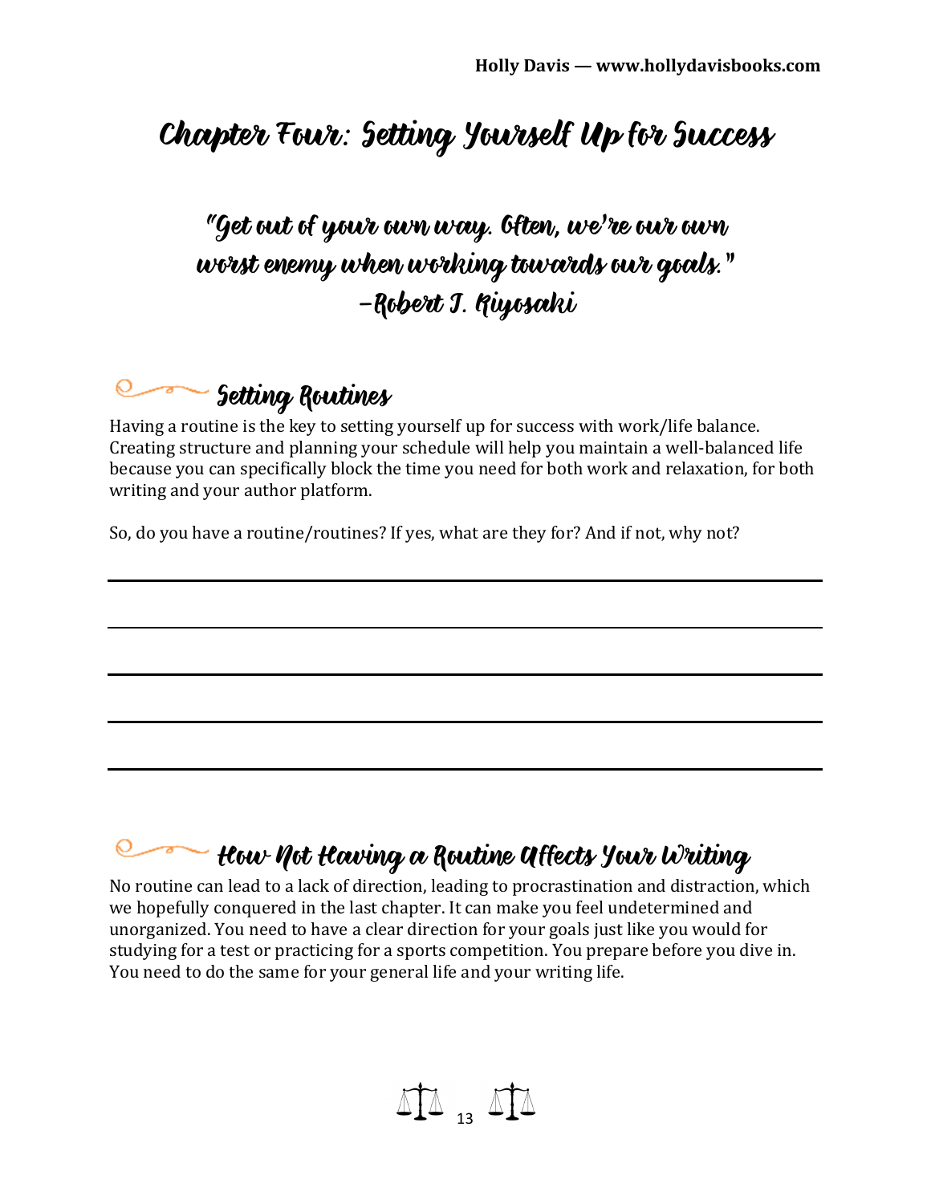# Chapter Four: Setting Yourself Up for Success

*"Get out of your own way. Often, we're our own worst enemy when working towards our goals."*
*–Robert T. Kiyosaki*

## Setting Routines

Having a routine is the key to setting yourself up for success with work/life balance. Creating structure and planning your schedule will help you maintain a well-balanced life because you can specifically block the time you need for both work and relaxation, for both writing and your author platform.

So, do you have a routine/routines? If yes, what are they for? And if not, why not?

\_\_\_\_\_\_\_\_\_\_\_\_\_\_\_\_\_\_\_\_\_\_\_\_\_\_\_\_\_\_\_\_\_\_\_\_\_\_\_\_\_\_\_\_\_\_\_\_\_\_\_\_\_\_\_\_\_\_\_\_

\_\_\_\_\_\_\_\_\_\_\_\_\_\_\_\_\_\_\_\_\_\_\_\_\_\_\_\_\_\_\_\_\_\_\_\_\_\_\_\_\_\_\_\_\_\_\_\_\_\_\_\_\_\_\_\_\_\_\_\_

\_\_\_\_\_\_\_\_\_\_\_\_\_\_\_\_\_\_\_\_\_\_\_\_\_\_\_\_\_\_\_\_\_\_\_\_\_\_\_\_\_\_\_\_\_\_\_\_\_\_\_\_\_\_\_\_\_\_\_\_

\_\_\_\_\_\_\_\_\_\_\_\_\_\_\_\_\_\_\_\_\_\_\_\_\_\_\_\_\_\_\_\_\_\_\_\_\_\_\_\_\_\_\_\_\_\_\_\_\_\_\_\_\_\_\_\_\_\_\_\_

\_\_\_\_\_\_\_\_\_\_\_\_\_\_\_\_\_\_\_\_\_\_\_\_\_\_\_\_\_\_\_\_\_\_\_\_\_\_\_\_\_\_\_\_\_\_\_\_\_\_\_\_\_\_\_\_\_\_\_\_

## How Not Having a Routine Affects Your Writing

No routine can lead to a lack of direction, leading to procrastination and distraction, which we hopefully conquered in the last chapter. It can make you feel undetermined and unorganized. You need to have a clear direction for your goals just like you would for studying for a test or practicing for a sports competition. You prepare before you dive in. You need to do the same for your general life and your writing life.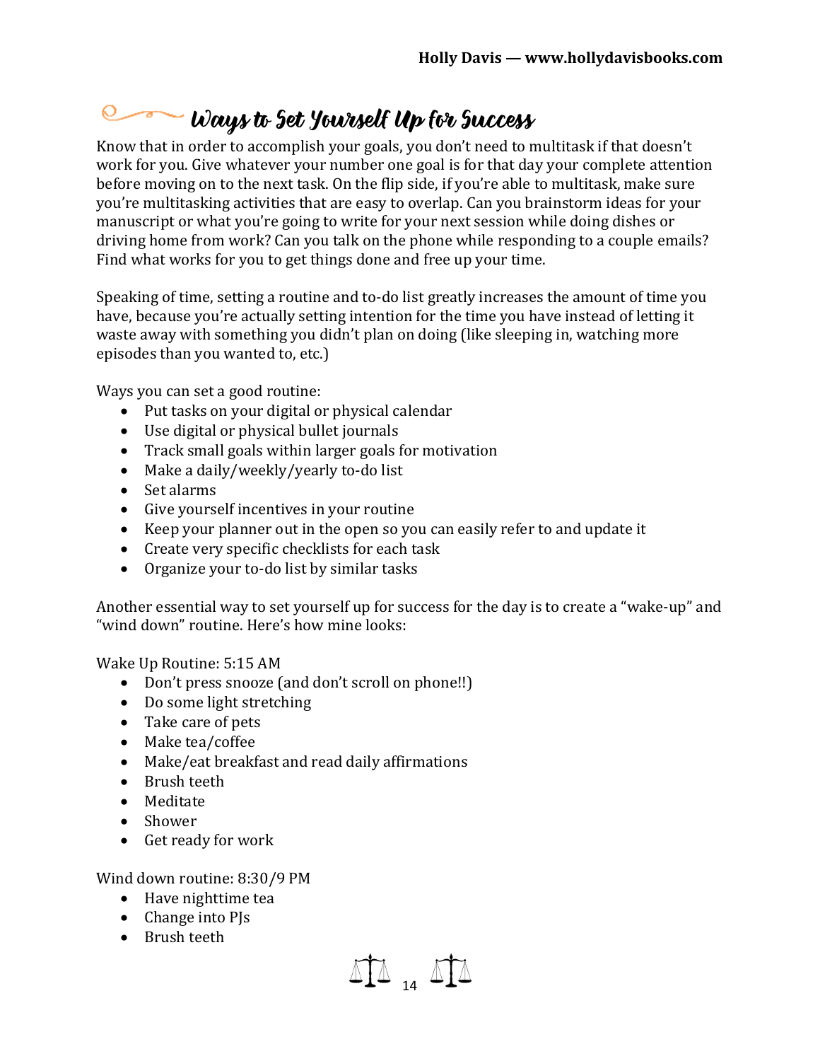## Ways to Set Yourself Up for Success

Know that in order to accomplish your goals, you don't need to multitask if that doesn't work for you. Give whatever your number one goal is for that day your complete attention before moving on to the next task. On the flip side, if you're able to multitask, make sure you're multitasking activities that are easy to overlap. Can you brainstorm ideas for your manuscript or what you're going to write for your next session while doing dishes or driving home from work? Can you talk on the phone while responding to a couple emails? Find what works for you to get things done and free up your time.

Speaking of time, setting a routine and to-do list greatly increases the amount of time you have, because you're actually setting intention for the time you have instead of letting it waste away with something you didn't plan on doing (like sleeping in, watching more episodes than you wanted to, etc.)

Ways you can set a good routine:

- Put tasks on your digital or physical calendar
- Use digital or physical bullet journals
- Track small goals within larger goals for motivation
- Make a daily/weekly/yearly to-do list
- Set alarms
- Give yourself incentives in your routine
- Keep your planner out in the open so you can easily refer to and update it
- Create very specific checklists for each task
- Organize your to-do list by similar tasks

Another essential way to set yourself up for success for the day is to create a "wake-up" and "wind down" routine. Here's how mine looks:

Wake Up Routine: 5:15 AM

- Don't press snooze (and don't scroll on phone!!)
- Do some light stretching
- Take care of pets
- Make tea/coffee
- Make/eat breakfast and read daily affirmations
- Brush teeth
- Meditate
- Shower
- Get ready for work

Wind down routine: 8:30/9 PM

- Have nighttime tea
- Change into PJs
- Brush teeth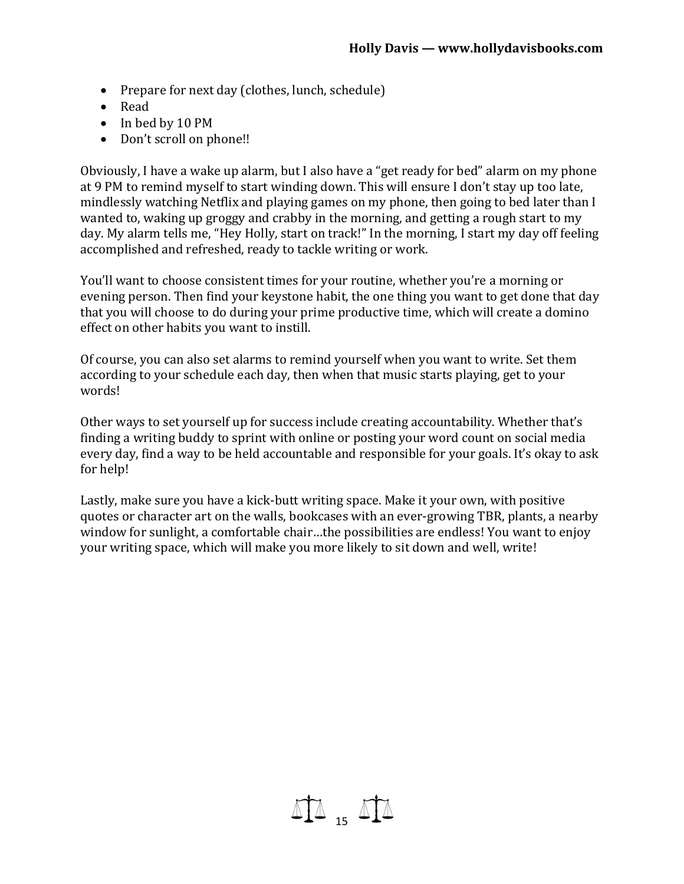- Prepare for next day (clothes, lunch, schedule)
- Read
- In bed by 10 PM
- Don't scroll on phone!!

Obviously, I have a wake up alarm, but I also have a "get ready for bed" alarm on my phone at 9 PM to remind myself to start winding down. This will ensure I don't stay up too late, mindlessly watching Netflix and playing games on my phone, then going to bed later than I wanted to, waking up groggy and crabby in the morning, and getting a rough start to my day. My alarm tells me, "Hey Holly, start on track!" In the morning, I start my day off feeling accomplished and refreshed, ready to tackle writing or work.

You'll want to choose consistent times for your routine, whether you're a morning or evening person. Then find your keystone habit, the one thing you want to get done that day that you will choose to do during your prime productive time, which will create a domino effect on other habits you want to instill.

Of course, you can also set alarms to remind yourself when you want to write. Set them according to your schedule each day, then when that music starts playing, get to your words!

Other ways to set yourself up for success include creating accountability. Whether that's finding a writing buddy to sprint with online or posting your word count on social media every day, find a way to be held accountable and responsible for your goals. It's okay to ask for help!

Lastly, make sure you have a kick-butt writing space. Make it your own, with positive quotes or character art on the walls, bookcases with an ever-growing TBR, plants, a nearby window for sunlight, a comfortable chair…the possibilities are endless! You want to enjoy your writing space, which will make you more likely to sit down and well, write!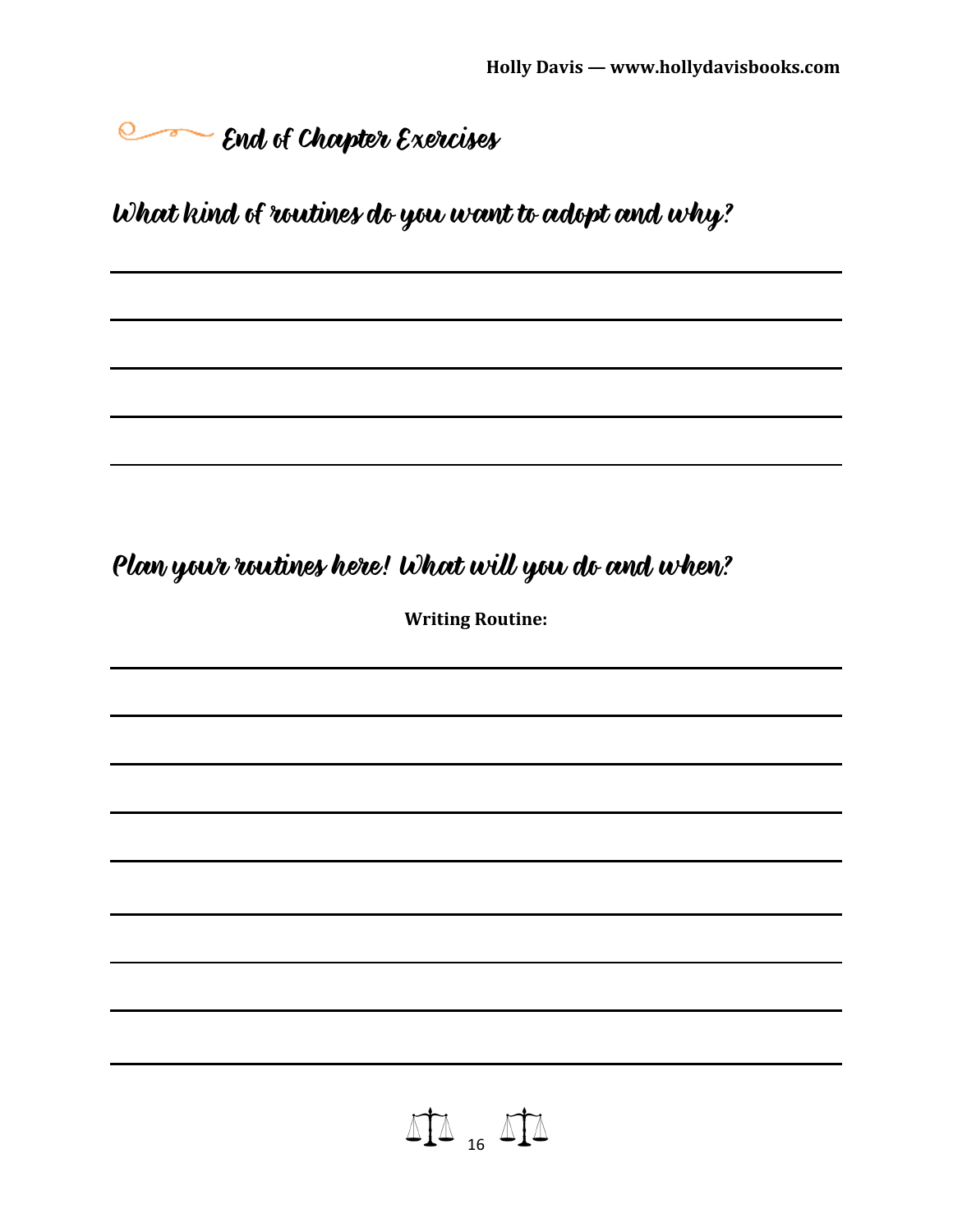## End of Chapter Exercises

### What kind of routines do you want to adopt and why?

### Plan your routines here! What will you do and when?

**Writing Routine:**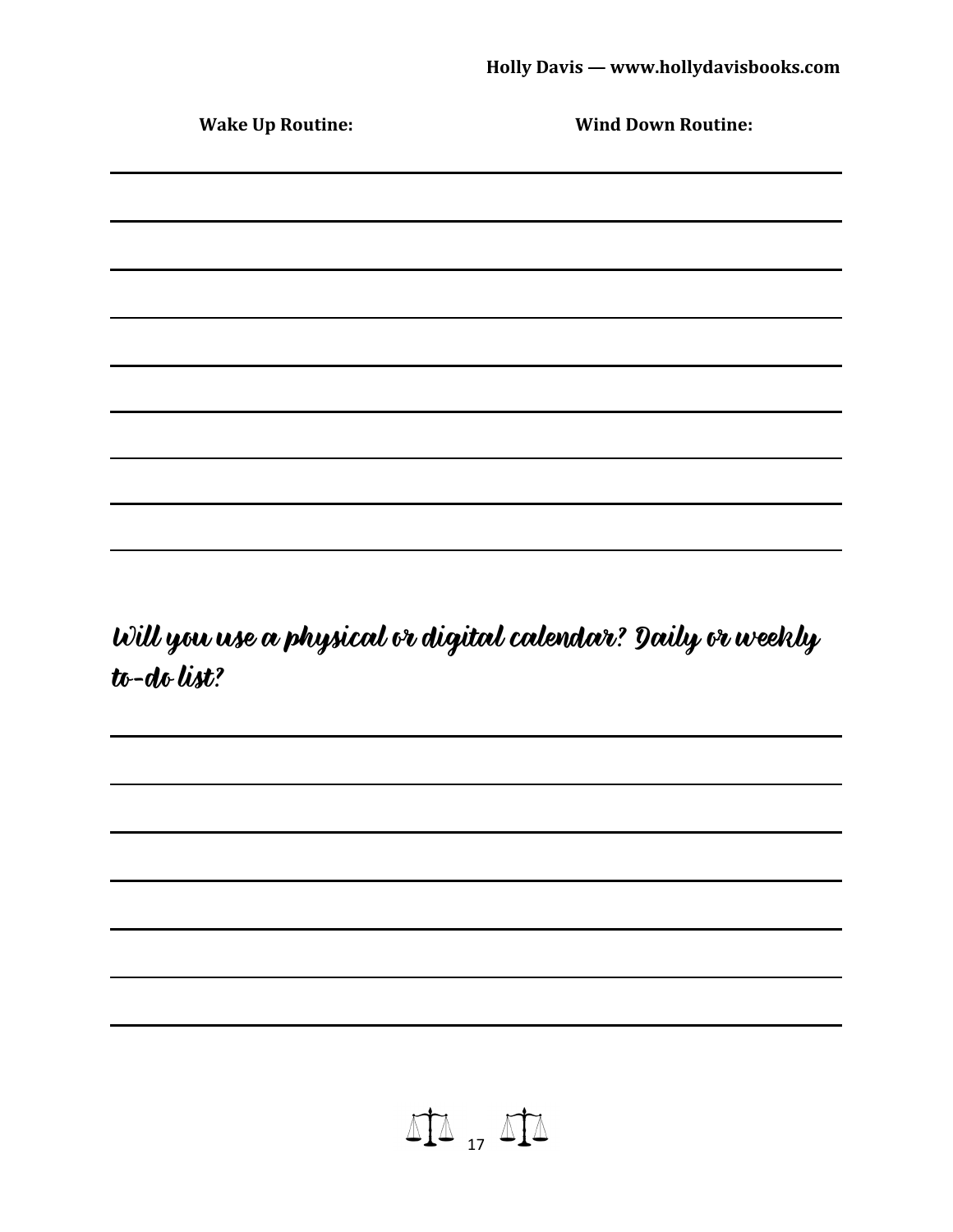**Wake Up Routine:** **Wind Down Routine:**

_______________________________________________

_______________________________________________

_______________________________________________

_______________________________________________

_______________________________________________

_______________________________________________

_______________________________________________

_______________________________________________

_______________________________________________

## *Will you use a physical or digital calendar? Daily or weekly to-do list?*

_______________________________________________

_______________________________________________

_______________________________________________

_______________________________________________

_______________________________________________

_______________________________________________

_______________________________________________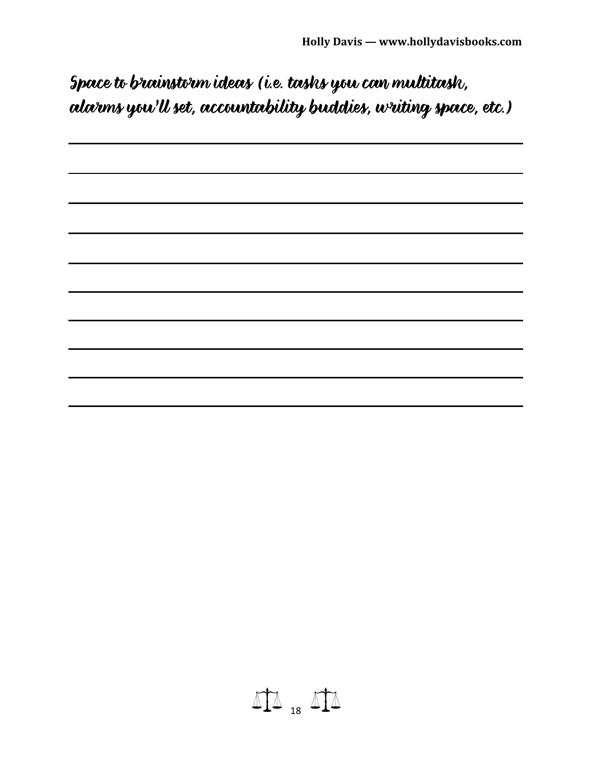Space to brainstorm ideas (i.e. tasks you can multitask, alarms you'll set, accountability buddies, writing space, etc.)

___

___

___

___

___

___

___

___

___

___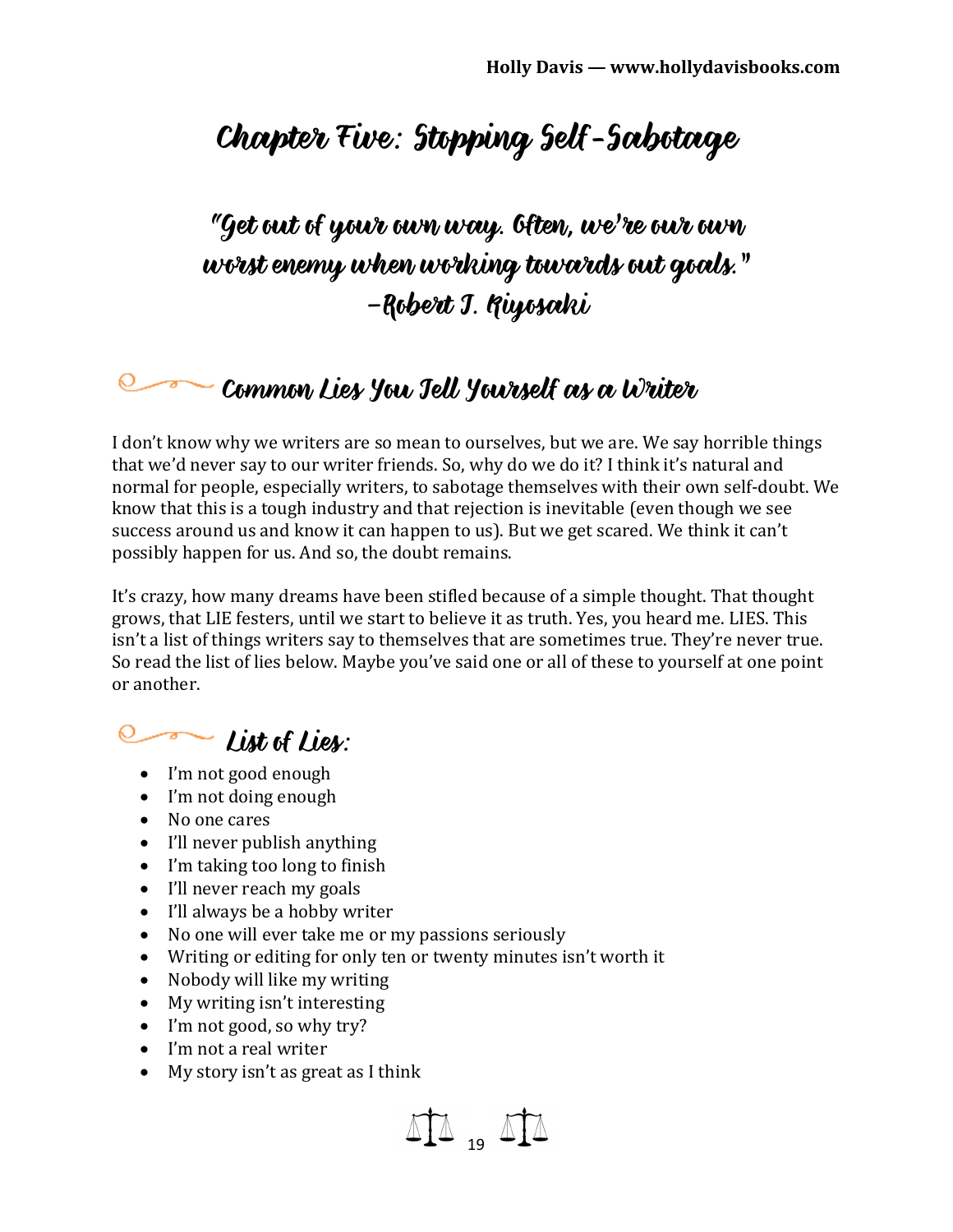# Chapter Five: Stopping Self-Sabotage

*"Get out of your own way. Often, we're our own worst enemy when working towards out goals." –Robert T. Kiyosaki*

## Common Lies You Tell Yourself as a Writer

I don't know why we writers are so mean to ourselves, but we are. We say horrible things that we'd never say to our writer friends. So, why do we do it? I think it's natural and normal for people, especially writers, to sabotage themselves with their own self-doubt. We know that this is a tough industry and that rejection is inevitable (even though we see success around us and know it can happen to us). But we get scared. We think it can't possibly happen for us. And so, the doubt remains.

It's crazy, how many dreams have been stifled because of a simple thought. That thought grows, that LIE festers, until we start to believe it as truth. Yes, you heard me. LIES. This isn't a list of things writers say to themselves that are sometimes true. They're never true. So read the list of lies below. Maybe you've said one or all of these to yourself at one point or another.

## List of Lies:

- I'm not good enough
- I'm not doing enough
- No one cares
- I'll never publish anything
- I'm taking too long to finish
- I'll never reach my goals
- I'll always be a hobby writer
- No one will ever take me or my passions seriously
- Writing or editing for only ten or twenty minutes isn't worth it
- Nobody will like my writing
- My writing isn't interesting
- I'm not good, so why try?
- I'm not a real writer
- My story isn't as great as I think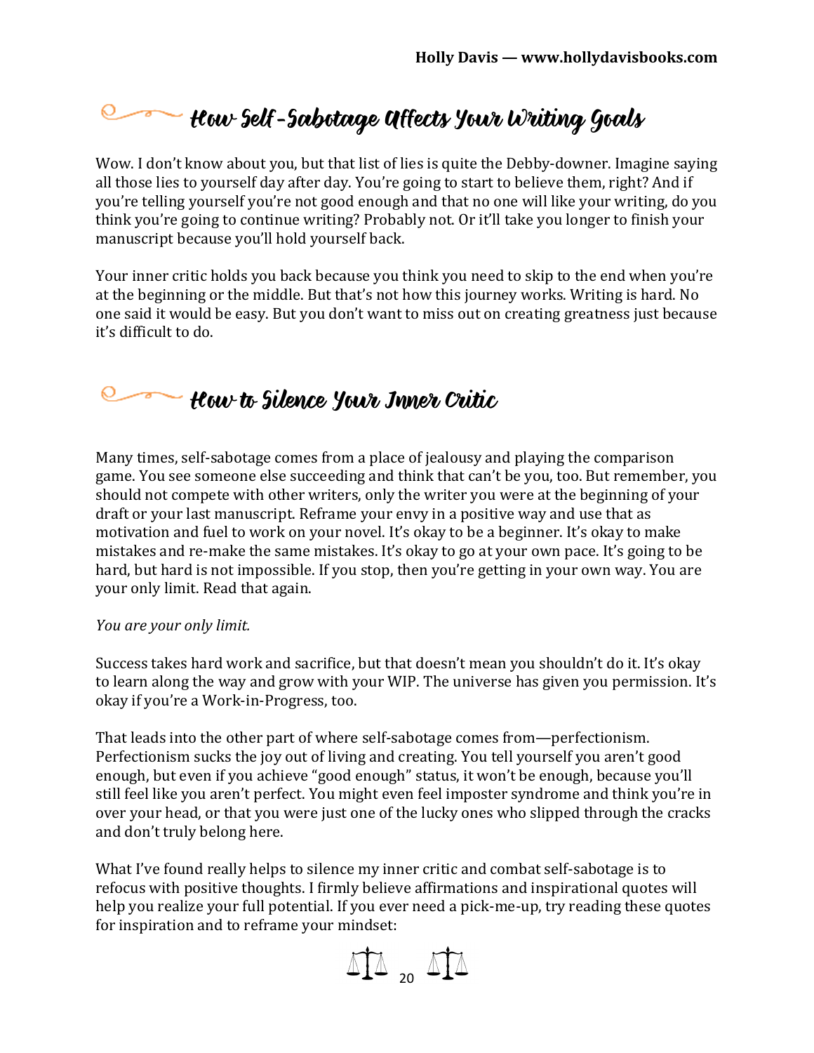## How Self-Sabotage Affects Your Writing Goals

Wow. I don't know about you, but that list of lies is quite the Debby-downer. Imagine saying all those lies to yourself day after day. You're going to start to believe them, right? And if you're telling yourself you're not good enough and that no one will like your writing, do you think you're going to continue writing? Probably not. Or it'll take you longer to finish your manuscript because you'll hold yourself back.

Your inner critic holds you back because you think you need to skip to the end when you're at the beginning or the middle. But that's not how this journey works. Writing is hard. No one said it would be easy. But you don't want to miss out on creating greatness just because it's difficult to do.

## How to Silence Your Inner Critic

Many times, self-sabotage comes from a place of jealousy and playing the comparison game. You see someone else succeeding and think that can't be you, too. But remember, you should not compete with other writers, only the writer you were at the beginning of your draft or your last manuscript. Reframe your envy in a positive way and use that as motivation and fuel to work on your novel. It's okay to be a beginner. It's okay to make mistakes and re-make the same mistakes. It's okay to go at your own pace. It's going to be hard, but hard is not impossible. If you stop, then you're getting in your own way. You are your only limit. Read that again.

*You are your only limit.*

Success takes hard work and sacrifice, but that doesn't mean you shouldn't do it. It's okay to learn along the way and grow with your WIP. The universe has given you permission. It's okay if you're a Work-in-Progress, too.

That leads into the other part of where self-sabotage comes from—perfectionism. Perfectionism sucks the joy out of living and creating. You tell yourself you aren't good enough, but even if you achieve "good enough" status, it won't be enough, because you'll still feel like you aren't perfect. You might even feel imposter syndrome and think you're in over your head, or that you were just one of the lucky ones who slipped through the cracks and don't truly belong here.

What I've found really helps to silence my inner critic and combat self-sabotage is to refocus with positive thoughts. I firmly believe affirmations and inspirational quotes will help you realize your full potential. If you ever need a pick-me-up, try reading these quotes for inspiration and to reframe your mindset: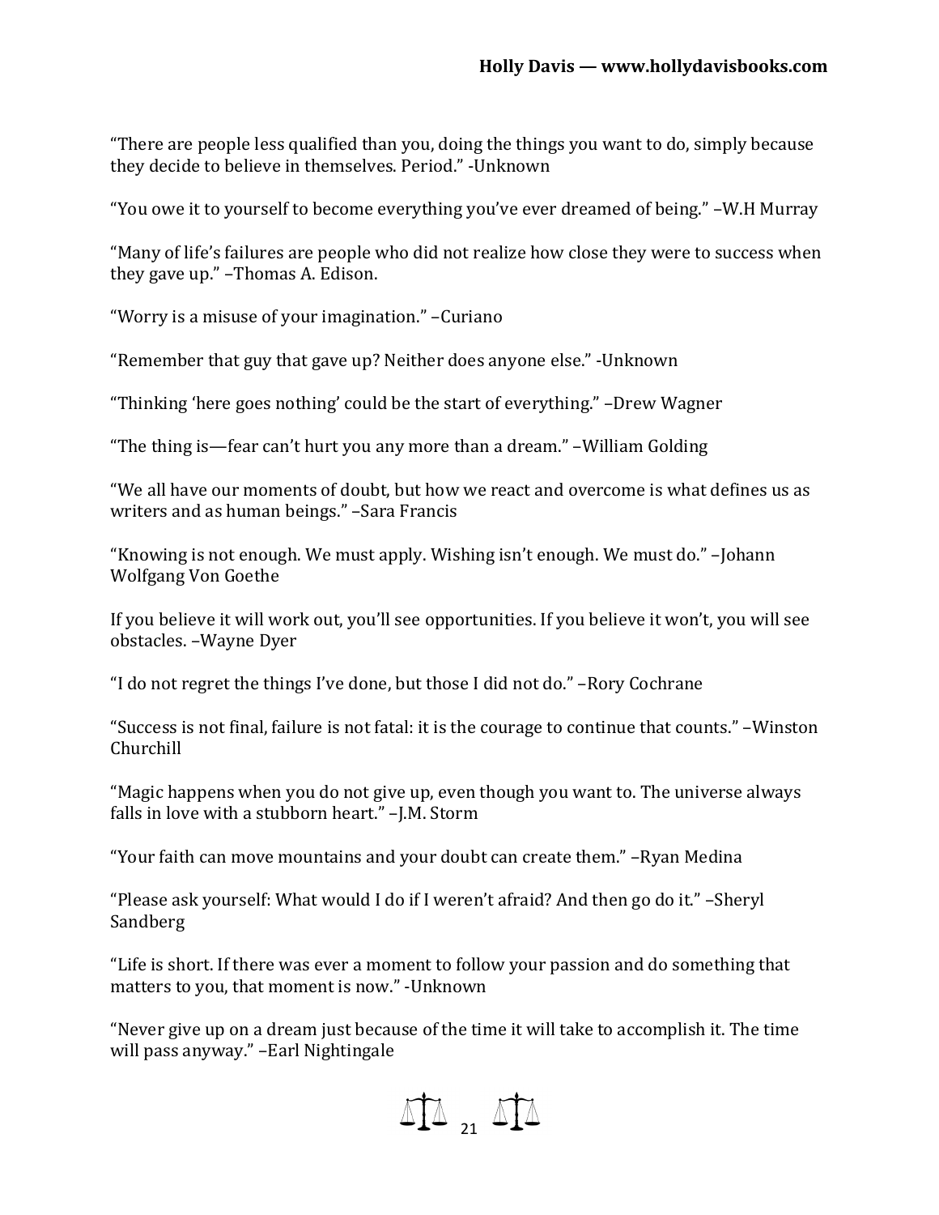“There are people less qualified than you, doing the things you want to do, simply because they decide to believe in themselves. Period.” -Unknown

“You owe it to yourself to become everything you’ve ever dreamed of being.” –W.H Murray

“Many of life’s failures are people who did not realize how close they were to success when they gave up.” –Thomas A. Edison.

“Worry is a misuse of your imagination.” –Curiano

“Remember that guy that gave up? Neither does anyone else.” -Unknown

“Thinking ‘here goes nothing’ could be the start of everything.” –Drew Wagner

“The thing is—fear can’t hurt you any more than a dream.” –William Golding

“We all have our moments of doubt, but how we react and overcome is what defines us as writers and as human beings.” –Sara Francis

“Knowing is not enough. We must apply. Wishing isn’t enough. We must do.” –Johann Wolfgang Von Goethe

If you believe it will work out, you’ll see opportunities. If you believe it won’t, you will see obstacles. –Wayne Dyer

“I do not regret the things I’ve done, but those I did not do.” –Rory Cochrane

“Success is not final, failure is not fatal: it is the courage to continue that counts.” –Winston Churchill

“Magic happens when you do not give up, even though you want to. The universe always falls in love with a stubborn heart.” –J.M. Storm

“Your faith can move mountains and your doubt can create them.” –Ryan Medina

“Please ask yourself: What would I do if I weren’t afraid? And then go do it.” –Sheryl Sandberg

“Life is short. If there was ever a moment to follow your passion and do something that matters to you, that moment is now.” -Unknown

“Never give up on a dream just because of the time it will take to accomplish it. The time will pass anyway.” –Earl Nightingale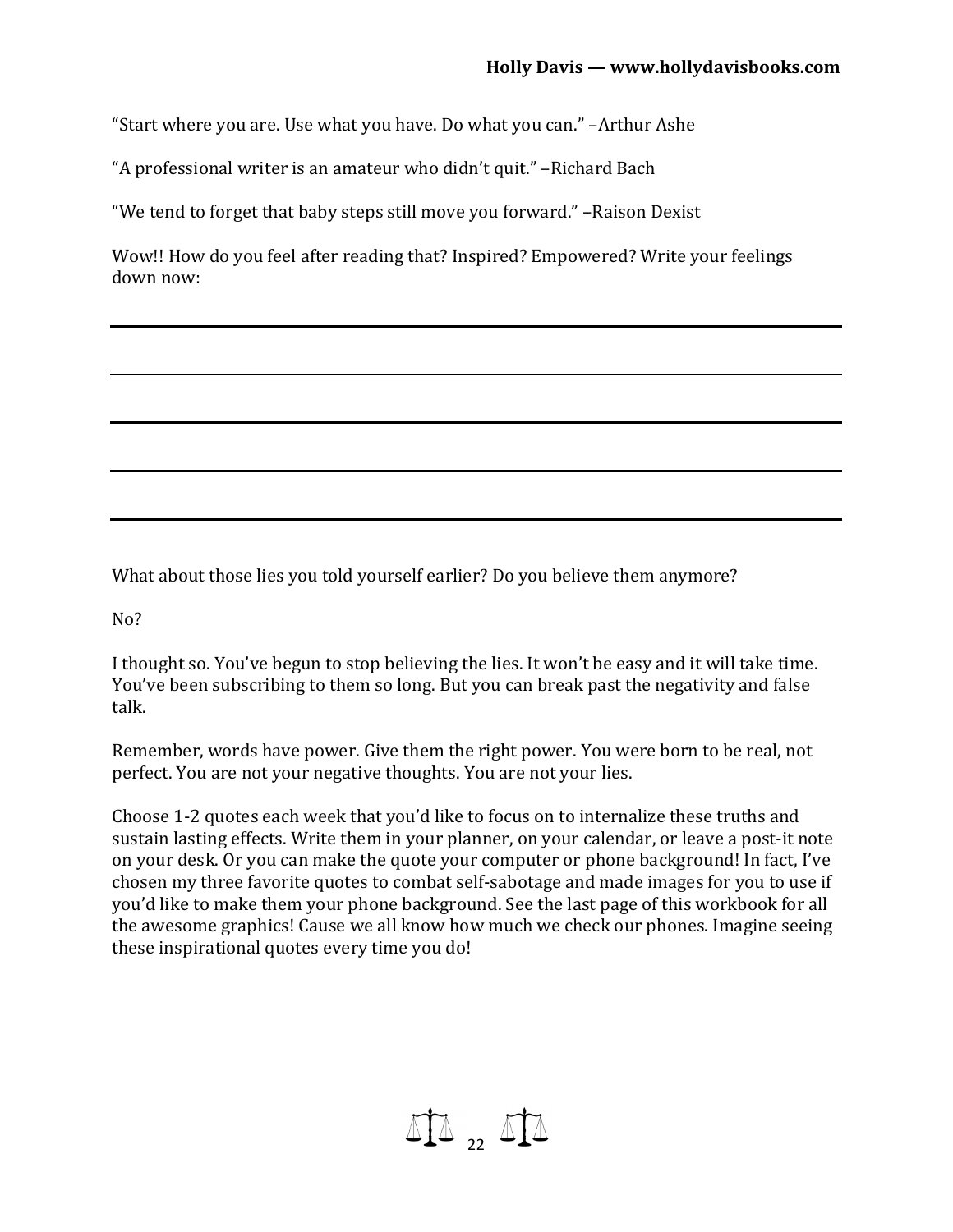"Start where you are. Use what you have. Do what you can." –Arthur Ashe

"A professional writer is an amateur who didn't quit." –Richard Bach

"We tend to forget that baby steps still move you forward." –Raison Dexist

Wow!! How do you feel after reading that? Inspired? Empowered? Write your feelings down now:

______________________________________________________________________

______________________________________________________________________

______________________________________________________________________

______________________________________________________________________

______________________________________________________________________

What about those lies you told yourself earlier? Do you believe them anymore?

No?

I thought so. You've begun to stop believing the lies. It won't be easy and it will take time. You've been subscribing to them so long. But you can break past the negativity and false talk.

Remember, words have power. Give them the right power. You were born to be real, not perfect. You are not your negative thoughts. You are not your lies.

Choose 1-2 quotes each week that you'd like to focus on to internalize these truths and sustain lasting effects. Write them in your planner, on your calendar, or leave a post-it note on your desk. Or you can make the quote your computer or phone background! In fact, I've chosen my three favorite quotes to combat self-sabotage and made images for you to use if you'd like to make them your phone background. See the last page of this workbook for all the awesome graphics! Cause we all know how much we check our phones. Imagine seeing these inspirational quotes every time you do!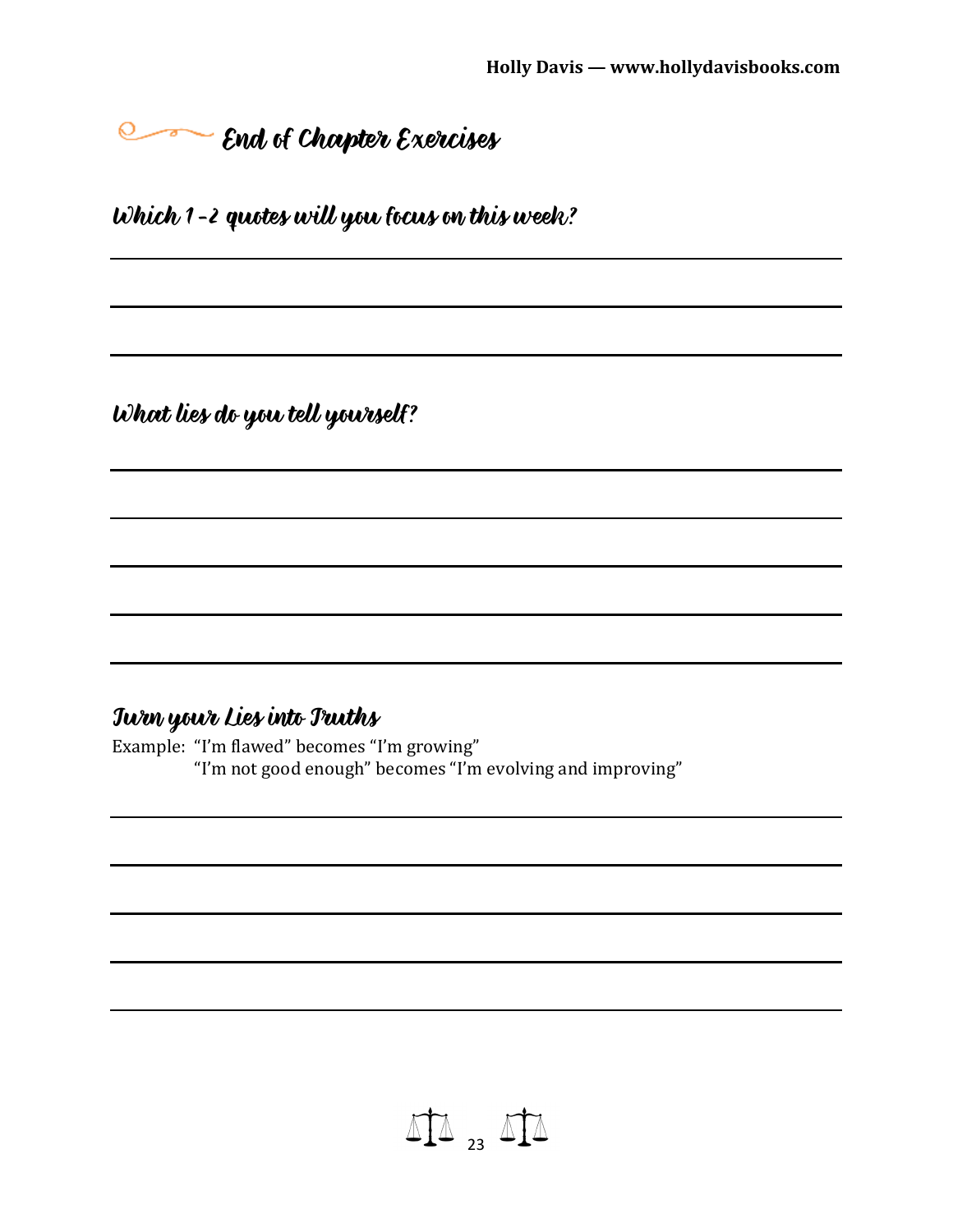## End of Chapter Exercises

### Which 1-2 quotes will you focus on this week?

### What lies do you tell yourself?

### Turn your Lies into Truths

Example: "I'm flawed" becomes "I'm growing"
"I'm not good enough" becomes "I'm evolving and improving"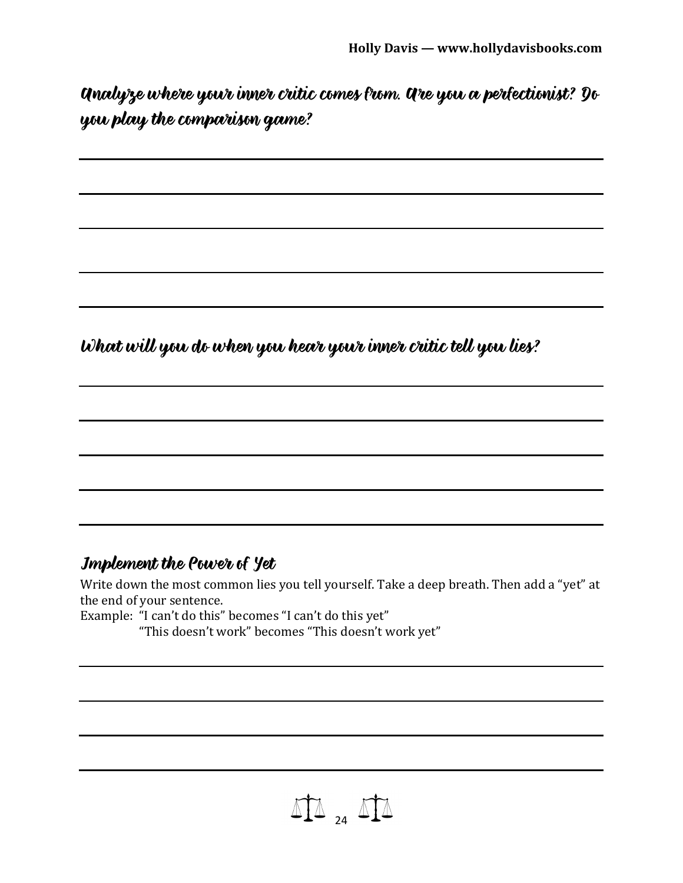## Analyze where your inner critic comes from. Are you a perfectionist? Do you play the comparison game?

## What will you do when you hear your inner critic tell you lies?

### Implement the Power of Yet

Write down the most common lies you tell yourself. Take a deep breath. Then add a "yet" at the end of your sentence.

Example: "I can't do this" becomes "I can't do this yet"

"This doesn't work" becomes "This doesn't work yet"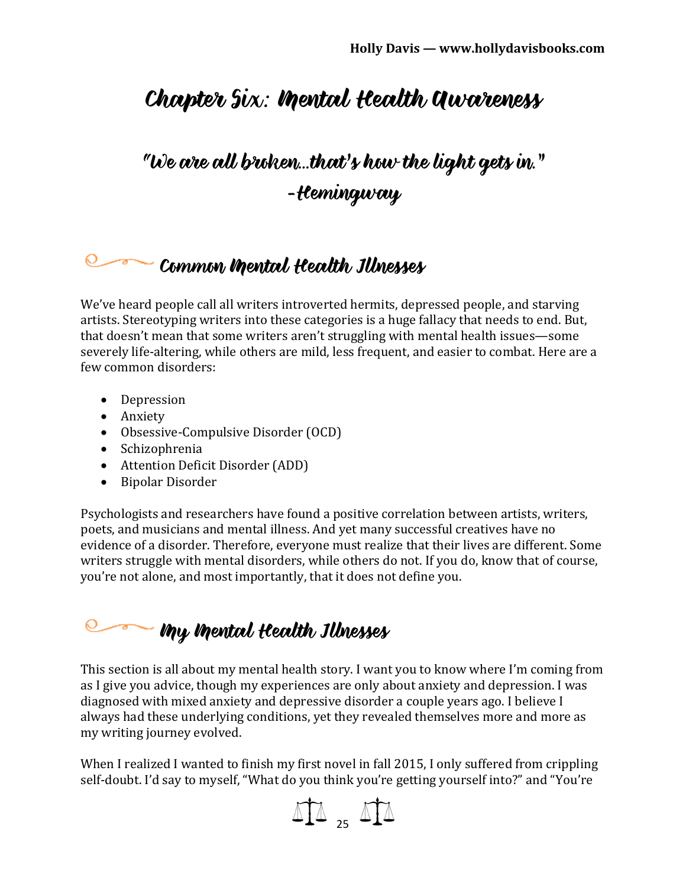# Chapter Six: Mental Health Awareness

## "We are all broken...that's how the light gets in." -Hemingway

## Common Mental Health Illnesses

We've heard people call all writers introverted hermits, depressed people, and starving artists. Stereotyping writers into these categories is a huge fallacy that needs to end. But, that doesn't mean that some writers aren't struggling with mental health issues—some severely life-altering, while others are mild, less frequent, and easier to combat. Here are a few common disorders:

- Depression
- Anxiety
- Obsessive-Compulsive Disorder (OCD)
- Schizophrenia
- Attention Deficit Disorder (ADD)
- Bipolar Disorder

Psychologists and researchers have found a positive correlation between artists, writers, poets, and musicians and mental illness. And yet many successful creatives have no evidence of a disorder. Therefore, everyone must realize that their lives are different. Some writers struggle with mental disorders, while others do not. If you do, know that of course, you're not alone, and most importantly, that it does not define you.

## My Mental Health Illnesses

This section is all about my mental health story. I want you to know where I'm coming from as I give you advice, though my experiences are only about anxiety and depression. I was diagnosed with mixed anxiety and depressive disorder a couple years ago. I believe I always had these underlying conditions, yet they revealed themselves more and more as my writing journey evolved.

When I realized I wanted to finish my first novel in fall 2015, I only suffered from crippling self-doubt. I'd say to myself, "What do you think you're getting yourself into?" and "You're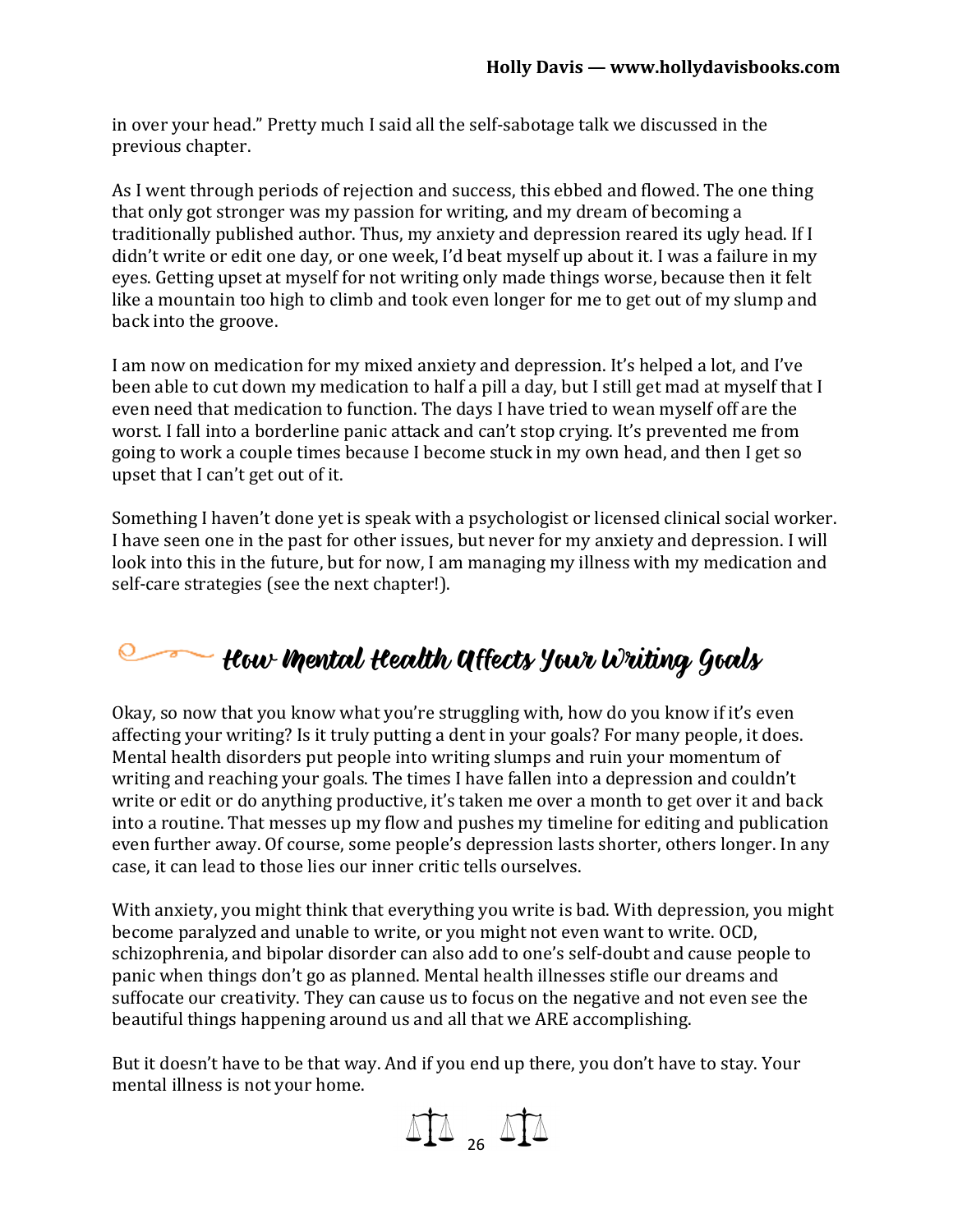in over your head." Pretty much I said all the self-sabotage talk we discussed in the previous chapter.

As I went through periods of rejection and success, this ebbed and flowed. The one thing that only got stronger was my passion for writing, and my dream of becoming a traditionally published author. Thus, my anxiety and depression reared its ugly head. If I didn't write or edit one day, or one week, I'd beat myself up about it. I was a failure in my eyes. Getting upset at myself for not writing only made things worse, because then it felt like a mountain too high to climb and took even longer for me to get out of my slump and back into the groove.

I am now on medication for my mixed anxiety and depression. It's helped a lot, and I've been able to cut down my medication to half a pill a day, but I still get mad at myself that I even need that medication to function. The days I have tried to wean myself off are the worst. I fall into a borderline panic attack and can't stop crying. It's prevented me from going to work a couple times because I become stuck in my own head, and then I get so upset that I can't get out of it.

Something I haven't done yet is speak with a psychologist or licensed clinical social worker. I have seen one in the past for other issues, but never for my anxiety and depression. I will look into this in the future, but for now, I am managing my illness with my medication and self-care strategies (see the next chapter!).

## How Mental Health Affects Your Writing Goals

Okay, so now that you know what you're struggling with, how do you know if it's even affecting your writing? Is it truly putting a dent in your goals? For many people, it does. Mental health disorders put people into writing slumps and ruin your momentum of writing and reaching your goals. The times I have fallen into a depression and couldn't write or edit or do anything productive, it's taken me over a month to get over it and back into a routine. That messes up my flow and pushes my timeline for editing and publication even further away. Of course, some people's depression lasts shorter, others longer. In any case, it can lead to those lies our inner critic tells ourselves.

With anxiety, you might think that everything you write is bad. With depression, you might become paralyzed and unable to write, or you might not even want to write. OCD, schizophrenia, and bipolar disorder can also add to one's self-doubt and cause people to panic when things don't go as planned. Mental health illnesses stifle our dreams and suffocate our creativity. They can cause us to focus on the negative and not even see the beautiful things happening around us and all that we ARE accomplishing.

But it doesn't have to be that way. And if you end up there, you don't have to stay. Your mental illness is not your home.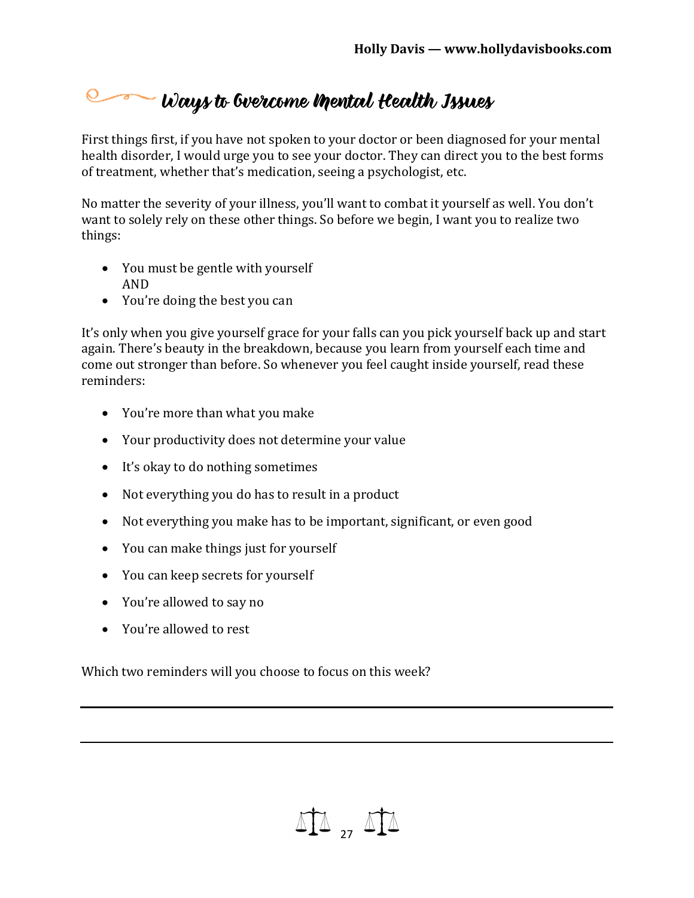## Ways to Overcome Mental Health Issues

First things first, if you have not spoken to your doctor or been diagnosed for your mental health disorder, I would urge you to see your doctor. They can direct you to the best forms of treatment, whether that's medication, seeing a psychologist, etc.

No matter the severity of your illness, you'll want to combat it yourself as well. You don't want to solely rely on these other things. So before we begin, I want you to realize two things:

- You must be gentle with yourself
  AND
- You're doing the best you can

It's only when you give yourself grace for your falls can you pick yourself back up and start again. There's beauty in the breakdown, because you learn from yourself each time and come out stronger than before. So whenever you feel caught inside yourself, read these reminders:

- You're more than what you make
- Your productivity does not determine your value
- It's okay to do nothing sometimes
- Not everything you do has to result in a product
- Not everything you make has to be important, significant, or even good
- You can make things just for yourself
- You can keep secrets for yourself
- You're allowed to say no
- You're allowed to rest

Which two reminders will you choose to focus on this week?

\_\_\_\_\_\_\_\_\_\_\_\_\_\_\_\_\_\_\_\_\_\_\_\_\_\_\_\_\_\_\_\_\_\_\_\_\_\_\_\_\_\_\_\_\_\_\_\_\_\_\_\_\_\_\_\_\_\_\_\_

\_\_\_\_\_\_\_\_\_\_\_\_\_\_\_\_\_\_\_\_\_\_\_\_\_\_\_\_\_\_\_\_\_\_\_\_\_\_\_\_\_\_\_\_\_\_\_\_\_\_\_\_\_\_\_\_\_\_\_\_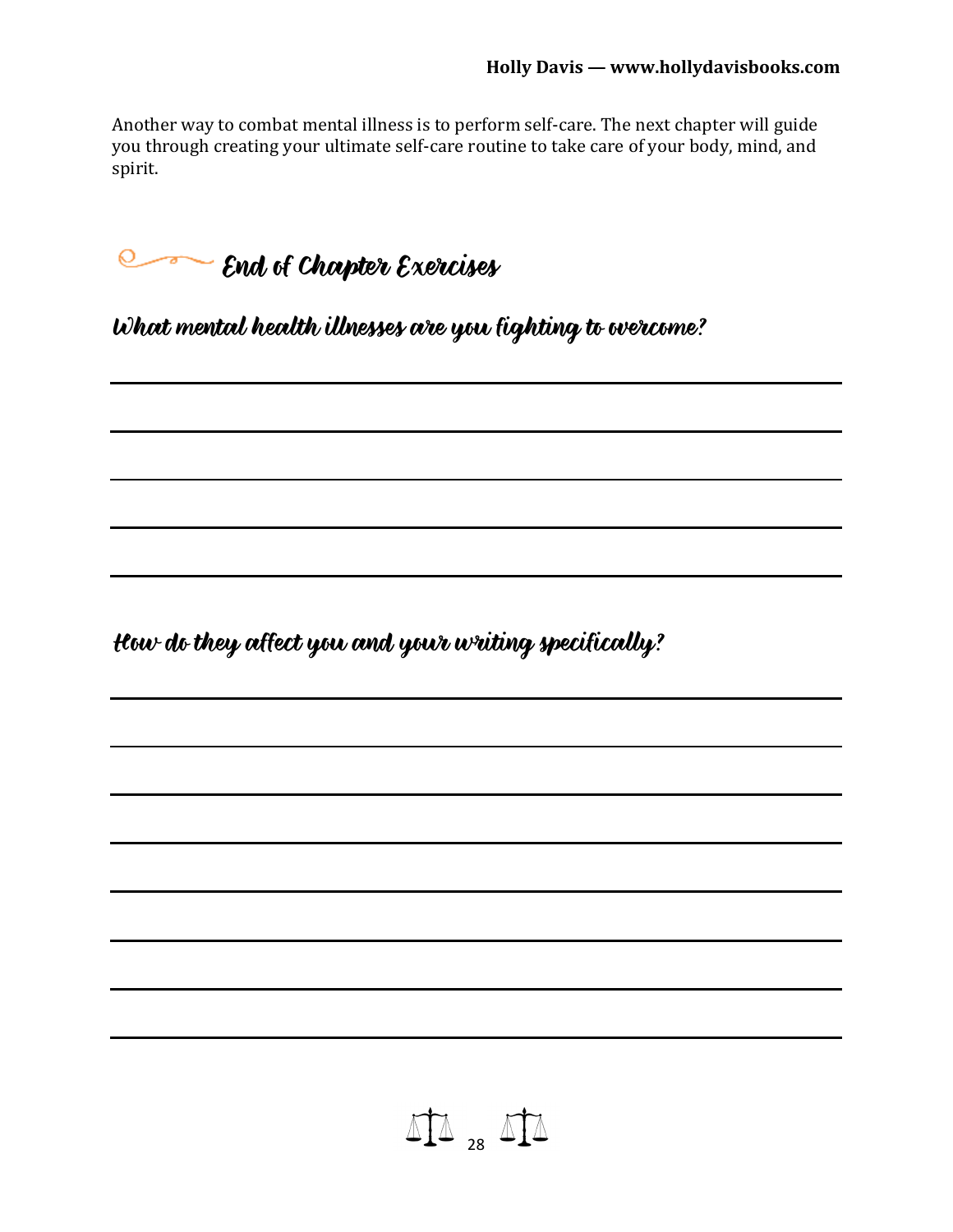Another way to combat mental illness is to perform self-care. The next chapter will guide you through creating your ultimate self-care routine to take care of your body, mind, and spirit.

## End of Chapter Exercises

### What mental health illnesses are you fighting to overcome?

\_\_\_\_\_\_\_\_\_\_\_\_\_\_\_\_\_\_\_\_\_\_\_\_\_\_\_\_\_\_\_\_\_\_\_\_\_\_\_\_\_\_\_\_\_\_\_\_\_\_\_\_\_\_\_\_\_\_\_\_\_\_\_\_

\_\_\_\_\_\_\_\_\_\_\_\_\_\_\_\_\_\_\_\_\_\_\_\_\_\_\_\_\_\_\_\_\_\_\_\_\_\_\_\_\_\_\_\_\_\_\_\_\_\_\_\_\_\_\_\_\_\_\_\_\_\_\_\_

\_\_\_\_\_\_\_\_\_\_\_\_\_\_\_\_\_\_\_\_\_\_\_\_\_\_\_\_\_\_\_\_\_\_\_\_\_\_\_\_\_\_\_\_\_\_\_\_\_\_\_\_\_\_\_\_\_\_\_\_\_\_\_\_

\_\_\_\_\_\_\_\_\_\_\_\_\_\_\_\_\_\_\_\_\_\_\_\_\_\_\_\_\_\_\_\_\_\_\_\_\_\_\_\_\_\_\_\_\_\_\_\_\_\_\_\_\_\_\_\_\_\_\_\_\_\_\_\_

\_\_\_\_\_\_\_\_\_\_\_\_\_\_\_\_\_\_\_\_\_\_\_\_\_\_\_\_\_\_\_\_\_\_\_\_\_\_\_\_\_\_\_\_\_\_\_\_\_\_\_\_\_\_\_\_\_\_\_\_\_\_\_\_

### How do they affect you and your writing specifically?

\_\_\_\_\_\_\_\_\_\_\_\_\_\_\_\_\_\_\_\_\_\_\_\_\_\_\_\_\_\_\_\_\_\_\_\_\_\_\_\_\_\_\_\_\_\_\_\_\_\_\_\_\_\_\_\_\_\_\_\_\_\_\_\_

\_\_\_\_\_\_\_\_\_\_\_\_\_\_\_\_\_\_\_\_\_\_\_\_\_\_\_\_\_\_\_\_\_\_\_\_\_\_\_\_\_\_\_\_\_\_\_\_\_\_\_\_\_\_\_\_\_\_\_\_\_\_\_\_

\_\_\_\_\_\_\_\_\_\_\_\_\_\_\_\_\_\_\_\_\_\_\_\_\_\_\_\_\_\_\_\_\_\_\_\_\_\_\_\_\_\_\_\_\_\_\_\_\_\_\_\_\_\_\_\_\_\_\_\_\_\_\_\_

\_\_\_\_\_\_\_\_\_\_\_\_\_\_\_\_\_\_\_\_\_\_\_\_\_\_\_\_\_\_\_\_\_\_\_\_\_\_\_\_\_\_\_\_\_\_\_\_\_\_\_\_\_\_\_\_\_\_\_\_\_\_\_\_

\_\_\_\_\_\_\_\_\_\_\_\_\_\_\_\_\_\_\_\_\_\_\_\_\_\_\_\_\_\_\_\_\_\_\_\_\_\_\_\_\_\_\_\_\_\_\_\_\_\_\_\_\_\_\_\_\_\_\_\_\_\_\_\_

\_\_\_\_\_\_\_\_\_\_\_\_\_\_\_\_\_\_\_\_\_\_\_\_\_\_\_\_\_\_\_\_\_\_\_\_\_\_\_\_\_\_\_\_\_\_\_\_\_\_\_\_\_\_\_\_\_\_\_\_\_\_\_\_

\_\_\_\_\_\_\_\_\_\_\_\_\_\_\_\_\_\_\_\_\_\_\_\_\_\_\_\_\_\_\_\_\_\_\_\_\_\_\_\_\_\_\_\_\_\_\_\_\_\_\_\_\_\_\_\_\_\_\_\_\_\_\_\_

\_\_\_\_\_\_\_\_\_\_\_\_\_\_\_\_\_\_\_\_\_\_\_\_\_\_\_\_\_\_\_\_\_\_\_\_\_\_\_\_\_\_\_\_\_\_\_\_\_\_\_\_\_\_\_\_\_\_\_\_\_\_\_\_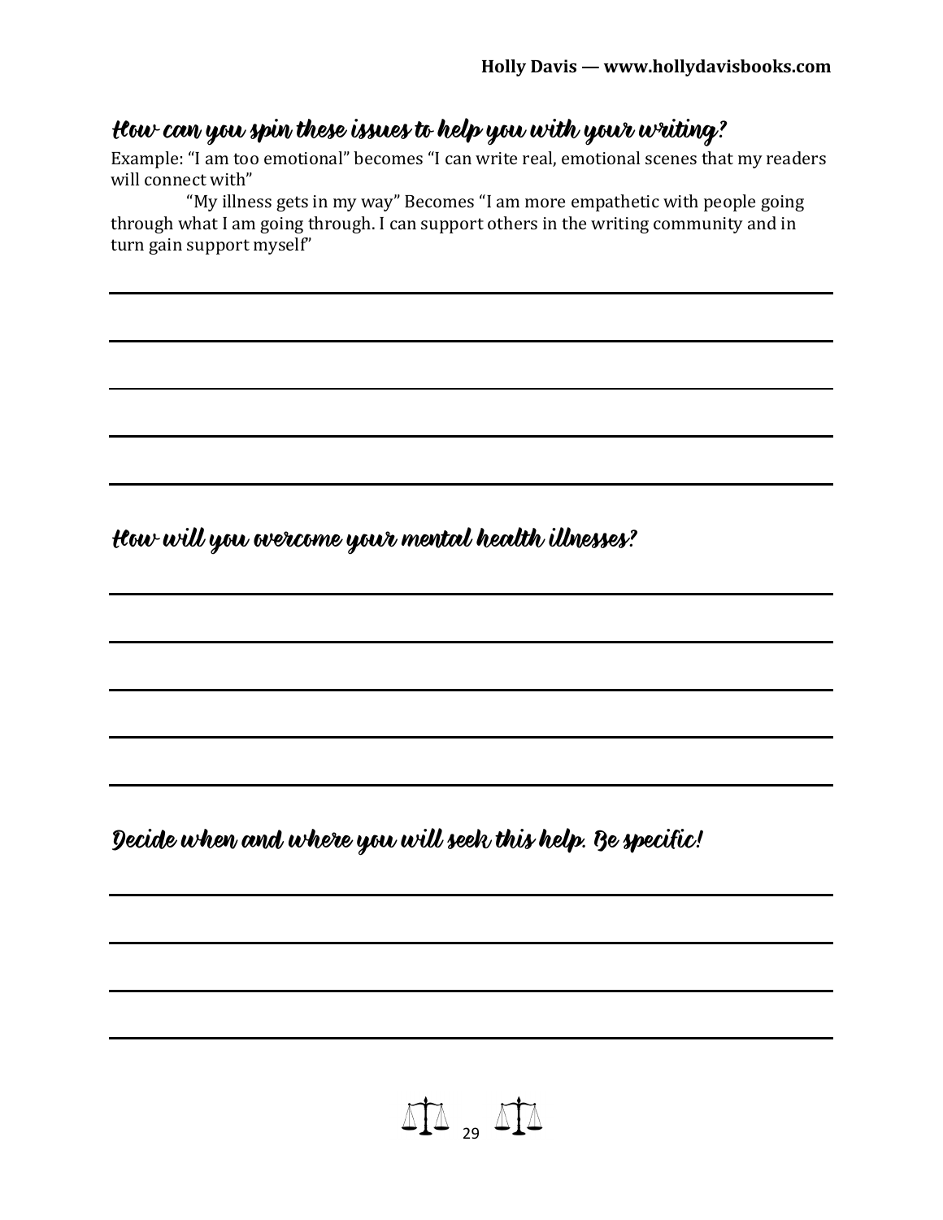### How can you spin these issues to help you with your writing?

Example: "I am too emotional" becomes "I can write real, emotional scenes that my readers will connect with"

"My illness gets in my way" Becomes "I am more empathetic with people going through what I am going through. I can support others in the writing community and in turn gain support myself"

### How will you overcome your mental health illnesses?

### Decide when and where you will seek this help. Be specific!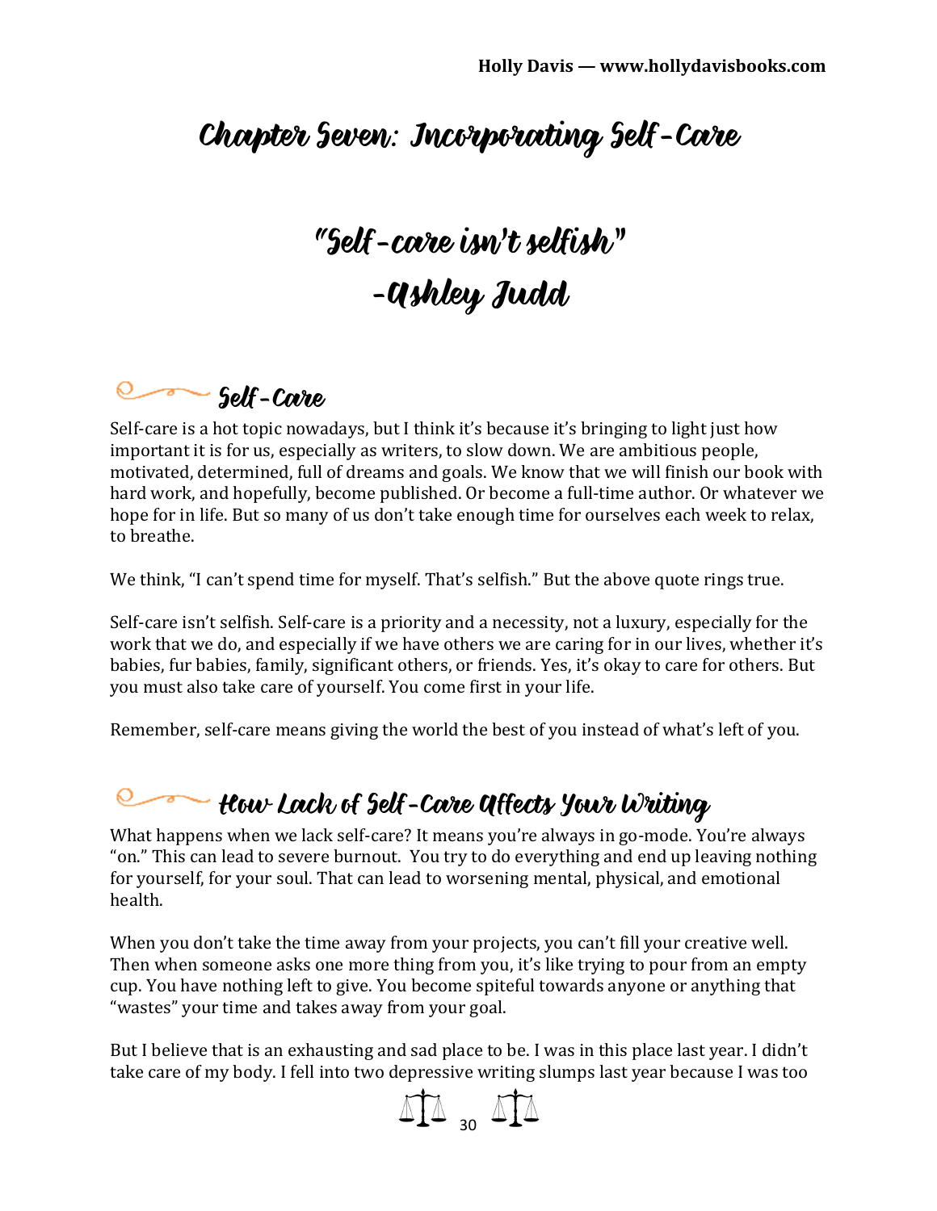# Chapter Seven: Incorporating Self-Care

"Self-care isn't selfish"
-Ashley Judd

## Self-Care

Self-care is a hot topic nowadays, but I think it's because it's bringing to light just how important it is for us, especially as writers, to slow down. We are ambitious people, motivated, determined, full of dreams and goals. We know that we will finish our book with hard work, and hopefully, become published. Or become a full-time author. Or whatever we hope for in life. But so many of us don't take enough time for ourselves each week to relax, to breathe.

We think, "I can't spend time for myself. That's selfish." But the above quote rings true.

Self-care isn't selfish. Self-care is a priority and a necessity, not a luxury, especially for the work that we do, and especially if we have others we are caring for in our lives, whether it's babies, fur babies, family, significant others, or friends. Yes, it's okay to care for others. But you must also take care of yourself. You come first in your life.

Remember, self-care means giving the world the best of you instead of what's left of you.

## How Lack of Self-Care Affects Your Writing

What happens when we lack self-care? It means you're always in go-mode. You're always "on." This can lead to severe burnout. You try to do everything and end up leaving nothing for yourself, for your soul. That can lead to worsening mental, physical, and emotional health.

When you don't take the time away from your projects, you can't fill your creative well. Then when someone asks one more thing from you, it's like trying to pour from an empty cup. You have nothing left to give. You become spiteful towards anyone or anything that "wastes" your time and takes away from your goal.

But I believe that is an exhausting and sad place to be. I was in this place last year. I didn't take care of my body. I fell into two depressive writing slumps last year because I was too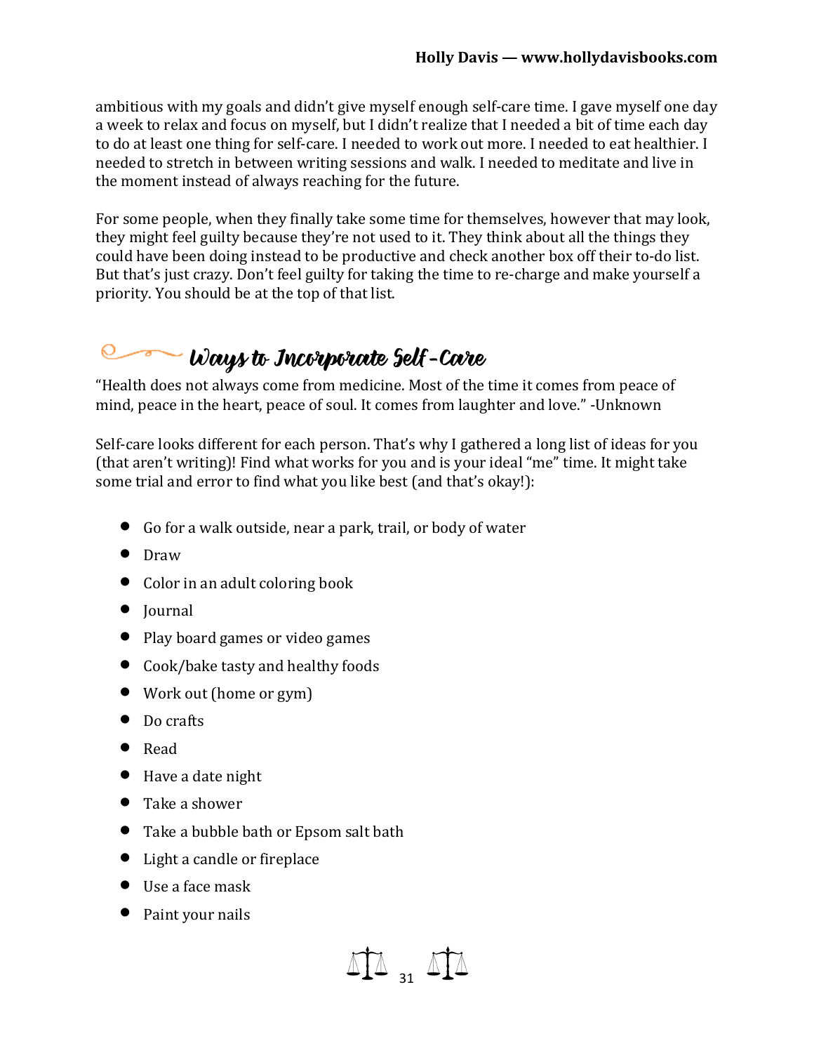ambitious with my goals and didn't give myself enough self-care time. I gave myself one day a week to relax and focus on myself, but I didn't realize that I needed a bit of time each day to do at least one thing for self-care. I needed to work out more. I needed to eat healthier. I needed to stretch in between writing sessions and walk. I needed to meditate and live in the moment instead of always reaching for the future.

For some people, when they finally take some time for themselves, however that may look, they might feel guilty because they're not used to it. They think about all the things they could have been doing instead to be productive and check another box off their to-do list. But that's just crazy. Don't feel guilty for taking the time to re-charge and make yourself a priority. You should be at the top of that list.

## Ways to Incorporate Self-Care

"Health does not always come from medicine. Most of the time it comes from peace of mind, peace in the heart, peace of soul. It comes from laughter and love." -Unknown

Self-care looks different for each person. That's why I gathered a long list of ideas for you (that aren't writing)! Find what works for you and is your ideal "me" time. It might take some trial and error to find what you like best (and that's okay!):

- Go for a walk outside, near a park, trail, or body of water
- Draw
- Color in an adult coloring book
- Journal
- Play board games or video games
- Cook/bake tasty and healthy foods
- Work out (home or gym)
- Do crafts
- Read
- Have a date night
- Take a shower
- Take a bubble bath or Epsom salt bath
- Light a candle or fireplace
- Use a face mask
- Paint your nails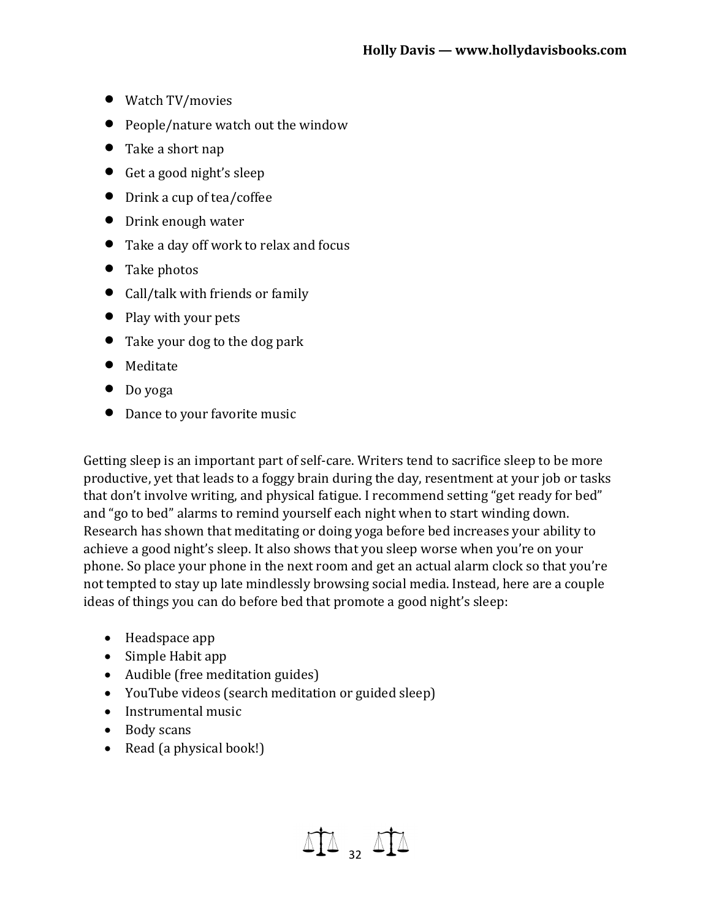- Watch TV/movies
- People/nature watch out the window
- Take a short nap
- Get a good night's sleep
- Drink a cup of tea/coffee
- Drink enough water
- Take a day off work to relax and focus
- Take photos
- Call/talk with friends or family
- Play with your pets
- Take your dog to the dog park
- Meditate
- Do yoga
- Dance to your favorite music

Getting sleep is an important part of self-care. Writers tend to sacrifice sleep to be more productive, yet that leads to a foggy brain during the day, resentment at your job or tasks that don't involve writing, and physical fatigue. I recommend setting "get ready for bed" and "go to bed" alarms to remind yourself each night when to start winding down. Research has shown that meditating or doing yoga before bed increases your ability to achieve a good night's sleep. It also shows that you sleep worse when you're on your phone. So place your phone in the next room and get an actual alarm clock so that you're not tempted to stay up late mindlessly browsing social media. Instead, here are a couple ideas of things you can do before bed that promote a good night's sleep:

- Headspace app
- Simple Habit app
- Audible (free meditation guides)
- YouTube videos (search meditation or guided sleep)
- Instrumental music
- Body scans
- Read (a physical book!)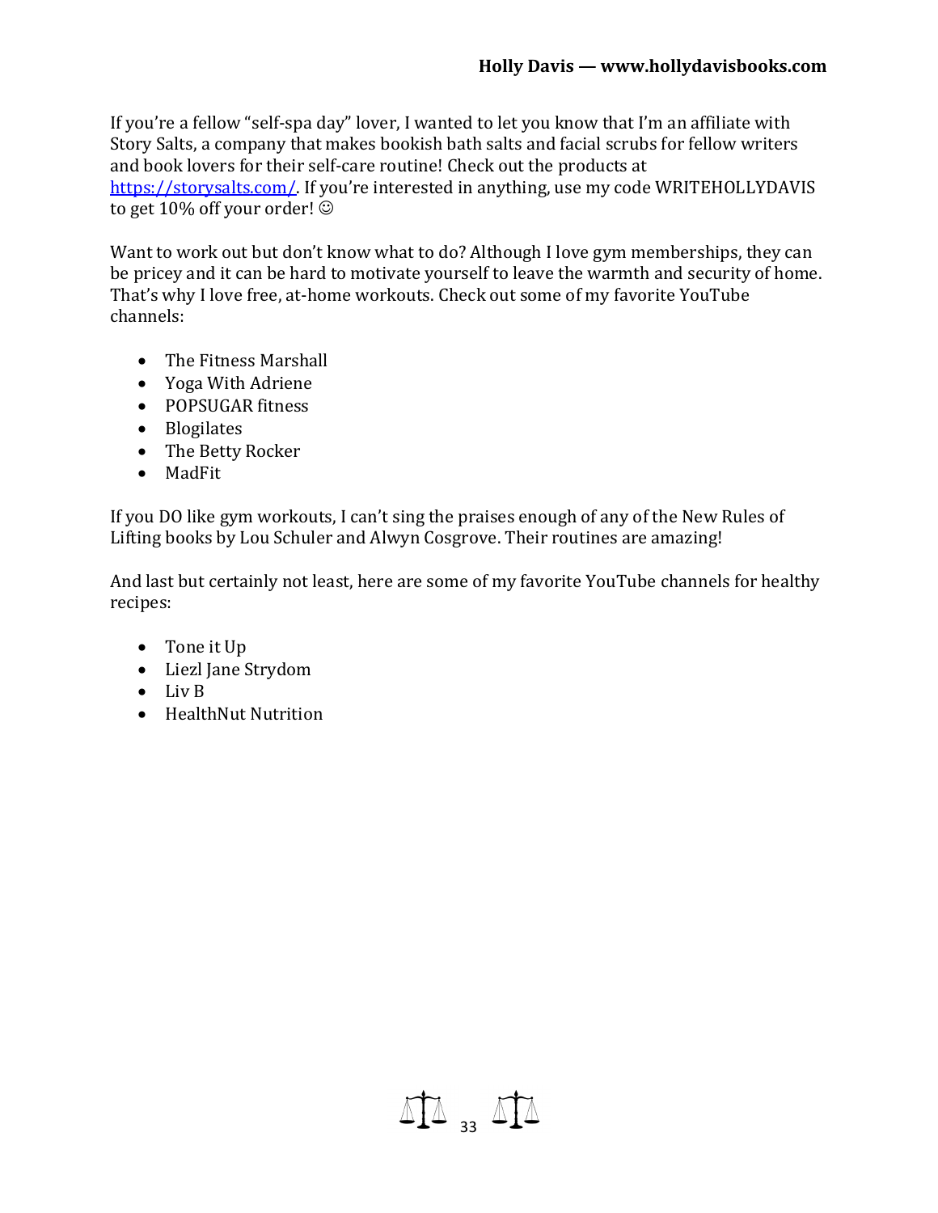If you're a fellow "self-spa day" lover, I wanted to let you know that I'm an affiliate with Story Salts, a company that makes bookish bath salts and facial scrubs for fellow writers and book lovers for their self-care routine! Check out the products at [https://storysalts.com/](https://storysalts.com/). If you're interested in anything, use my code WRITEHOLLYDAVIS to get 10% off your order! ☺

Want to work out but don't know what to do? Although I love gym memberships, they can be pricey and it can be hard to motivate yourself to leave the warmth and security of home. That's why I love free, at-home workouts. Check out some of my favorite YouTube channels:

- The Fitness Marshall
- Yoga With Adriene
- POPSUGAR fitness
- Blogilates
- The Betty Rocker
- MadFit

If you DO like gym workouts, I can't sing the praises enough of any of the New Rules of Lifting books by Lou Schuler and Alwyn Cosgrove. Their routines are amazing!

And last but certainly not least, here are some of my favorite YouTube channels for healthy recipes:

- Tone it Up
- Liezl Jane Strydom
- Liv B
- HealthNut Nutrition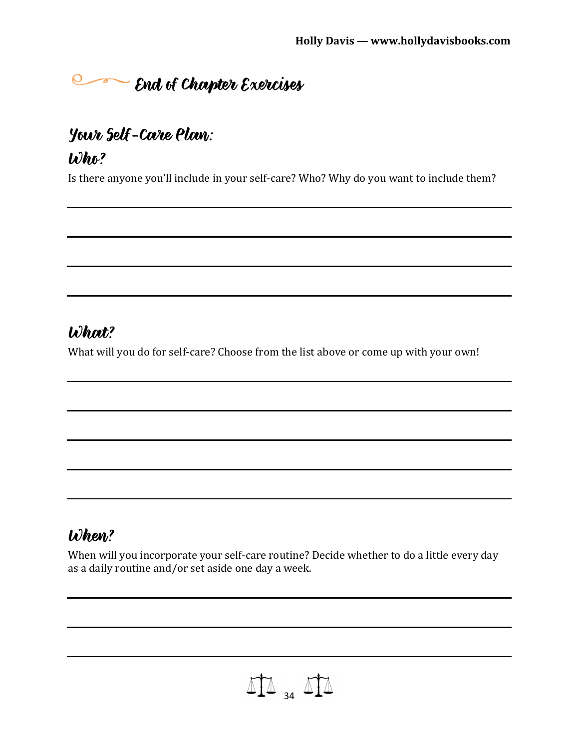## End of Chapter Exercises

### Your Self-Care Plan:

### Who?

Is there anyone you'll include in your self-care? Who? Why do you want to include them?

### What?

What will you do for self-care? Choose from the list above or come up with your own!

### When?

When will you incorporate your self-care routine? Decide whether to do a little every day as a daily routine and/or set aside one day a week.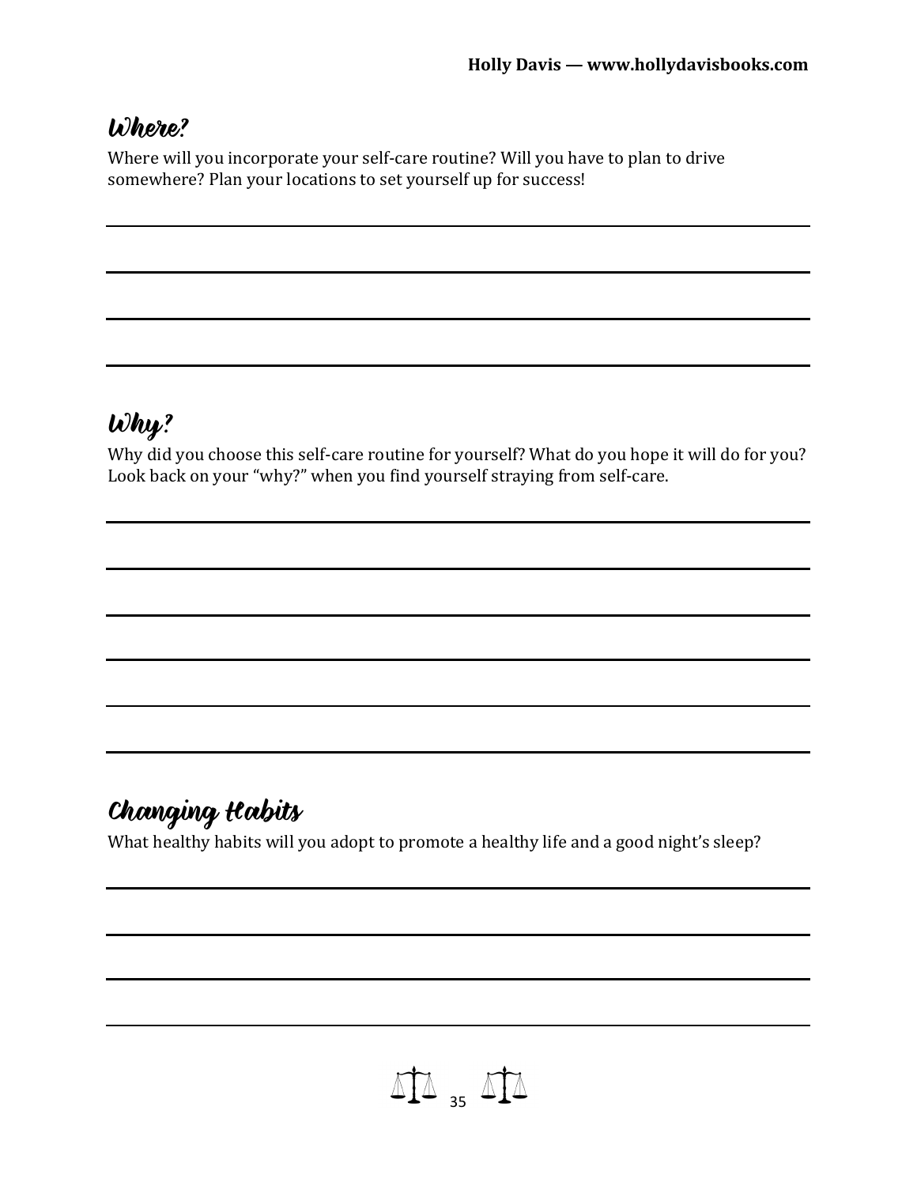## Where?

Where will you incorporate your self-care routine? Will you have to plan to drive somewhere? Plan your locations to set yourself up for success!

## Why?

Why did you choose this self-care routine for yourself? What do you hope it will do for you? Look back on your "why?" when you find yourself straying from self-care.

## Changing Habits

What healthy habits will you adopt to promote a healthy life and a good night's sleep?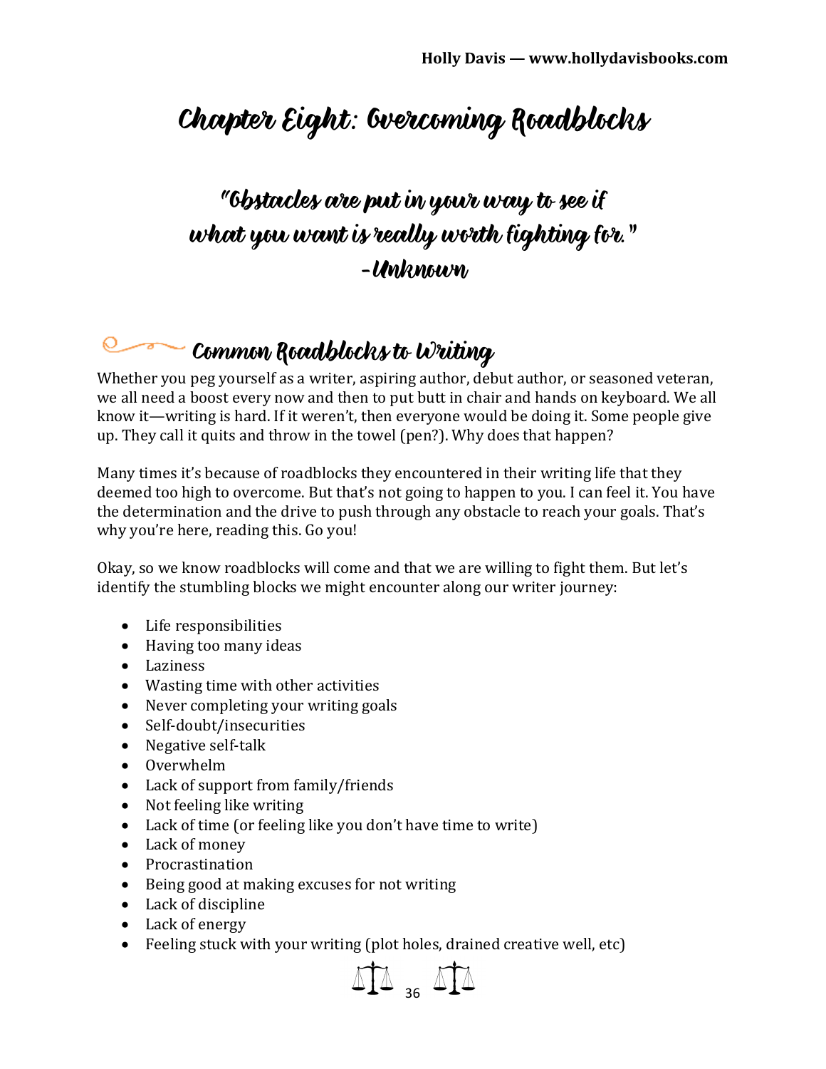# Chapter Eight: Overcoming Roadblocks

> *"Obstacles are put in your way to see if what you want is really worth fighting for."*
> *-Unknown*

## Common Roadblocks to Writing

Whether you peg yourself as a writer, aspiring author, debut author, or seasoned veteran, we all need a boost every now and then to put butt in chair and hands on keyboard. We all know it—writing is hard. If it weren't, then everyone would be doing it. Some people give up. They call it quits and throw in the towel (pen?). Why does that happen?

Many times it's because of roadblocks they encountered in their writing life that they deemed too high to overcome. But that's not going to happen to you. I can feel it. You have the determination and the drive to push through any obstacle to reach your goals. That's why you're here, reading this. Go you!

Okay, so we know roadblocks will come and that we are willing to fight them. But let's identify the stumbling blocks we might encounter along our writer journey:

- Life responsibilities
- Having too many ideas
- Laziness
- Wasting time with other activities
- Never completing your writing goals
- Self-doubt/insecurities
- Negative self-talk
- Overwhelm
- Lack of support from family/friends
- Not feeling like writing
- Lack of time (or feeling like you don't have time to write)
- Lack of money
- Procrastination
- Being good at making excuses for not writing
- Lack of discipline
- Lack of energy
- Feeling stuck with your writing (plot holes, drained creative well, etc)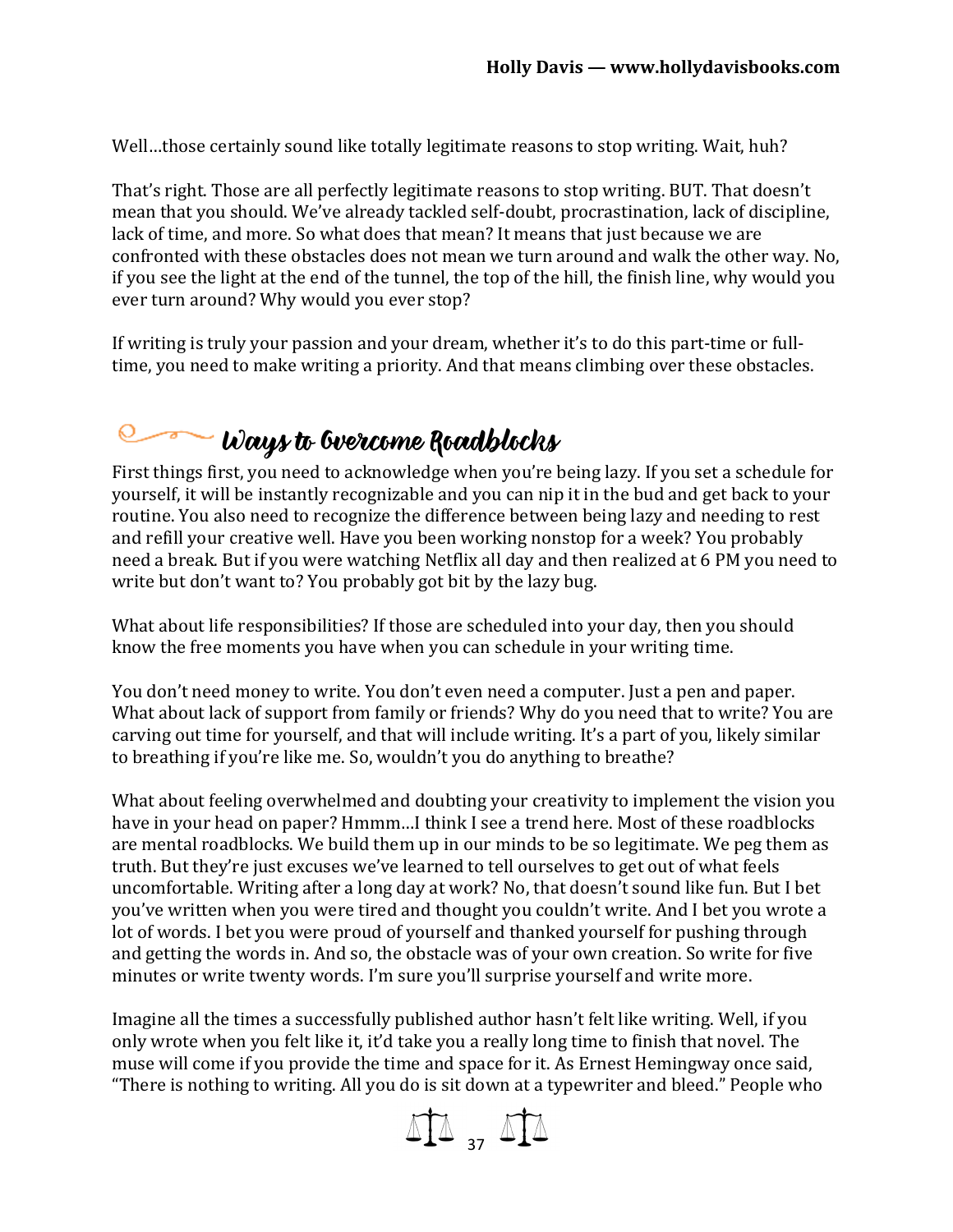Well…those certainly sound like totally legitimate reasons to stop writing. Wait, huh?

That's right. Those are all perfectly legitimate reasons to stop writing. BUT. That doesn't mean that you should. We've already tackled self-doubt, procrastination, lack of discipline, lack of time, and more. So what does that mean? It means that just because we are confronted with these obstacles does not mean we turn around and walk the other way. No, if you see the light at the end of the tunnel, the top of the hill, the finish line, why would you ever turn around? Why would you ever stop?

If writing is truly your passion and your dream, whether it's to do this part-time or full-time, you need to make writing a priority. And that means climbing over these obstacles.

## Ways to Overcome Roadblocks

First things first, you need to acknowledge when you're being lazy. If you set a schedule for yourself, it will be instantly recognizable and you can nip it in the bud and get back to your routine. You also need to recognize the difference between being lazy and needing to rest and refill your creative well. Have you been working nonstop for a week? You probably need a break. But if you were watching Netflix all day and then realized at 6 PM you need to write but don't want to? You probably got bit by the lazy bug.

What about life responsibilities? If those are scheduled into your day, then you should know the free moments you have when you can schedule in your writing time.

You don't need money to write. You don't even need a computer. Just a pen and paper. What about lack of support from family or friends? Why do you need that to write? You are carving out time for yourself, and that will include writing. It's a part of you, likely similar to breathing if you're like me. So, wouldn't you do anything to breathe?

What about feeling overwhelmed and doubting your creativity to implement the vision you have in your head on paper? Hmmm…I think I see a trend here. Most of these roadblocks are mental roadblocks. We build them up in our minds to be so legitimate. We peg them as truth. But they're just excuses we've learned to tell ourselves to get out of what feels uncomfortable. Writing after a long day at work? No, that doesn't sound like fun. But I bet you've written when you were tired and thought you couldn't write. And I bet you wrote a lot of words. I bet you were proud of yourself and thanked yourself for pushing through and getting the words in. And so, the obstacle was of your own creation. So write for five minutes or write twenty words. I'm sure you'll surprise yourself and write more.

Imagine all the times a successfully published author hasn't felt like writing. Well, if you only wrote when you felt like it, it'd take you a really long time to finish that novel. The muse will come if you provide the time and space for it. As Ernest Hemingway once said, "There is nothing to writing. All you do is sit down at a typewriter and bleed." People who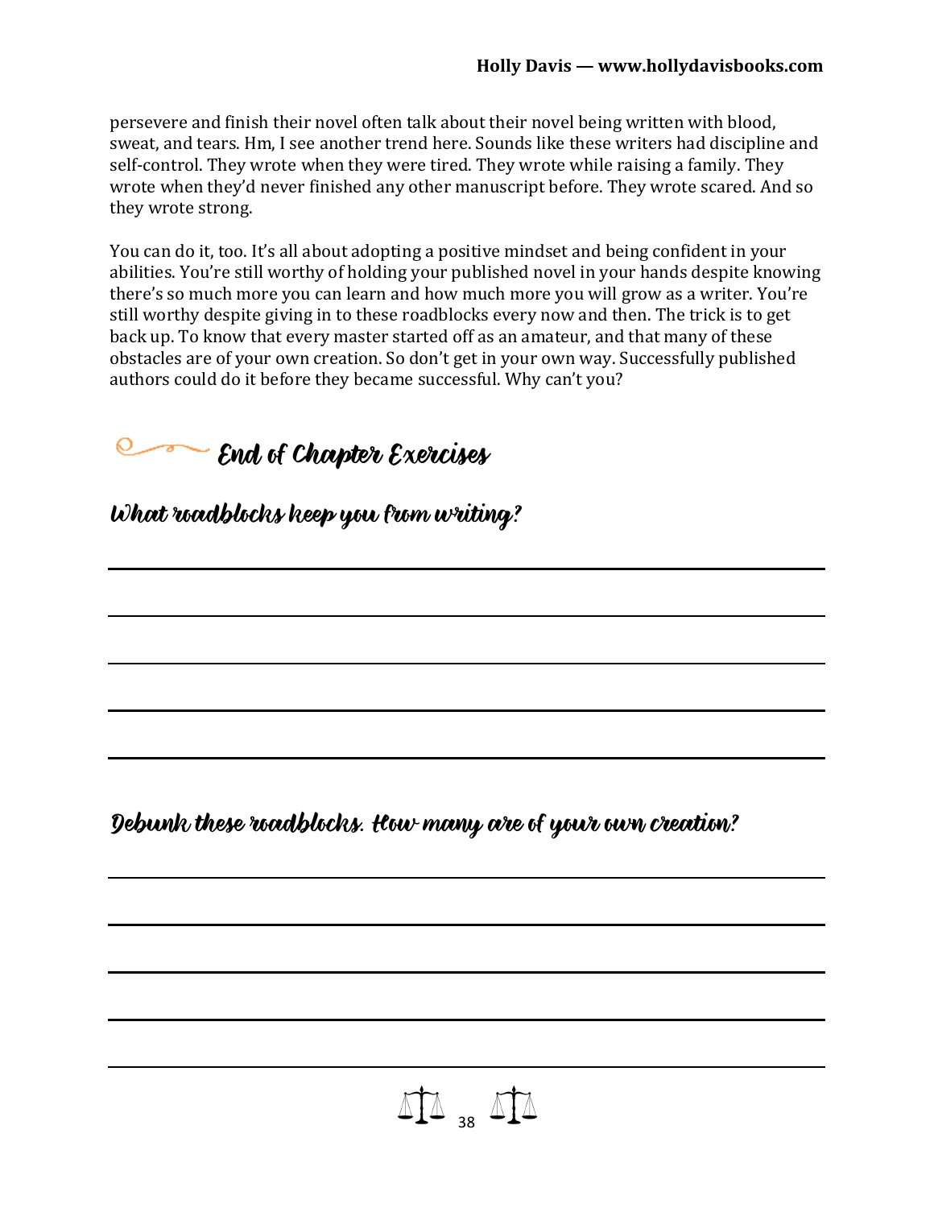persevere and finish their novel often talk about their novel being written with blood, sweat, and tears. Hm, I see another trend here. Sounds like these writers had discipline and self-control. They wrote when they were tired. They wrote while raising a family. They wrote when they'd never finished any other manuscript before. They wrote scared. And so they wrote strong.

You can do it, too. It's all about adopting a positive mindset and being confident in your abilities. You're still worthy of holding your published novel in your hands despite knowing there's so much more you can learn and how much more you will grow as a writer. You're still worthy despite giving in to these roadblocks every now and then. The trick is to get back up. To know that every master started off as an amateur, and that many of these obstacles are of your own creation. So don't get in your own way. Successfully published authors could do it before they became successful. Why can't you?

## End of Chapter Exercises

### What roadblocks keep you from writing?

\_\_\_\_\_\_\_\_\_\_\_\_\_\_\_\_\_\_\_\_\_\_\_\_\_\_\_\_\_\_\_\_\_\_\_\_\_\_\_\_

\_\_\_\_\_\_\_\_\_\_\_\_\_\_\_\_\_\_\_\_\_\_\_\_\_\_\_\_\_\_\_\_\_\_\_\_\_\_\_\_

\_\_\_\_\_\_\_\_\_\_\_\_\_\_\_\_\_\_\_\_\_\_\_\_\_\_\_\_\_\_\_\_\_\_\_\_\_\_\_\_

\_\_\_\_\_\_\_\_\_\_\_\_\_\_\_\_\_\_\_\_\_\_\_\_\_\_\_\_\_\_\_\_\_\_\_\_\_\_\_\_

\_\_\_\_\_\_\_\_\_\_\_\_\_\_\_\_\_\_\_\_\_\_\_\_\_\_\_\_\_\_\_\_\_\_\_\_\_\_\_\_

### Debunk these roadblocks. How many are of your own creation?

\_\_\_\_\_\_\_\_\_\_\_\_\_\_\_\_\_\_\_\_\_\_\_\_\_\_\_\_\_\_\_\_\_\_\_\_\_\_\_\_

\_\_\_\_\_\_\_\_\_\_\_\_\_\_\_\_\_\_\_\_\_\_\_\_\_\_\_\_\_\_\_\_\_\_\_\_\_\_\_\_

\_\_\_\_\_\_\_\_\_\_\_\_\_\_\_\_\_\_\_\_\_\_\_\_\_\_\_\_\_\_\_\_\_\_\_\_\_\_\_\_

\_\_\_\_\_\_\_\_\_\_\_\_\_\_\_\_\_\_\_\_\_\_\_\_\_\_\_\_\_\_\_\_\_\_\_\_\_\_\_\_

\_\_\_\_\_\_\_\_\_\_\_\_\_\_\_\_\_\_\_\_\_\_\_\_\_\_\_\_\_\_\_\_\_\_\_\_\_\_\_\_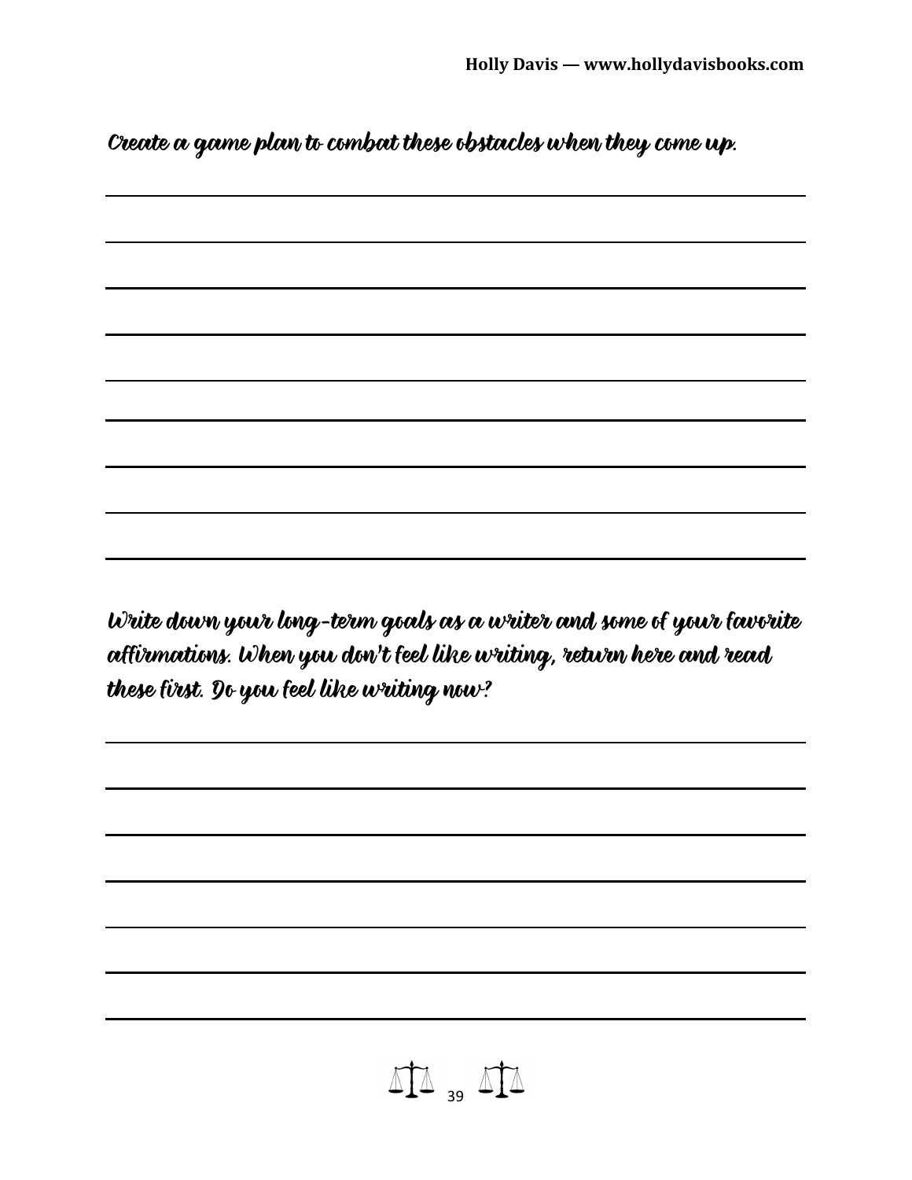*Create a game plan to combat these obstacles when they come up.*

*Write down your long-term goals as a writer and some of your favorite affirmations. When you don't feel like writing, return here and read these first. Do you feel like writing now?*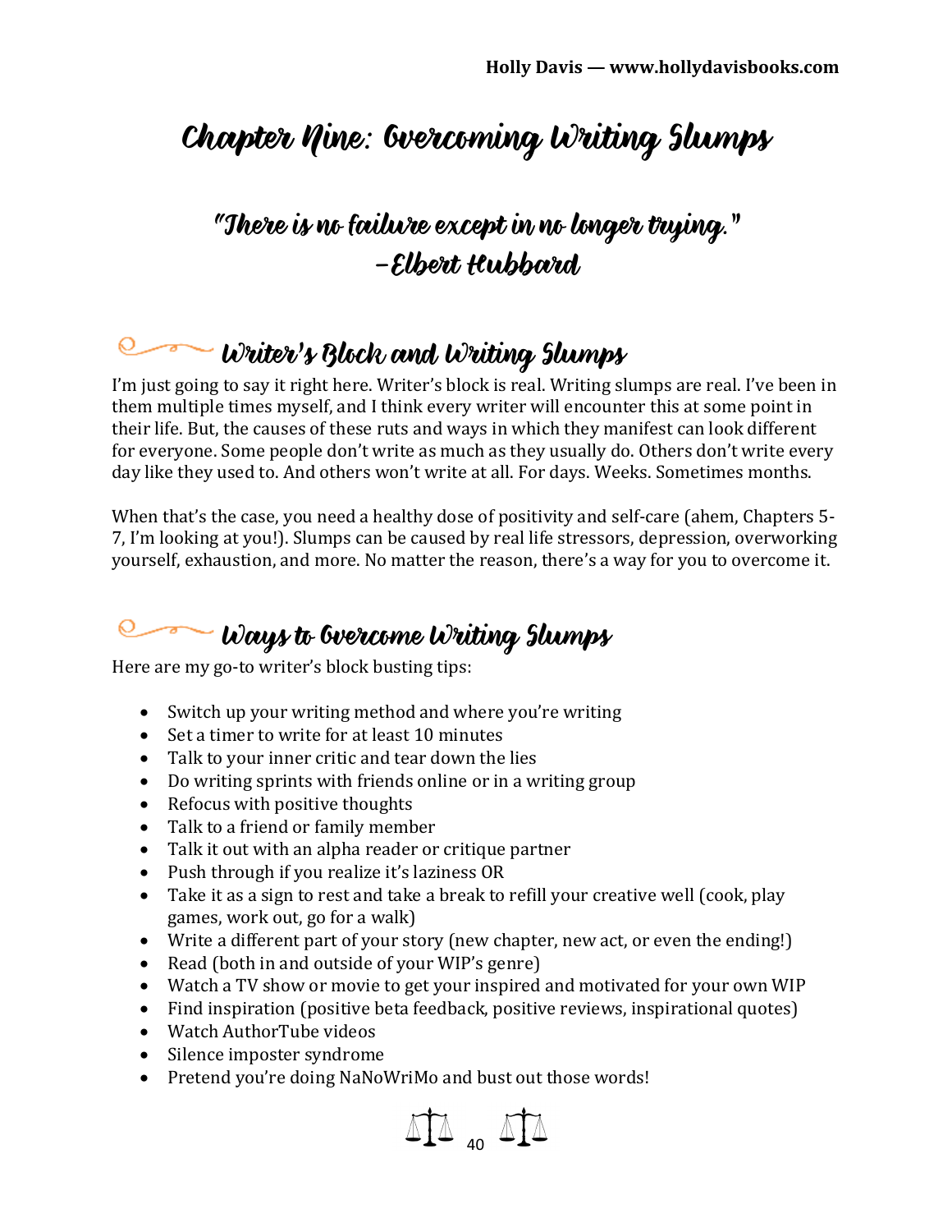# Chapter Nine: Overcoming Writing Slumps

### "There is no failure except in no longer trying."
### –Elbert Hubbard

## Writer's Block and Writing Slumps

I'm just going to say it right here. Writer's block is real. Writing slumps are real. I've been in them multiple times myself, and I think every writer will encounter this at some point in their life. But, the causes of these ruts and ways in which they manifest can look different for everyone. Some people don't write as much as they usually do. Others don't write every day like they used to. And others won't write at all. For days. Weeks. Sometimes months.

When that's the case, you need a healthy dose of positivity and self-care (ahem, Chapters 5-7, I'm looking at you!). Slumps can be caused by real life stressors, depression, overworking yourself, exhaustion, and more. No matter the reason, there's a way for you to overcome it.

## Ways to Overcome Writing Slumps

Here are my go-to writer's block busting tips:

- Switch up your writing method and where you're writing
- Set a timer to write for at least 10 minutes
- Talk to your inner critic and tear down the lies
- Do writing sprints with friends online or in a writing group
- Refocus with positive thoughts
- Talk to a friend or family member
- Talk it out with an alpha reader or critique partner
- Push through if you realize it's laziness OR
- Take it as a sign to rest and take a break to refill your creative well (cook, play games, work out, go for a walk)
- Write a different part of your story (new chapter, new act, or even the ending!)
- Read (both in and outside of your WIP's genre)
- Watch a TV show or movie to get your inspired and motivated for your own WIP
- Find inspiration (positive beta feedback, positive reviews, inspirational quotes)
- Watch AuthorTube videos
- Silence imposter syndrome
- Pretend you're doing NaNoWriMo and bust out those words!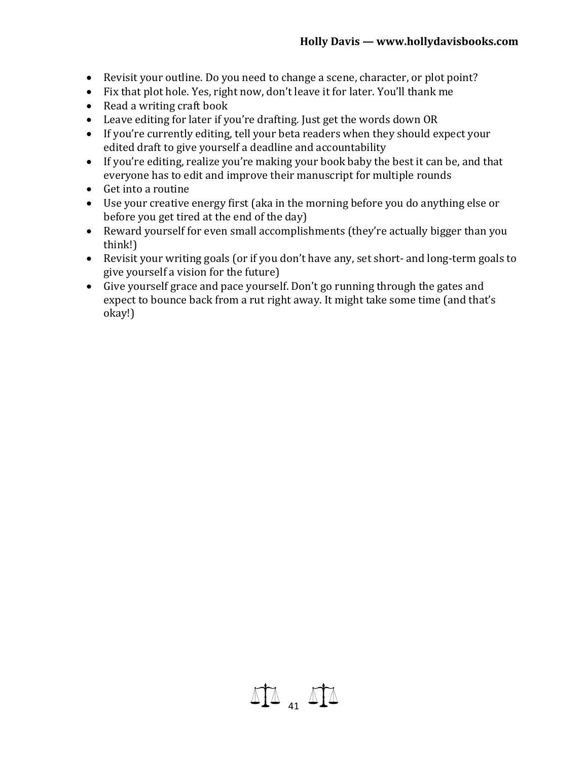- Revisit your outline. Do you need to change a scene, character, or plot point?
- Fix that plot hole. Yes, right now, don't leave it for later. You'll thank me
- Read a writing craft book
- Leave editing for later if you're drafting. Just get the words down OR
- If you're currently editing, tell your beta readers when they should expect your edited draft to give yourself a deadline and accountability
- If you're editing, realize you're making your book baby the best it can be, and that everyone has to edit and improve their manuscript for multiple rounds
- Get into a routine
- Use your creative energy first (aka in the morning before you do anything else or before you get tired at the end of the day)
- Reward yourself for even small accomplishments (they're actually bigger than you think!)
- Revisit your writing goals (or if you don't have any, set short- and long-term goals to give yourself a vision for the future)
- Give yourself grace and pace yourself. Don't go running through the gates and expect to bounce back from a rut right away. It might take some time (and that's okay!)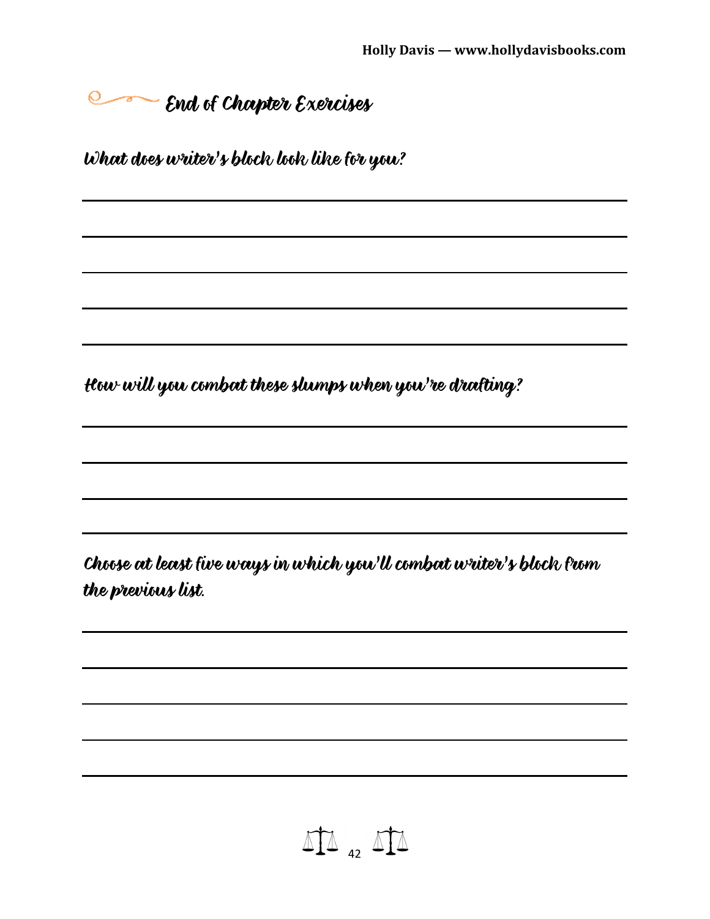## End of Chapter Exercises

**What does writer's block look like for you?**

\_\_\_\_\_\_\_\_\_\_\_\_\_\_\_\_\_\_\_\_\_\_\_\_\_\_\_\_\_\_\_\_\_\_\_\_\_\_\_\_\_\_\_\_\_\_\_\_\_\_\_\_\_\_\_\_

\_\_\_\_\_\_\_\_\_\_\_\_\_\_\_\_\_\_\_\_\_\_\_\_\_\_\_\_\_\_\_\_\_\_\_\_\_\_\_\_\_\_\_\_\_\_\_\_\_\_\_\_\_\_\_\_

\_\_\_\_\_\_\_\_\_\_\_\_\_\_\_\_\_\_\_\_\_\_\_\_\_\_\_\_\_\_\_\_\_\_\_\_\_\_\_\_\_\_\_\_\_\_\_\_\_\_\_\_\_\_\_\_

\_\_\_\_\_\_\_\_\_\_\_\_\_\_\_\_\_\_\_\_\_\_\_\_\_\_\_\_\_\_\_\_\_\_\_\_\_\_\_\_\_\_\_\_\_\_\_\_\_\_\_\_\_\_\_\_

\_\_\_\_\_\_\_\_\_\_\_\_\_\_\_\_\_\_\_\_\_\_\_\_\_\_\_\_\_\_\_\_\_\_\_\_\_\_\_\_\_\_\_\_\_\_\_\_\_\_\_\_\_\_\_\_

**How will you combat these slumps when you're drafting?**

\_\_\_\_\_\_\_\_\_\_\_\_\_\_\_\_\_\_\_\_\_\_\_\_\_\_\_\_\_\_\_\_\_\_\_\_\_\_\_\_\_\_\_\_\_\_\_\_\_\_\_\_\_\_\_\_

\_\_\_\_\_\_\_\_\_\_\_\_\_\_\_\_\_\_\_\_\_\_\_\_\_\_\_\_\_\_\_\_\_\_\_\_\_\_\_\_\_\_\_\_\_\_\_\_\_\_\_\_\_\_\_\_

\_\_\_\_\_\_\_\_\_\_\_\_\_\_\_\_\_\_\_\_\_\_\_\_\_\_\_\_\_\_\_\_\_\_\_\_\_\_\_\_\_\_\_\_\_\_\_\_\_\_\_\_\_\_\_\_

\_\_\_\_\_\_\_\_\_\_\_\_\_\_\_\_\_\_\_\_\_\_\_\_\_\_\_\_\_\_\_\_\_\_\_\_\_\_\_\_\_\_\_\_\_\_\_\_\_\_\_\_\_\_\_\_

**Choose at least five ways in which you'll combat writer's block from the previous list.**

\_\_\_\_\_\_\_\_\_\_\_\_\_\_\_\_\_\_\_\_\_\_\_\_\_\_\_\_\_\_\_\_\_\_\_\_\_\_\_\_\_\_\_\_\_\_\_\_\_\_\_\_\_\_\_\_

\_\_\_\_\_\_\_\_\_\_\_\_\_\_\_\_\_\_\_\_\_\_\_\_\_\_\_\_\_\_\_\_\_\_\_\_\_\_\_\_\_\_\_\_\_\_\_\_\_\_\_\_\_\_\_\_

\_\_\_\_\_\_\_\_\_\_\_\_\_\_\_\_\_\_\_\_\_\_\_\_\_\_\_\_\_\_\_\_\_\_\_\_\_\_\_\_\_\_\_\_\_\_\_\_\_\_\_\_\_\_\_\_

\_\_\_\_\_\_\_\_\_\_\_\_\_\_\_\_\_\_\_\_\_\_\_\_\_\_\_\_\_\_\_\_\_\_\_\_\_\_\_\_\_\_\_\_\_\_\_\_\_\_\_\_\_\_\_\_

\_\_\_\_\_\_\_\_\_\_\_\_\_\_\_\_\_\_\_\_\_\_\_\_\_\_\_\_\_\_\_\_\_\_\_\_\_\_\_\_\_\_\_\_\_\_\_\_\_\_\_\_\_\_\_\_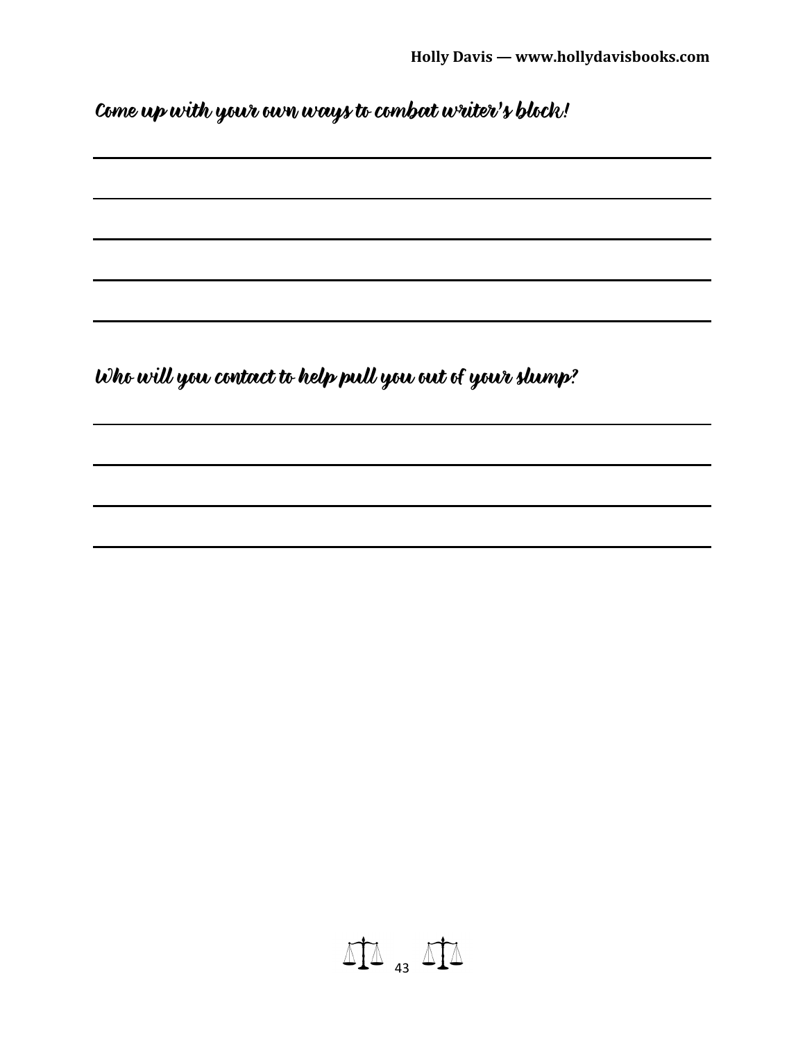*Come up with your own ways to combat writer's block!*

___________________________________________________________________________

___________________________________________________________________________

___________________________________________________________________________

___________________________________________________________________________

___________________________________________________________________________

*Who will you contact to help pull you out of your slump?*

___________________________________________________________________________

___________________________________________________________________________

___________________________________________________________________________

___________________________________________________________________________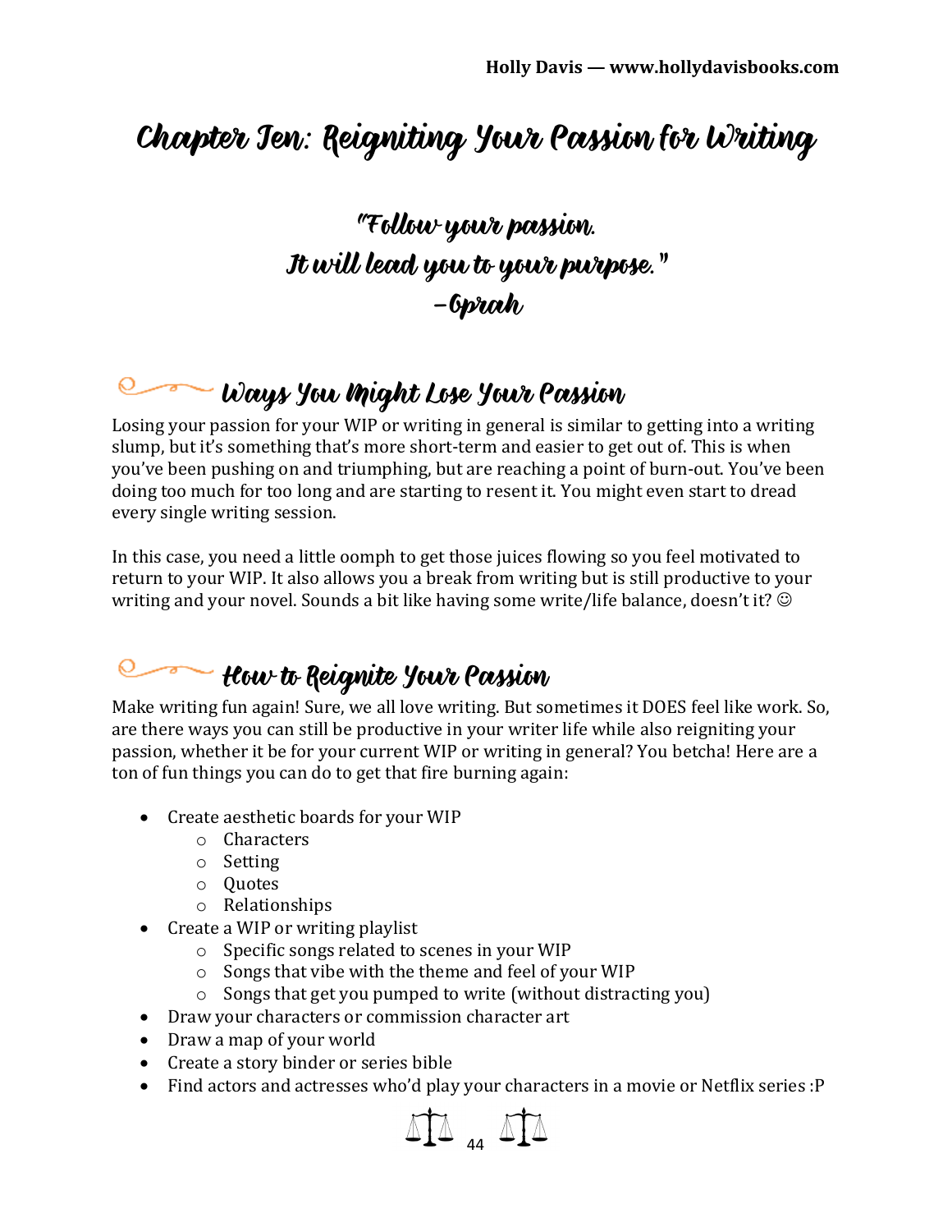# Chapter Ten: Reigniting Your Passion for Writing

> "Follow your passion.
> It will lead you to your purpose."
> –Oprah

## Ways You Might Lose Your Passion

Losing your passion for your WIP or writing in general is similar to getting into a writing slump, but it's something that's more short-term and easier to get out of. This is when you've been pushing on and triumphing, but are reaching a point of burn-out. You've been doing too much for too long and are starting to resent it. You might even start to dread every single writing session.

In this case, you need a little oomph to get those juices flowing so you feel motivated to return to your WIP. It also allows you a break from writing but is still productive to your writing and your novel. Sounds a bit like having some write/life balance, doesn't it? ☺

## How to Reignite Your Passion

Make writing fun again! Sure, we all love writing. But sometimes it DOES feel like work. So, are there ways you can still be productive in your writer life while also reigniting your passion, whether it be for your current WIP or writing in general? You betcha! Here are a ton of fun things you can do to get that fire burning again:

- Create aesthetic boards for your WIP
  - Characters
  - Setting
  - Quotes
  - Relationships
- Create a WIP or writing playlist
  - Specific songs related to scenes in your WIP
  - Songs that vibe with the theme and feel of your WIP
  - Songs that get you pumped to write (without distracting you)
- Draw your characters or commission character art
- Draw a map of your world
- Create a story binder or series bible
- Find actors and actresses who'd play your characters in a movie or Netflix series :P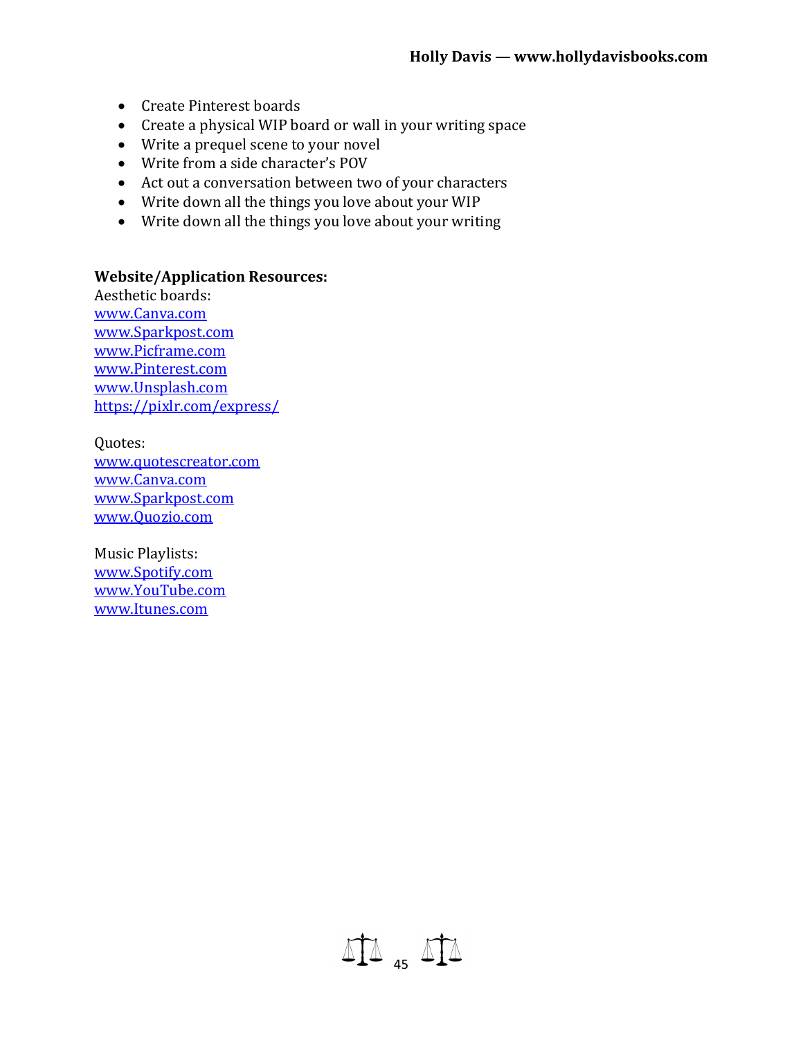- Create Pinterest boards
- Create a physical WIP board or wall in your writing space
- Write a prequel scene to your novel
- Write from a side character's POV
- Act out a conversation between two of your characters
- Write down all the things you love about your WIP
- Write down all the things you love about your writing

**Website/Application Resources:**

Aesthetic boards:
www.Canva.com
www.Sparkpost.com
www.Picframe.com
www.Pinterest.com
www.Unsplash.com
https://pixlr.com/express/

Quotes:
www.quotescreator.com
www.Canva.com
www.Sparkpost.com
www.Quozio.com

Music Playlists:
www.Spotify.com
www.YouTube.com
www.Itunes.com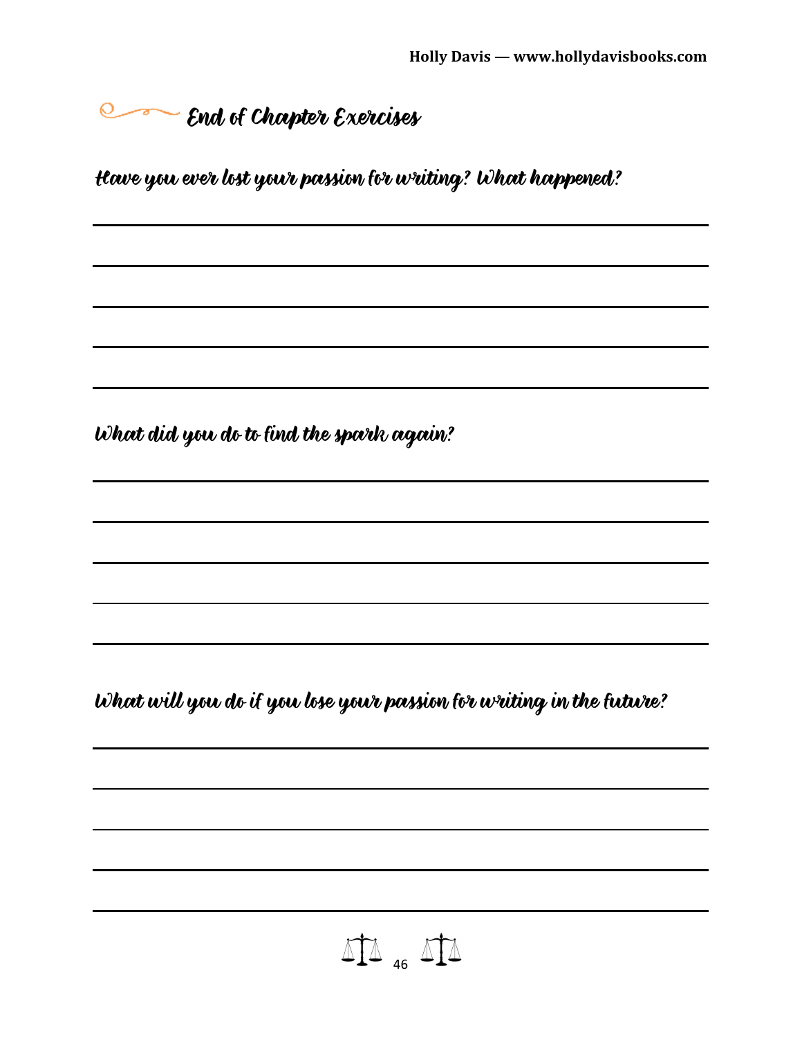## End of Chapter Exercises

**Have you ever lost your passion for writing? What happened?**

**What did you do to find the spark again?**

**What will you do if you lose your passion for writing in the future?**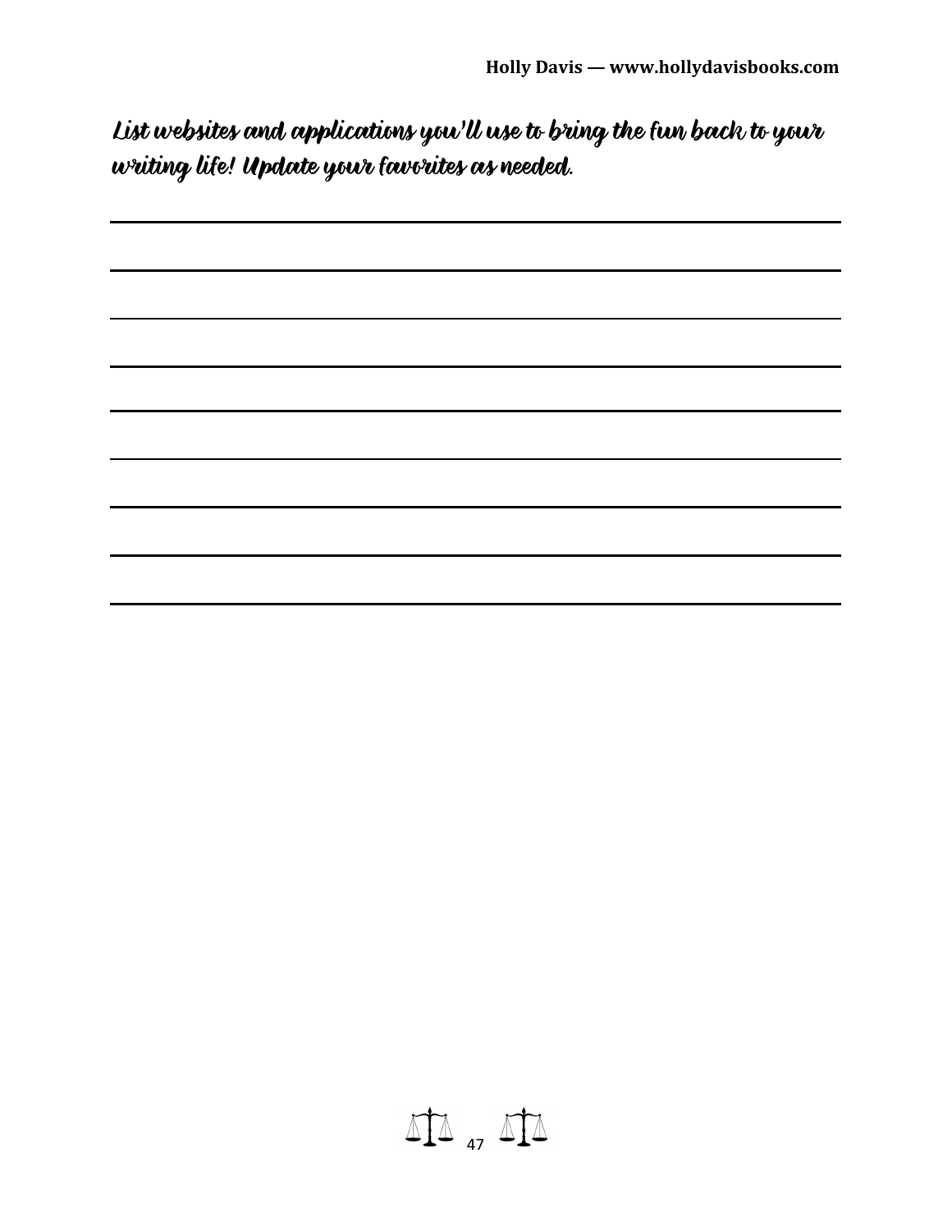*List websites and applications you'll use to bring the fun back to your writing life! Update your favorites as needed.*

\_\_\_\_\_\_\_\_\_\_\_\_\_\_\_\_\_\_\_\_\_\_\_\_\_\_\_\_\_\_\_\_\_\_\_\_\_\_\_\_\_\_\_\_\_\_\_\_\_\_\_\_\_\_\_\_

\_\_\_\_\_\_\_\_\_\_\_\_\_\_\_\_\_\_\_\_\_\_\_\_\_\_\_\_\_\_\_\_\_\_\_\_\_\_\_\_\_\_\_\_\_\_\_\_\_\_\_\_\_\_\_\_

\_\_\_\_\_\_\_\_\_\_\_\_\_\_\_\_\_\_\_\_\_\_\_\_\_\_\_\_\_\_\_\_\_\_\_\_\_\_\_\_\_\_\_\_\_\_\_\_\_\_\_\_\_\_\_\_

\_\_\_\_\_\_\_\_\_\_\_\_\_\_\_\_\_\_\_\_\_\_\_\_\_\_\_\_\_\_\_\_\_\_\_\_\_\_\_\_\_\_\_\_\_\_\_\_\_\_\_\_\_\_\_\_

\_\_\_\_\_\_\_\_\_\_\_\_\_\_\_\_\_\_\_\_\_\_\_\_\_\_\_\_\_\_\_\_\_\_\_\_\_\_\_\_\_\_\_\_\_\_\_\_\_\_\_\_\_\_\_\_

\_\_\_\_\_\_\_\_\_\_\_\_\_\_\_\_\_\_\_\_\_\_\_\_\_\_\_\_\_\_\_\_\_\_\_\_\_\_\_\_\_\_\_\_\_\_\_\_\_\_\_\_\_\_\_\_

\_\_\_\_\_\_\_\_\_\_\_\_\_\_\_\_\_\_\_\_\_\_\_\_\_\_\_\_\_\_\_\_\_\_\_\_\_\_\_\_\_\_\_\_\_\_\_\_\_\_\_\_\_\_\_\_

\_\_\_\_\_\_\_\_\_\_\_\_\_\_\_\_\_\_\_\_\_\_\_\_\_\_\_\_\_\_\_\_\_\_\_\_\_\_\_\_\_\_\_\_\_\_\_\_\_\_\_\_\_\_\_\_

\_\_\_\_\_\_\_\_\_\_\_\_\_\_\_\_\_\_\_\_\_\_\_\_\_\_\_\_\_\_\_\_\_\_\_\_\_\_\_\_\_\_\_\_\_\_\_\_\_\_\_\_\_\_\_\_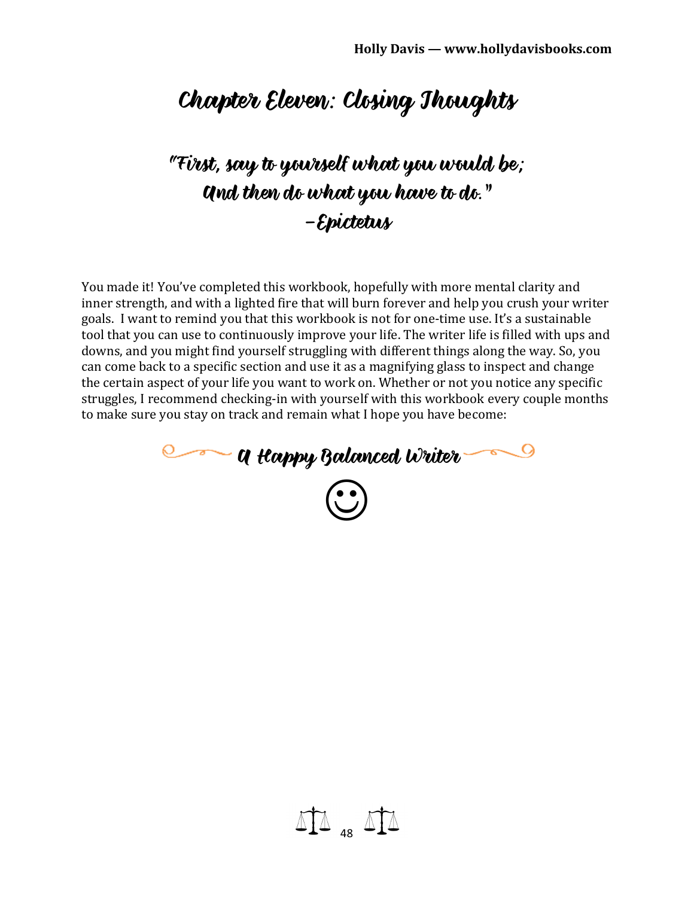# Chapter Eleven: Closing Thoughts

*"First, say to yourself what you would be;*
*And then do what you have to do."*
*–Epictetus*

You made it! You've completed this workbook, hopefully with more mental clarity and inner strength, and with a lighted fire that will burn forever and help you crush your writer goals. I want to remind you that this workbook is not for one-time use. It's a sustainable tool that you can use to continuously improve your life. The writer life is filled with ups and downs, and you might find yourself struggling with different things along the way. So, you can come back to a specific section and use it as a magnifying glass to inspect and change the certain aspect of your life you want to work on. Whether or not you notice any specific struggles, I recommend checking-in with yourself with this workbook every couple months to make sure you stay on track and remain what I hope you have become:

**A Happy Balanced Writer**

☺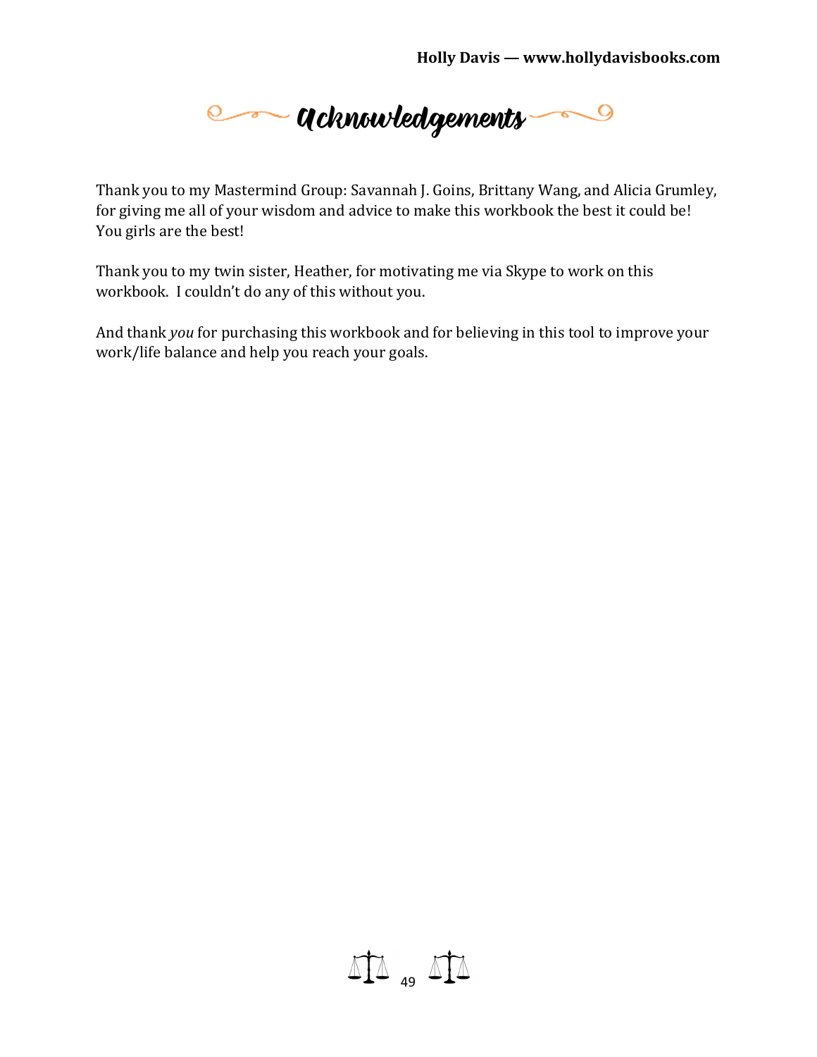# Acknowledgements

Thank you to my Mastermind Group: Savannah J. Goins, Brittany Wang, and Alicia Grumley, for giving me all of your wisdom and advice to make this workbook the best it could be! You girls are the best!

Thank you to my twin sister, Heather, for motivating me via Skype to work on this workbook. I couldn't do any of this without you.

And thank *you* for purchasing this workbook and for believing in this tool to improve your work/life balance and help you reach your goals.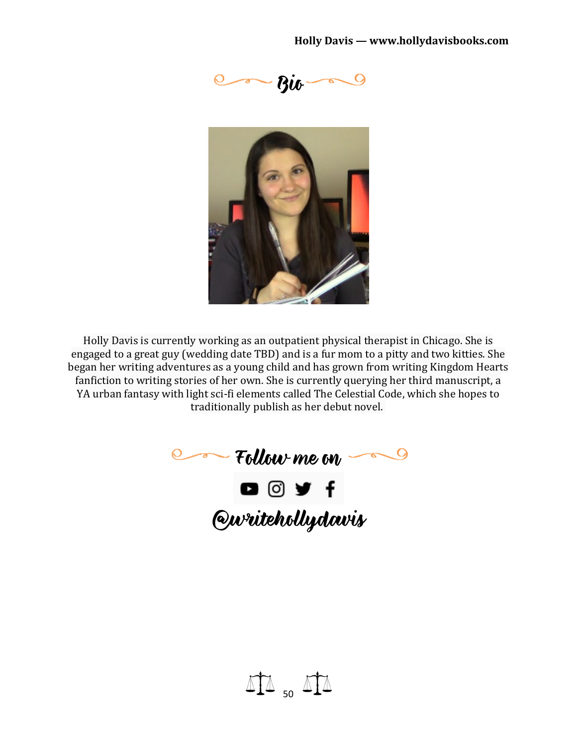## Bio

Holly Davis is currently working as an outpatient physical therapist in Chicago. She is engaged to a great guy (wedding date TBD) and is a fur mom to a pitty and two kitties. She began her writing adventures as a young child and has grown from writing Kingdom Hearts fanfiction to writing stories of her own. She is currently querying her third manuscript, a YA urban fantasy with light sci-fi elements called The Celestial Code, which she hopes to traditionally publish as her debut novel.

## Follow me on

@writehollydavis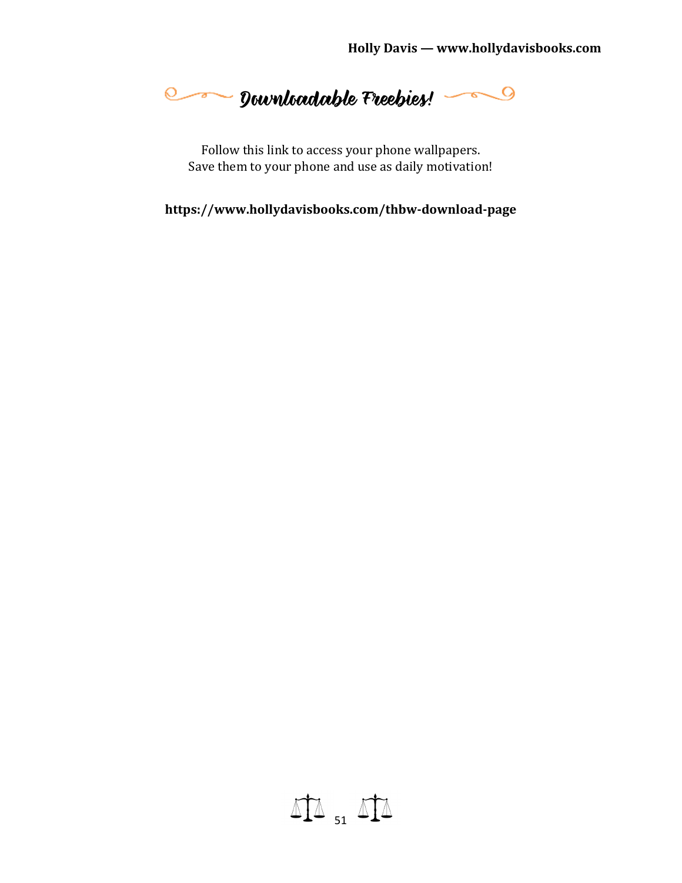## Downloadable Freebies!

Follow this link to access your phone wallpapers.
Save them to your phone and use as daily motivation!

**https://www.hollydavisbooks.com/thbw-download-page**